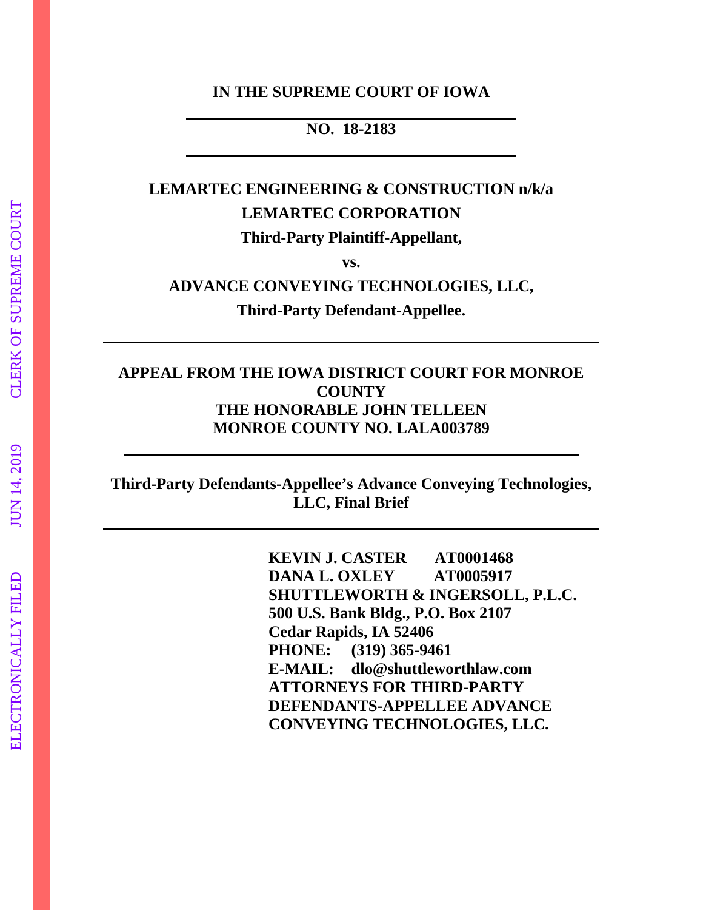**IN THE SUPREME COURT OF IOWA**

---

**NO. 18-2183**

---

**LEMARTEC ENGINEERING & CONSTRUCTION n/k/a LEMARTEC CORPORATION**

**Third-Party Plaintiff-Appellant,**

**vs.**

**ADVANCE CONVEYING TECHNOLOGIES, LLC,**

**Third-Party Defendant-Appellee.**

---

**APPEAL FROM THE IOWA DISTRICT COURT FOR MONROE COUNTY**
**THE HONORABLE JOHN TELLEEN**
**MONROE COUNTY NO. LALA003789**

---

**Third-Party Defendants-Appellee's Advance Conveying Technologies, LLC, Final Brief**

---

**KEVIN J. CASTER AT0001468**
**DANA L. OXLEY AT0005917**
**SHUTTLEWORTH & INGERSOLL, P.L.C.**
**500 U.S. Bank Bldg., P.O. Box 2107**
**Cedar Rapids, IA 52406**
**PHONE: (319) 365-9461**
**E-MAIL: dlo@shuttleworthlaw.com**
**ATTORNEYS FOR THIRD-PARTY DEFENDANTS-APPELLEE ADVANCE CONVEYING TECHNOLOGIES, LLC.**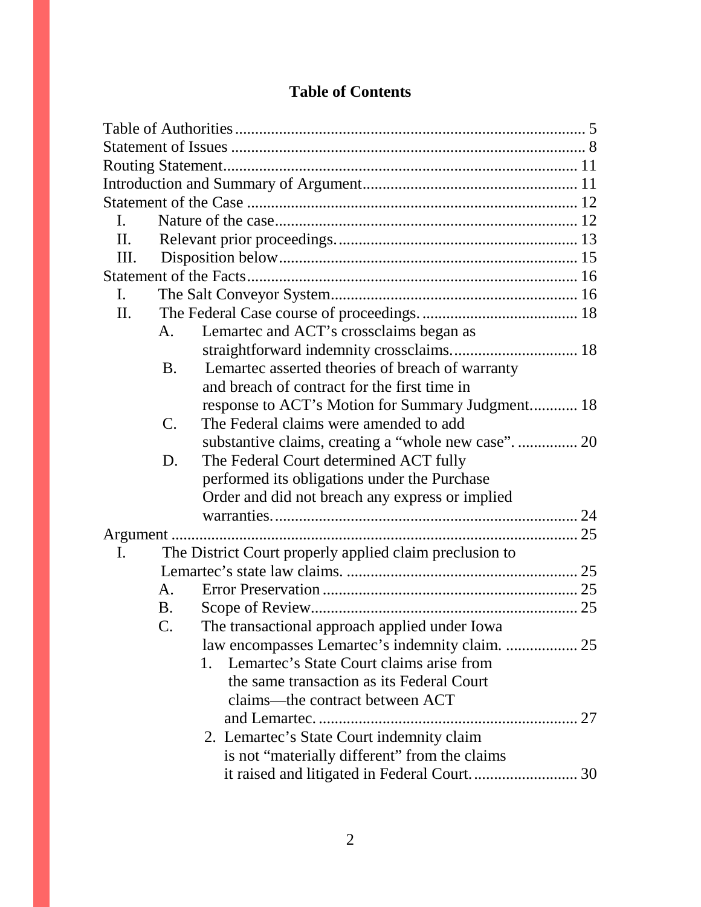# Table of Contents

Table of Authorities ........................................................................................ 5
Statement of Issues ........................................................................................ 8
Routing Statement.......................................................................................... 11
Introduction and Summary of Argument...................................................... 11
Statement of the Case .................................................................................... 12
- I. Nature of the case.................................................................................... 12
- II. Relevant prior proceedings.................................................................... 13
- III. Disposition below................................................................................. 15

Statement of the Facts.................................................................................... 16
- I. The Salt Conveyor System...................................................................... 16
- II. The Federal Case course of proceedings................................................ 18
  - A. Lemartec and ACT's crossclaims began as straightforward indemnity crossclaims................................ 18
  - B. Lemartec asserted theories of breach of warranty and breach of contract for the first time in response to ACT's Motion for Summary Judgment............ 18
  - C. The Federal claims were amended to add substantive claims, creating a "whole new case". ............... 20
  - D. The Federal Court determined ACT fully performed its obligations under the Purchase Order and did not breach any express or implied warranties.............................................................. 24

Argument ........................................................................................................ 25
- I. The District Court properly applied claim preclusion to Lemartec's state law claims. ......................................................... 25
  - A. Error Preservation .................................................................. 25
  - B. Scope of Review..................................................................... 25
  - C. The transactional approach applied under Iowa law encompasses Lemartec's indemnity claim. .................. 25
    1. Lemartec's State Court claims arise from the same transaction as its Federal Court claims—the contract between ACT and Lemartec. ................................................................ 27
    2. Lemartec's State Court indemnity claim is not "materially different" from the claims it raised and litigated in Federal Court.......................... 30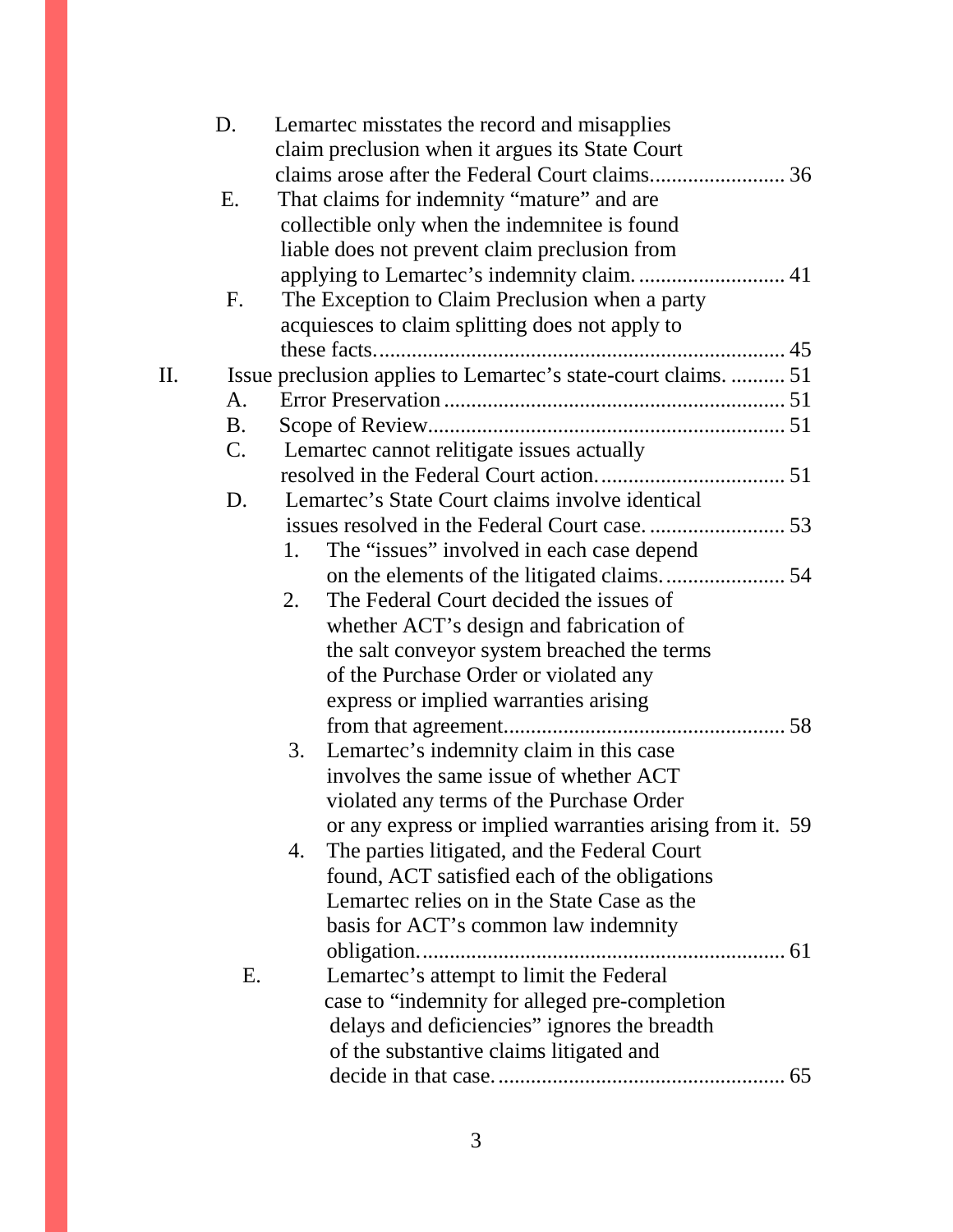- D. Lemartec misstates the record and misapplies claim preclusion when it argues its State Court claims arose after the Federal Court claims......................... 36
- E. That claims for indemnity "mature" and are collectible only when the indemnitee is found liable does not prevent claim preclusion from applying to Lemartec's indemnity claim. .......................... 41
- F. The Exception to Claim Preclusion when a party acquiesces to claim splitting does not apply to these facts.......................................................................... 45

II. Issue preclusion applies to Lemartec's state-court claims. .......... 51

- A. Error Preservation ............................................................ 51
- B. Scope of Review................................................................ 51
- C. Lemartec cannot relitigate issues actually resolved in the Federal Court action.................................. 51
- D. Lemartec's State Court claims involve identical issues resolved in the Federal Court case. ......................... 53
  1. The "issues" involved in each case depend on the elements of the litigated claims. ..................... 54
  2. The Federal Court decided the issues of whether ACT's design and fabrication of the salt conveyor system breached the terms of the Purchase Order or violated any express or implied warranties arising from that agreement.................................................. 58
  3. Lemartec's indemnity claim in this case involves the same issue of whether ACT violated any terms of the Purchase Order or any express or implied warranties arising from it. 59
  4. The parties litigated, and the Federal Court found, ACT satisfied each of the obligations Lemartec relies on in the State Case as the basis for ACT's common law indemnity obligation.................................................................. 61
- E. Lemartec's attempt to limit the Federal case to "indemnity for alleged pre-completion delays and deficiencies" ignores the breadth of the substantive claims litigated and decide in that case. .................................................... 65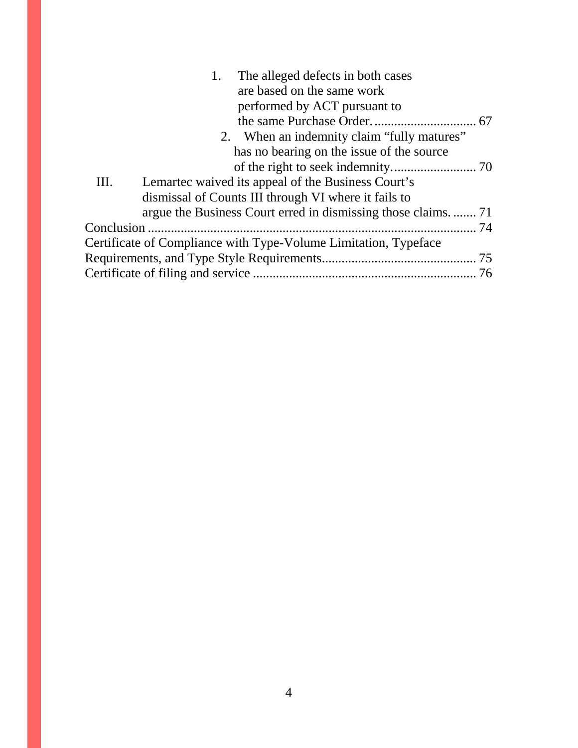1. The alleged defects in both cases are based on the same work performed by ACT pursuant to the same Purchase Order. ............................... 67

2. When an indemnity claim "fully matures" has no bearing on the issue of the source of the right to seek indemnity. ......................... 70

III. Lemartec waived its appeal of the Business Court's dismissal of Counts III through VI where it fails to argue the Business Court erred in dismissing those claims. ....... 71

Conclusion ................................................................................................ 74

Certificate of Compliance with Type-Volume Limitation, Typeface Requirements, and Type Style Requirements............................................. 75

Certificate of filing and service .................................................................. 76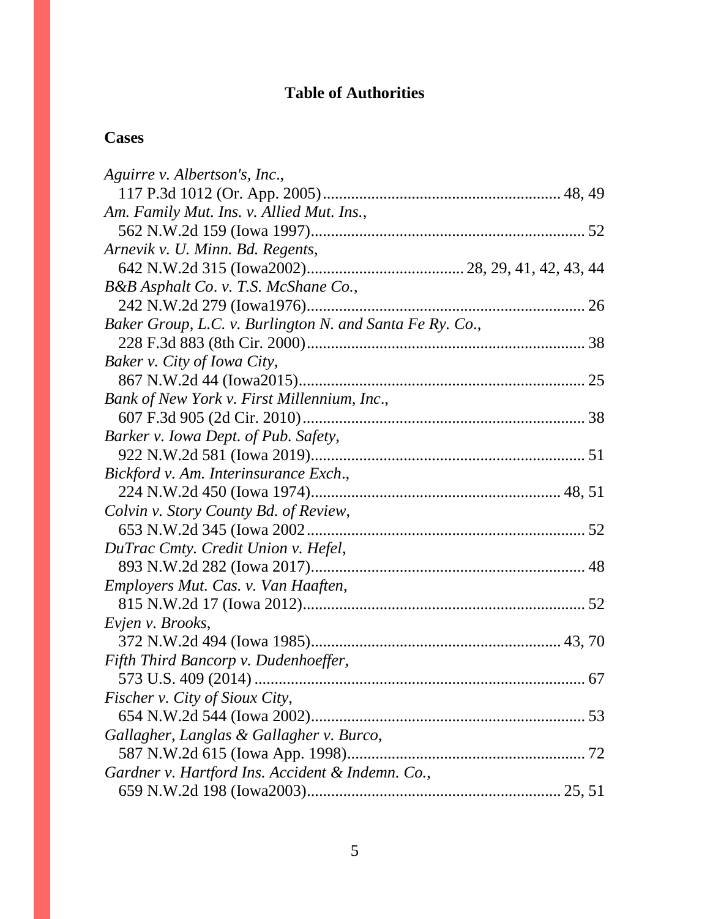# Table of Authorities

## Cases

*Aguirre v. Albertson's, Inc.*,
117 P.3d 1012 (Or. App. 2005)........................................................... 48, 49

*Am. Family Mut. Ins. v. Allied Mut. Ins.*,
562 N.W.2d 159 (Iowa 1997)................................................................... 52

*Arnevik v. U. Minn. Bd. Regents*,
642 N.W.2d 315 (Iowa2002)...................................... 28, 29, 41, 42, 43, 44

*B&B Asphalt Co. v. T.S. McShane Co.*,
242 N.W.2d 279 (Iowa1976)..................................................................... 26

*Baker Group, L.C. v. Burlington N. and Santa Fe Ry. Co.*,
228 F.3d 883 (8th Cir. 2000)..................................................................... 38

*Baker v. City of Iowa City*,
867 N.W.2d 44 (Iowa2015)....................................................................... 25

*Bank of New York v. First Millennium, Inc.*,
607 F.3d 905 (2d Cir. 2010)...................................................................... 38

*Barker v. Iowa Dept. of Pub. Safety*,
922 N.W.2d 581 (Iowa 2019).................................................................... 51

*Bickford v. Am. Interinsurance Exch.*,
224 N.W.2d 450 (Iowa 1974)............................................................. 48, 51

*Colvin v. Story County Bd. of Review*,
653 N.W.2d 345 (Iowa 2002..................................................................... 52

*DuTrac Cmty. Credit Union v. Hefel*,
893 N.W.2d 282 (Iowa 2017).................................................................... 48

*Employers Mut. Cas. v. Van Haaften*,
815 N.W.2d 17 (Iowa 2012)...................................................................... 52

*Evjen v. Brooks*,
372 N.W.2d 494 (Iowa 1985)............................................................. 43, 70

*Fifth Third Bancorp v. Dudenhoeffer*,
573 U.S. 409 (2014) .................................................................................. 67

*Fischer v. City of Sioux City*,
654 N.W.2d 544 (Iowa 2002).................................................................... 53

*Gallagher, Langlas & Gallagher v. Burco*,
587 N.W.2d 615 (Iowa App. 1998)........................................................... 72

*Gardner v. Hartford Ins. Accident & Indemn. Co.*,
659 N.W.2d 198 (Iowa2003).............................................................. 25, 51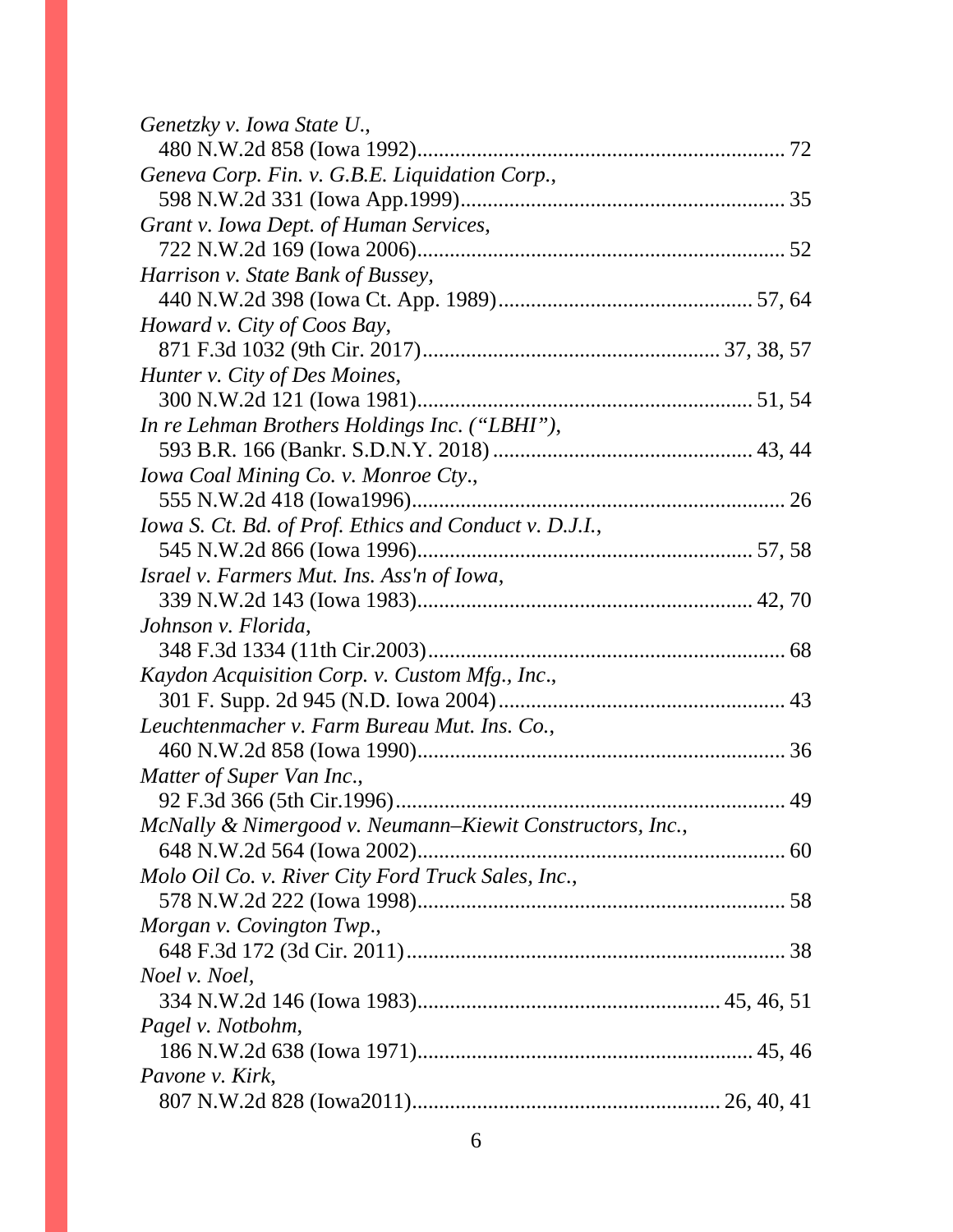*Genetzky v. Iowa State U.*,
480 N.W.2d 858 (Iowa 1992)................................................................... 72

*Geneva Corp. Fin. v. G.B.E. Liquidation Corp.*,
598 N.W.2d 331 (Iowa App.1999)............................................................ 35

*Grant v. Iowa Dept. of Human Services*,
722 N.W.2d 169 (Iowa 2006)................................................................... 52

*Harrison v. State Bank of Bussey*,
440 N.W.2d 398 (Iowa Ct. App. 1989).............................................. 57, 64

*Howard v. City of Coos Bay*,
871 F.3d 1032 (9th Cir. 2017)...................................................... 37, 38, 57

*Hunter v. City of Des Moines*,
300 N.W.2d 121 (Iowa 1981)............................................................. 51, 54

*In re Lehman Brothers Holdings Inc. ("LBHI")*,
593 B.R. 166 (Bankr. S.D.N.Y. 2018) ............................................... 43, 44

*Iowa Coal Mining Co. v. Monroe Cty*.,
555 N.W.2d 418 (Iowa1996).................................................................... 26

*Iowa S. Ct. Bd. of Prof. Ethics and Conduct v. D.J.I.*,
545 N.W.2d 866 (Iowa 1996)............................................................. 57, 58

*Israel v. Farmers Mut. Ins. Ass'n of Iowa*,
339 N.W.2d 143 (Iowa 1983)............................................................. 42, 70

*Johnson v. Florida*,
348 F.3d 1334 (11th Cir.2003)................................................................. 68

*Kaydon Acquisition Corp. v. Custom Mfg., Inc*.,
301 F. Supp. 2d 945 (N.D. Iowa 2004).................................................... 43

*Leuchtenmacher v. Farm Bureau Mut. Ins. Co.*,
460 N.W.2d 858 (Iowa 1990)................................................................... 36

*Matter of Super Van Inc*.,
92 F.3d 366 (5th Cir.1996)....................................................................... 49

*McNally & Nimergood v. Neumann–Kiewit Constructors, Inc.*,
648 N.W.2d 564 (Iowa 2002)................................................................... 60

*Molo Oil Co. v. River City Ford Truck Sales, Inc.*,
578 N.W.2d 222 (Iowa 1998)................................................................... 58

*Morgan v. Covington Twp*.,
648 F.3d 172 (3d Cir. 2011)..................................................................... 38

*Noel v. Noel*,
334 N.W.2d 146 (Iowa 1983)....................................................... 45, 46, 51

*Pagel v. Notbohm*,
186 N.W.2d 638 (Iowa 1971)............................................................. 45, 46

*Pavone v. Kirk*,
807 N.W.2d 828 (Iowa2011)......................................................... 26, 40, 41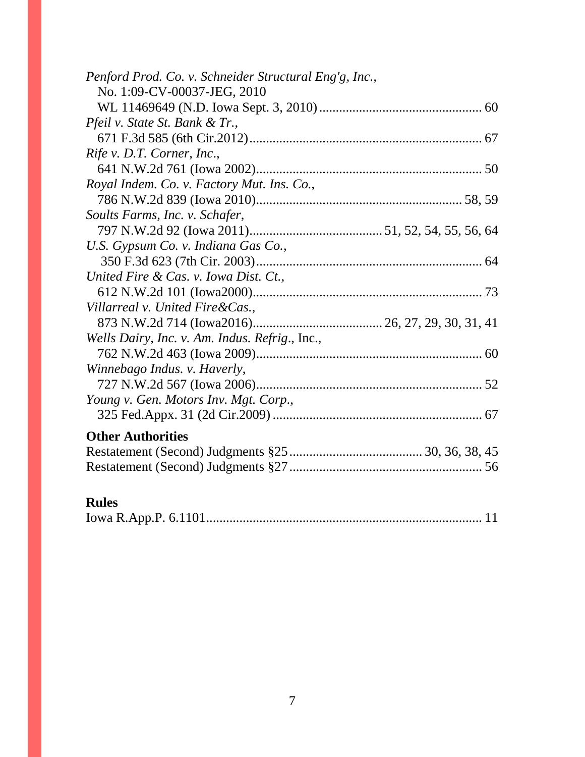*Penford Prod. Co. v. Schneider Structural Eng'g, Inc.*,
No. 1:09-CV-00037-JEG, 2010
WL 11469649 (N.D. Iowa Sept. 3, 2010) ................................................ 60

*Pfeil v. State St. Bank & Tr.*,
671 F.3d 585 (6th Cir.2012) ...................................................................... 67

*Rife v. D.T. Corner, Inc*.,
641 N.W.2d 761 (Iowa 2002) .................................................................... 50

*Royal Indem. Co. v. Factory Mut. Ins. Co.*,
786 N.W.2d 839 (Iowa 2010) ............................................................ 58, 59

*Soults Farms, Inc. v. Schafer*,
797 N.W.2d 92 (Iowa 2011) ....................................... 51, 52, 54, 55, 56, 64

*U.S. Gypsum Co. v. Indiana Gas Co.*,
350 F.3d 623 (7th Cir. 2003) .................................................................... 64

*United Fire & Cas. v. Iowa Dist. Ct.*,
612 N.W.2d 101 (Iowa2000) ..................................................................... 73

*Villarreal v. United Fire&Cas.*,
873 N.W.2d 714 (Iowa2016) ...................................... 26, 27, 29, 30, 31, 41

*Wells Dairy, Inc. v. Am. Indus. Refrig*., Inc.,
762 N.W.2d 463 (Iowa 2009) .................................................................... 60

*Winnebago Indus. v. Haverly*,
727 N.W.2d 567 (Iowa 2006) .................................................................... 52

*Young v. Gen. Motors Inv. Mgt. Corp*.,
325 Fed.Appx. 31 (2d Cir.2009) ............................................................... 67

**Other Authorities**

Restatement (Second) Judgments §25 ....................................... 30, 36, 38, 45
Restatement (Second) Judgments §27 ......................................................... 56

**Rules**

Iowa R.App.P. 6.1101 .................................................................................. 11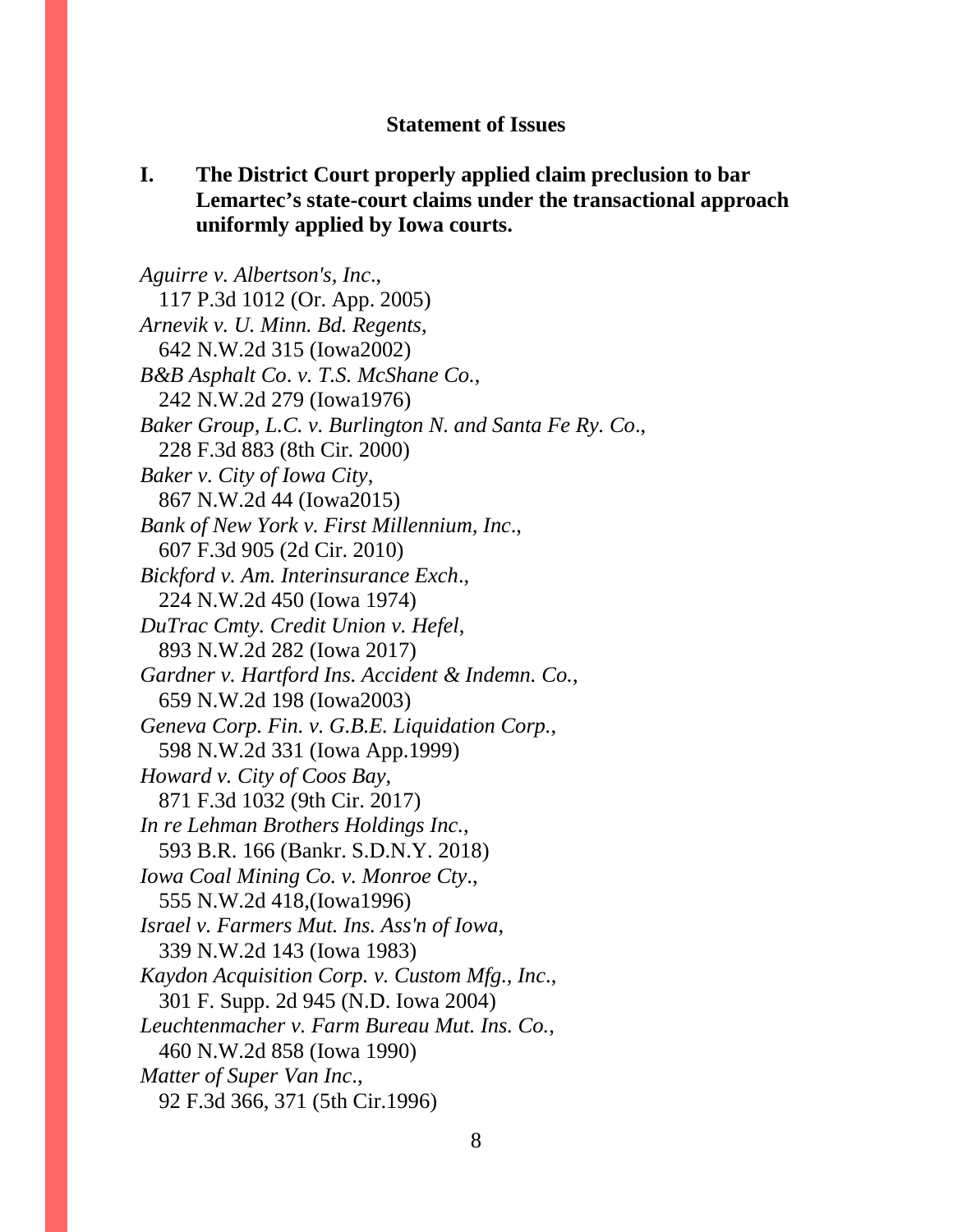## Statement of Issues

**I. The District Court properly applied claim preclusion to bar Lemartec's state-court claims under the transactional approach uniformly applied by Iowa courts.**

*Aguirre v. Albertson's, Inc.*,
117 P.3d 1012 (Or. App. 2005)

*Arnevik v. U. Minn. Bd. Regents*,
642 N.W.2d 315 (Iowa2002)

*B&B Asphalt Co. v. T.S. McShane Co.*,
242 N.W.2d 279 (Iowa1976)

*Baker Group, L.C. v. Burlington N. and Santa Fe Ry. Co*.,
228 F.3d 883 (8th Cir. 2000)

*Baker v. City of Iowa City*,
867 N.W.2d 44 (Iowa2015)

*Bank of New York v. First Millennium, Inc*.,
607 F.3d 905 (2d Cir. 2010)

*Bickford v. Am. Interinsurance Exch*.,
224 N.W.2d 450 (Iowa 1974)

*DuTrac Cmty. Credit Union v. Hefel*,
893 N.W.2d 282 (Iowa 2017)

*Gardner v. Hartford Ins. Accident & Indemn. Co.*,
659 N.W.2d 198 (Iowa2003)

*Geneva Corp. Fin. v. G.B.E. Liquidation Corp*.,
598 N.W.2d 331 (Iowa App.1999)

*Howard v. City of Coos Bay*,
871 F.3d 1032 (9th Cir. 2017)

*In re Lehman Brothers Holdings Inc*.,
593 B.R. 166 (Bankr. S.D.N.Y. 2018)

*Iowa Coal Mining Co. v. Monroe Cty*.,
555 N.W.2d 418,(Iowa1996)

*Israel v. Farmers Mut. Ins. Ass'n of Iowa*,
339 N.W.2d 143 (Iowa 1983)

*Kaydon Acquisition Corp. v. Custom Mfg., Inc*.,
301 F. Supp. 2d 945 (N.D. Iowa 2004)

*Leuchtenmacher v. Farm Bureau Mut. Ins. Co.*,
460 N.W.2d 858 (Iowa 1990)

*Matter of Super Van Inc*.,
92 F.3d 366, 371 (5th Cir.1996)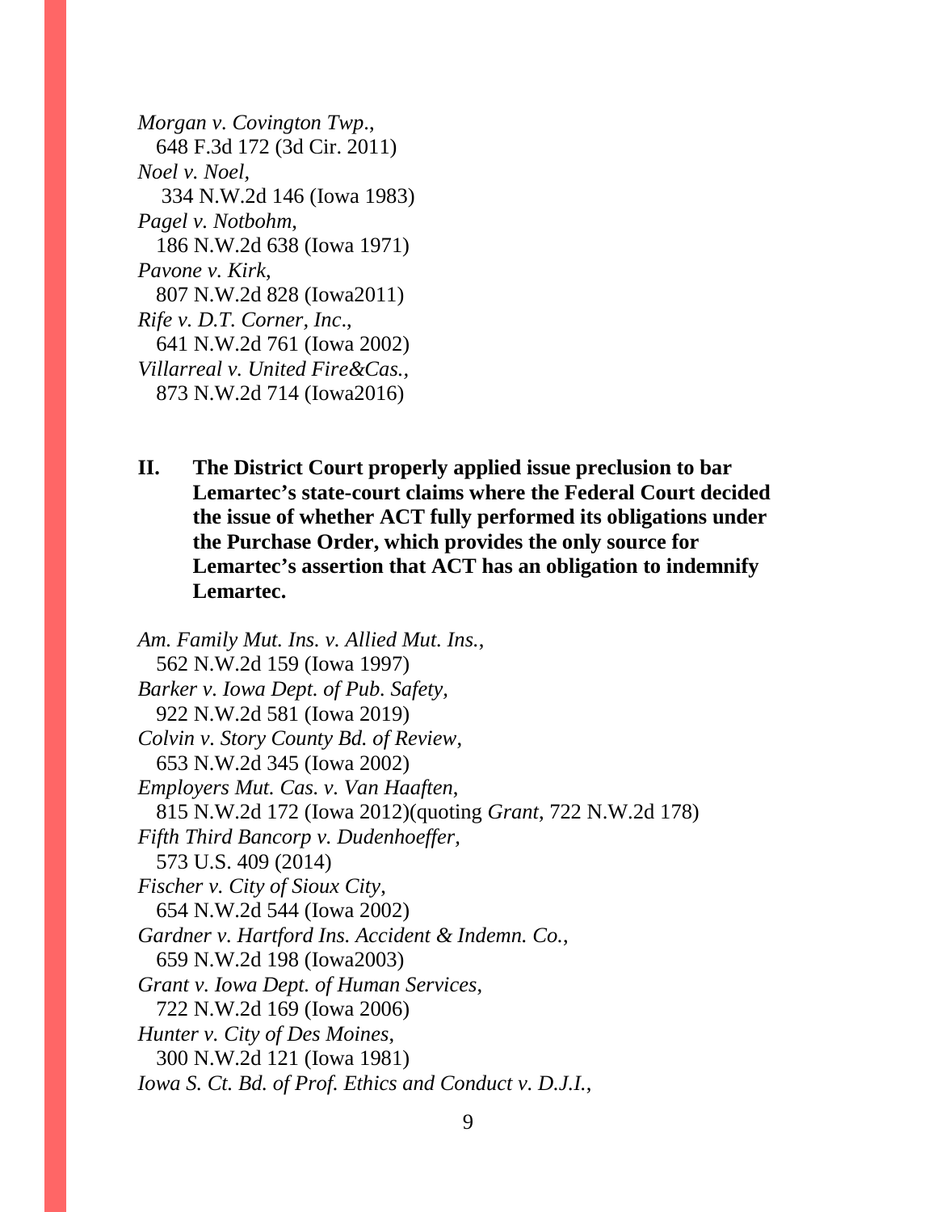*Morgan v. Covington Twp.*,
648 F.3d 172 (3d Cir. 2011)

*Noel v. Noel*,
334 N.W.2d 146 (Iowa 1983)

*Pagel v. Notbohm*,
186 N.W.2d 638 (Iowa 1971)

*Pavone v. Kirk*,
807 N.W.2d 828 (Iowa2011)

*Rife v. D.T. Corner, Inc.*,
641 N.W.2d 761 (Iowa 2002)

*Villarreal v. United Fire&Cas.*,
873 N.W.2d 714 (Iowa2016)

**II. The District Court properly applied issue preclusion to bar Lemartec's state-court claims where the Federal Court decided the issue of whether ACT fully performed its obligations under the Purchase Order, which provides the only source for Lemartec's assertion that ACT has an obligation to indemnify Lemartec.**

*Am. Family Mut. Ins. v. Allied Mut. Ins.*,
562 N.W.2d 159 (Iowa 1997)

*Barker v. Iowa Dept. of Pub. Safety*,
922 N.W.2d 581 (Iowa 2019)

*Colvin v. Story County Bd. of Review*,
653 N.W.2d 345 (Iowa 2002)

*Employers Mut. Cas. v. Van Haaften*,
815 N.W.2d 172 (Iowa 2012)(quoting *Grant*, 722 N.W.2d 178)

*Fifth Third Bancorp v. Dudenhoeffer*,
573 U.S. 409 (2014)

*Fischer v. City of Sioux City*,
654 N.W.2d 544 (Iowa 2002)

*Gardner v. Hartford Ins. Accident & Indemn. Co.*,
659 N.W.2d 198 (Iowa2003)

*Grant v. Iowa Dept. of Human Services*,
722 N.W.2d 169 (Iowa 2006)

*Hunter v. City of Des Moines*,
300 N.W.2d 121 (Iowa 1981)

*Iowa S. Ct. Bd. of Prof. Ethics and Conduct v. D.J.I.*,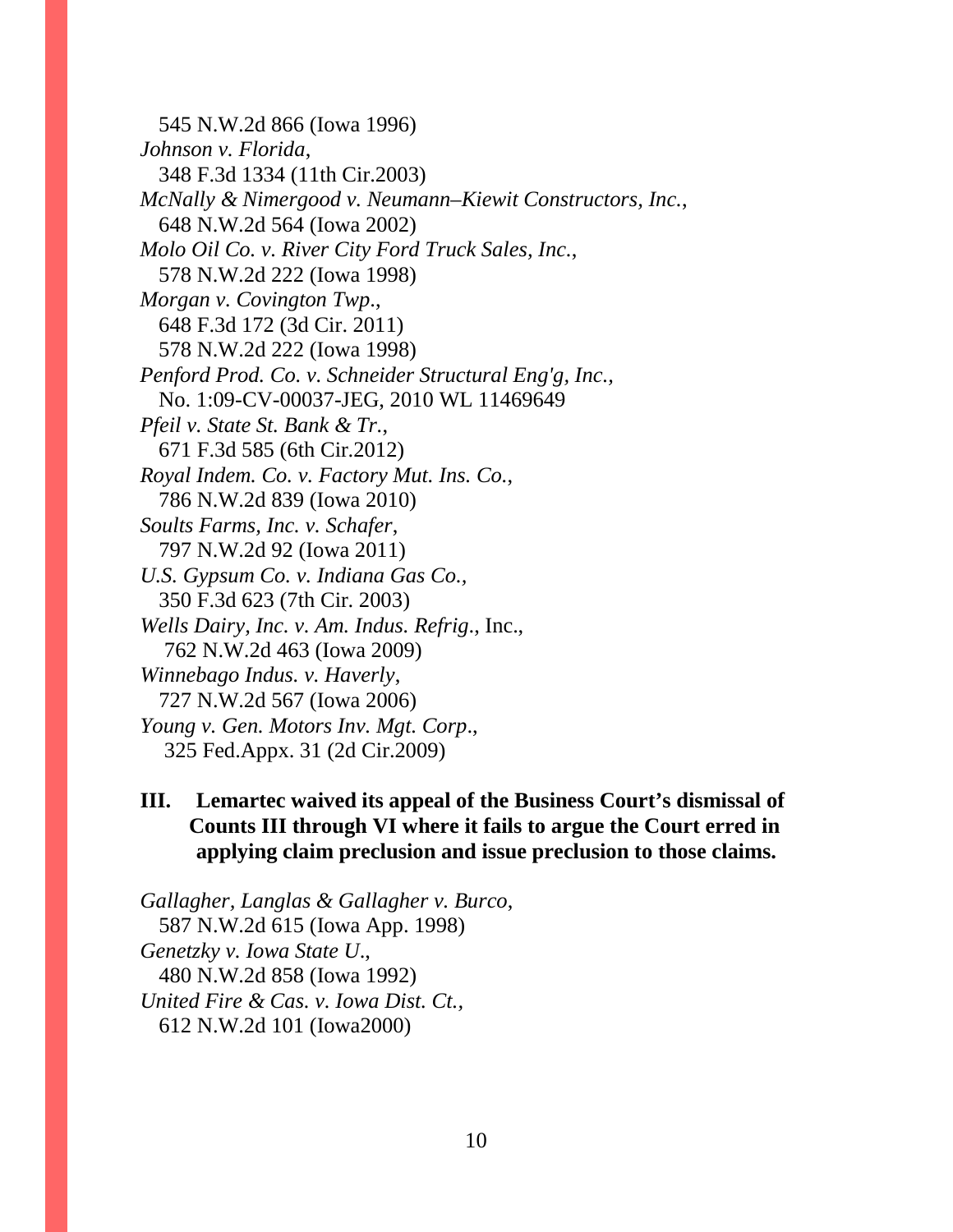545 N.W.2d 866 (Iowa 1996)
*Johnson v. Florida*,
348 F.3d 1334 (11th Cir.2003)
*McNally & Nimergood v. Neumann–Kiewit Constructors, Inc.*,
648 N.W.2d 564 (Iowa 2002)
*Molo Oil Co. v. River City Ford Truck Sales, Inc.*,
578 N.W.2d 222 (Iowa 1998)
*Morgan v. Covington Twp*.,
648 F.3d 172 (3d Cir. 2011)
578 N.W.2d 222 (Iowa 1998)
*Penford Prod. Co. v. Schneider Structural Eng'g, Inc.*,
No. 1:09-CV-00037-JEG, 2010 WL 11469649
*Pfeil v. State St. Bank & Tr.*,
671 F.3d 585 (6th Cir.2012)
*Royal Indem. Co. v. Factory Mut. Ins. Co.*,
786 N.W.2d 839 (Iowa 2010)
*Soults Farms, Inc. v. Schafer*,
797 N.W.2d 92 (Iowa 2011)
*U.S. Gypsum Co. v. Indiana Gas Co.*,
350 F.3d 623 (7th Cir. 2003)
*Wells Dairy, Inc. v. Am. Indus. Refrig*., Inc.,
762 N.W.2d 463 (Iowa 2009)
*Winnebago Indus. v. Haverly*,
727 N.W.2d 567 (Iowa 2006)
*Young v. Gen. Motors Inv. Mgt. Corp*.,
325 Fed.Appx. 31 (2d Cir.2009)

**III. Lemartec waived its appeal of the Business Court's dismissal of Counts III through VI where it fails to argue the Court erred in applying claim preclusion and issue preclusion to those claims.**

*Gallagher, Langlas & Gallagher v. Burco*,
587 N.W.2d 615 (Iowa App. 1998)
*Genetzky v. Iowa State U*.,
480 N.W.2d 858 (Iowa 1992)
*United Fire & Cas. v. Iowa Dist. Ct.*,
612 N.W.2d 101 (Iowa2000)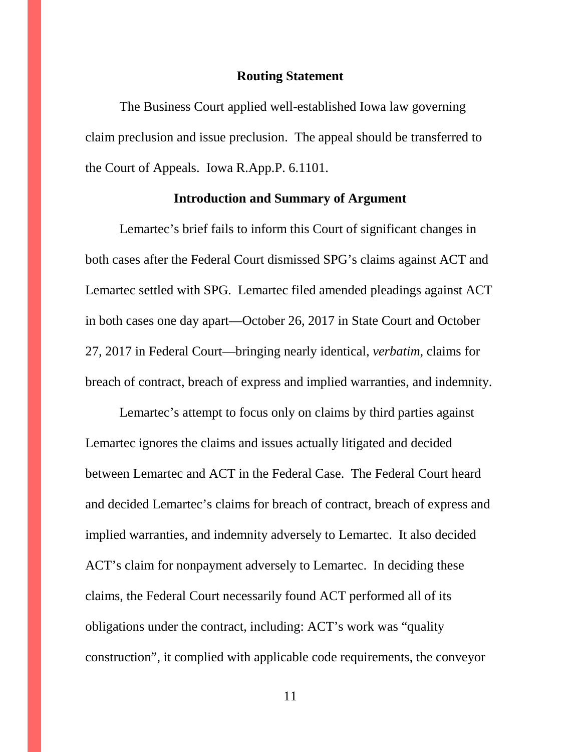## Routing Statement

The Business Court applied well-established Iowa law governing claim preclusion and issue preclusion. The appeal should be transferred to the Court of Appeals. Iowa R.App.P. 6.1101.

## Introduction and Summary of Argument

Lemartec's brief fails to inform this Court of significant changes in both cases after the Federal Court dismissed SPG's claims against ACT and Lemartec settled with SPG. Lemartec filed amended pleadings against ACT in both cases one day apart—October 26, 2017 in State Court and October 27, 2017 in Federal Court—bringing nearly identical, *verbatim*, claims for breach of contract, breach of express and implied warranties, and indemnity.

Lemartec's attempt to focus only on claims by third parties against Lemartec ignores the claims and issues actually litigated and decided between Lemartec and ACT in the Federal Case. The Federal Court heard and decided Lemartec's claims for breach of contract, breach of express and implied warranties, and indemnity adversely to Lemartec. It also decided ACT's claim for nonpayment adversely to Lemartec. In deciding these claims, the Federal Court necessarily found ACT performed all of its obligations under the contract, including: ACT's work was "quality construction", it complied with applicable code requirements, the conveyor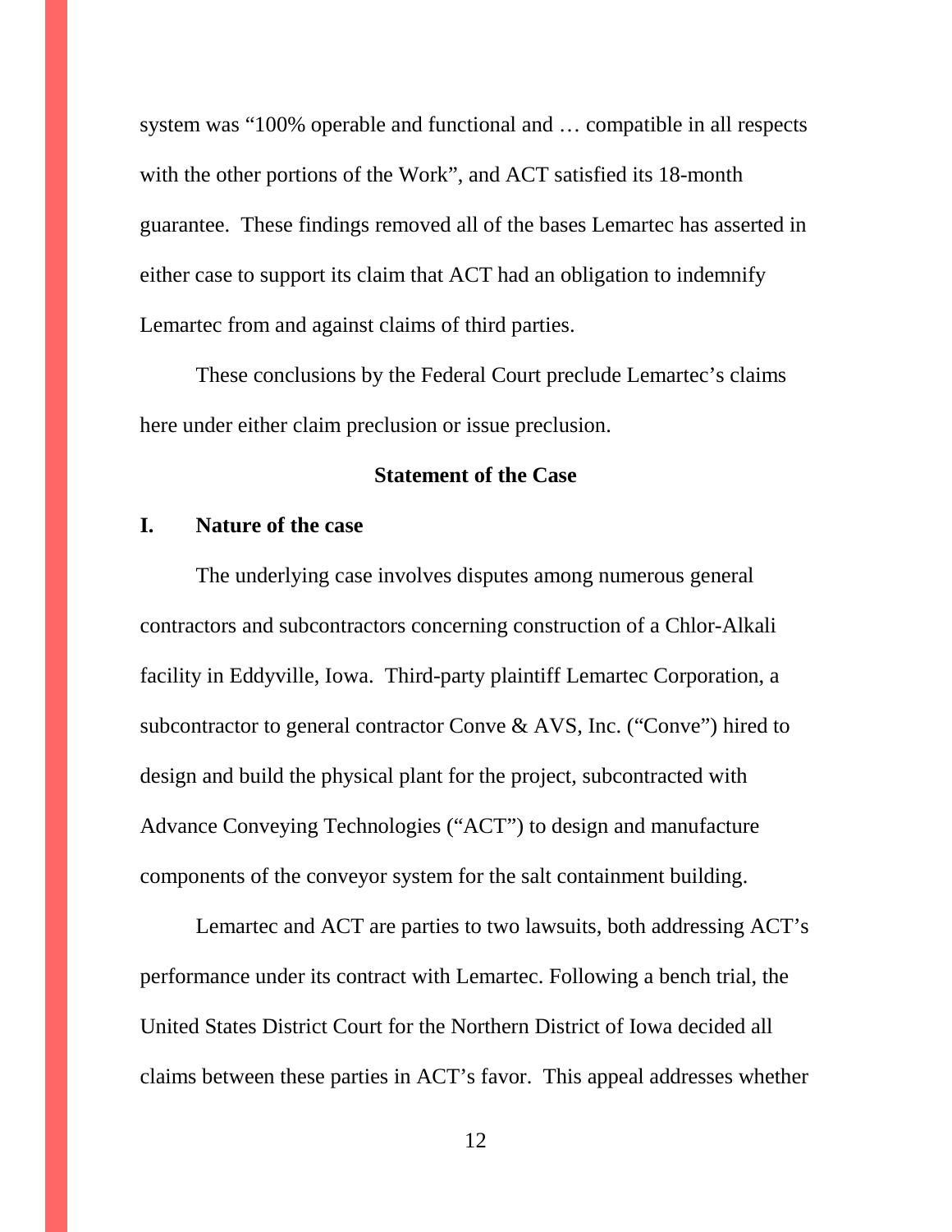system was "100% operable and functional and … compatible in all respects with the other portions of the Work", and ACT satisfied its 18-month guarantee. These findings removed all of the bases Lemartec has asserted in either case to support its claim that ACT had an obligation to indemnify Lemartec from and against claims of third parties.

These conclusions by the Federal Court preclude Lemartec's claims here under either claim preclusion or issue preclusion.

## Statement of the Case

### I. Nature of the case

The underlying case involves disputes among numerous general contractors and subcontractors concerning construction of a Chlor-Alkali facility in Eddyville, Iowa. Third-party plaintiff Lemartec Corporation, a subcontractor to general contractor Conve & AVS, Inc. ("Conve") hired to design and build the physical plant for the project, subcontracted with Advance Conveying Technologies ("ACT") to design and manufacture components of the conveyor system for the salt containment building.

Lemartec and ACT are parties to two lawsuits, both addressing ACT's performance under its contract with Lemartec. Following a bench trial, the United States District Court for the Northern District of Iowa decided all claims between these parties in ACT's favor. This appeal addresses whether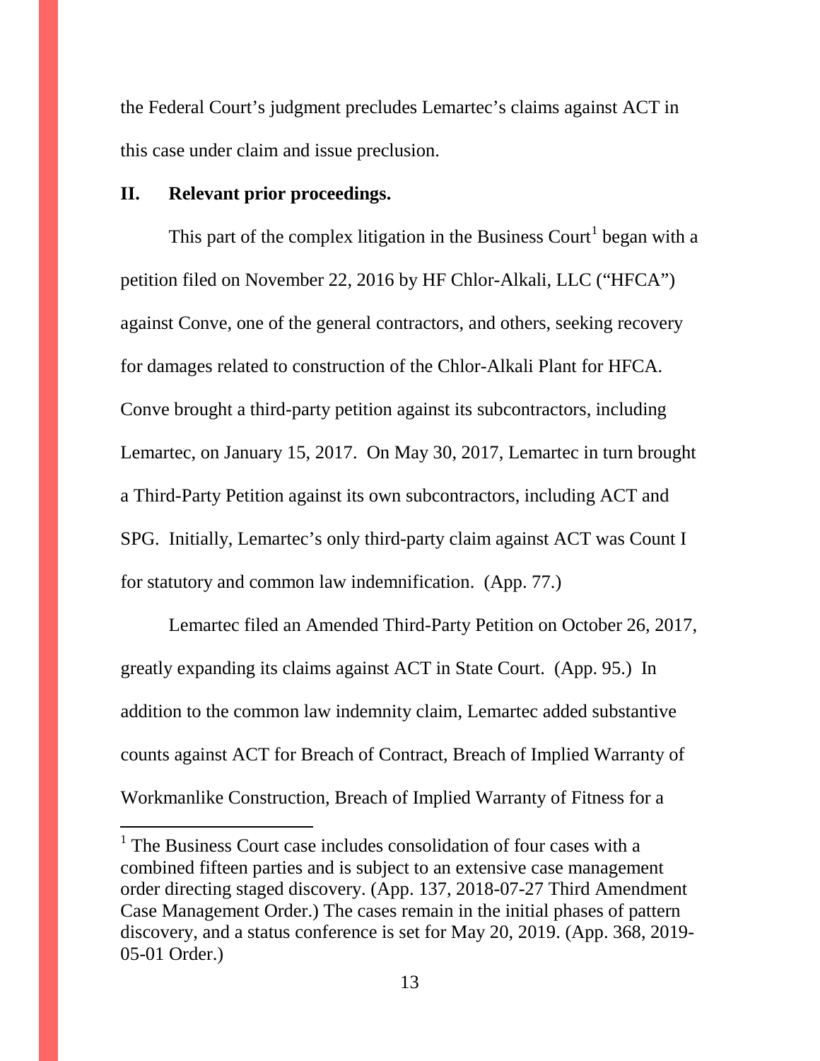the Federal Court's judgment precludes Lemartec's claims against ACT in this case under claim and issue preclusion.

## II. Relevant prior proceedings.

This part of the complex litigation in the Business Court[1] began with a petition filed on November 22, 2016 by HF Chlor-Alkali, LLC ("HFCA") against Conve, one of the general contractors, and others, seeking recovery for damages related to construction of the Chlor-Alkali Plant for HFCA. Conve brought a third-party petition against its subcontractors, including Lemartec, on January 15, 2017. On May 30, 2017, Lemartec in turn brought a Third-Party Petition against its own subcontractors, including ACT and SPG. Initially, Lemartec's only third-party claim against ACT was Count I for statutory and common law indemnification. (App. 77.)

Lemartec filed an Amended Third-Party Petition on October 26, 2017, greatly expanding its claims against ACT in State Court. (App. 95.) In addition to the common law indemnity claim, Lemartec added substantive counts against ACT for Breach of Contract, Breach of Implied Warranty of Workmanlike Construction, Breach of Implied Warranty of Fitness for a

---

[1] The Business Court case includes consolidation of four cases with a combined fifteen parties and is subject to an extensive case management order directing staged discovery. (App. 137, 2018-07-27 Third Amendment Case Management Order.) The cases remain in the initial phases of pattern discovery, and a status conference is set for May 20, 2019. (App. 368, 2019-05-01 Order.)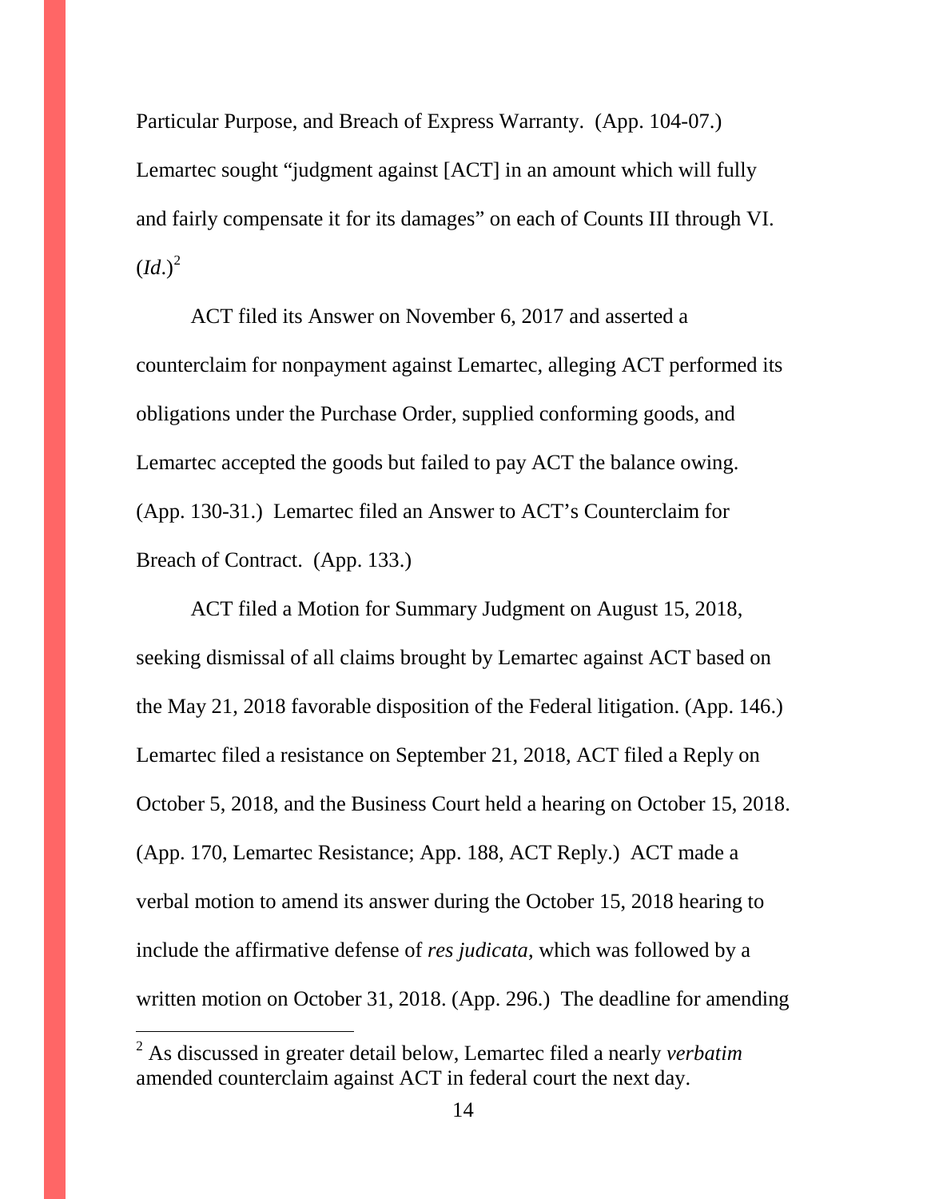Particular Purpose, and Breach of Express Warranty. (App. 104-07.) Lemartec sought "judgment against [ACT] in an amount which will fully and fairly compensate it for its damages" on each of Counts III through VI. (*Id.*)[2]

ACT filed its Answer on November 6, 2017 and asserted a counterclaim for nonpayment against Lemartec, alleging ACT performed its obligations under the Purchase Order, supplied conforming goods, and Lemartec accepted the goods but failed to pay ACT the balance owing. (App. 130-31.) Lemartec filed an Answer to ACT's Counterclaim for Breach of Contract. (App. 133.)

ACT filed a Motion for Summary Judgment on August 15, 2018, seeking dismissal of all claims brought by Lemartec against ACT based on the May 21, 2018 favorable disposition of the Federal litigation. (App. 146.) Lemartec filed a resistance on September 21, 2018, ACT filed a Reply on October 5, 2018, and the Business Court held a hearing on October 15, 2018. (App. 170, Lemartec Resistance; App. 188, ACT Reply.) ACT made a verbal motion to amend its answer during the October 15, 2018 hearing to include the affirmative defense of *res judicata*, which was followed by a written motion on October 31, 2018. (App. 296.) The deadline for amending

[2] As discussed in greater detail below, Lemartec filed a nearly *verbatim* amended counterclaim against ACT in federal court the next day.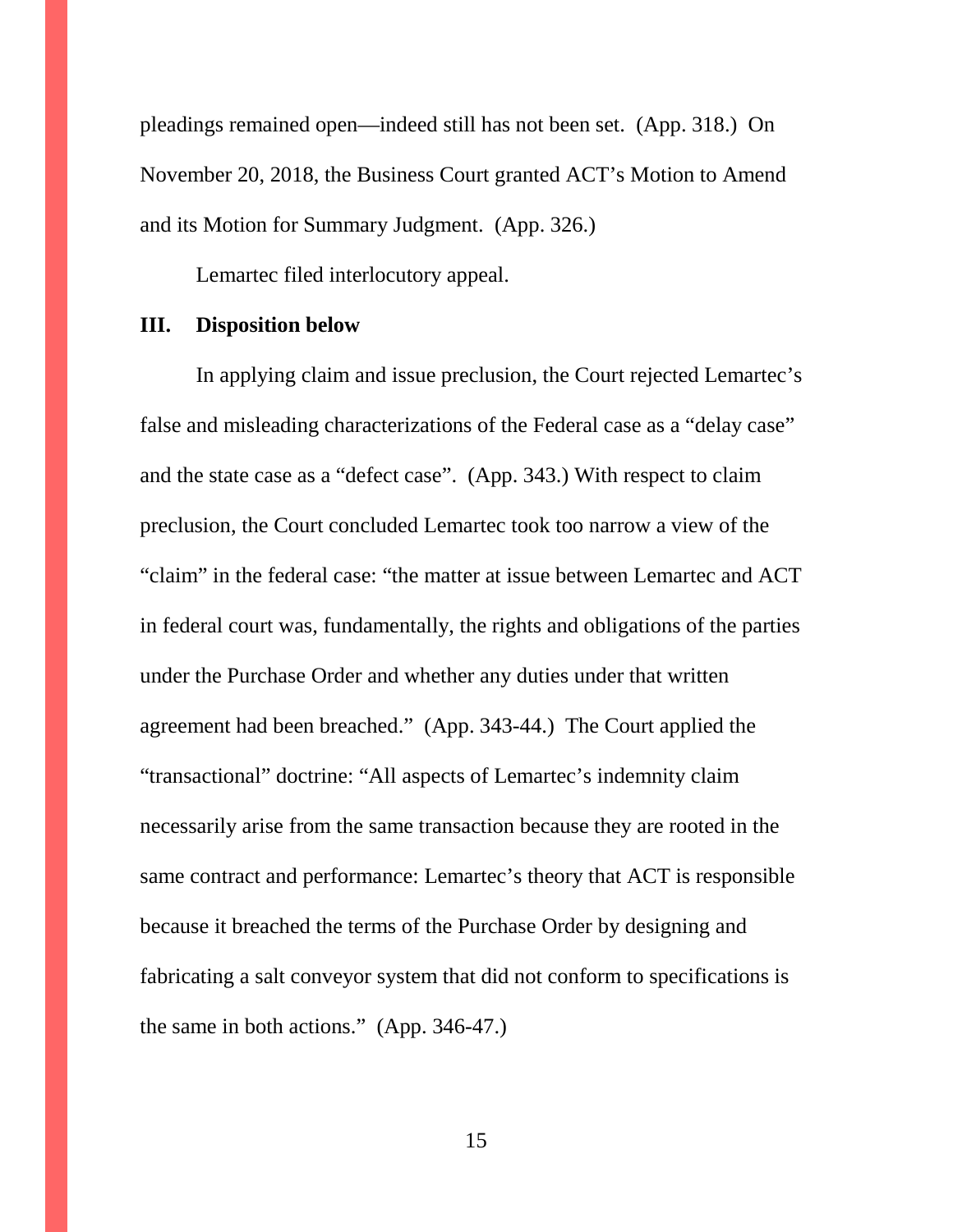pleadings remained open—indeed still has not been set. (App. 318.) On November 20, 2018, the Business Court granted ACT's Motion to Amend and its Motion for Summary Judgment. (App. 326.)

Lemartec filed interlocutory appeal.

### III. Disposition below

In applying claim and issue preclusion, the Court rejected Lemartec's false and misleading characterizations of the Federal case as a "delay case" and the state case as a "defect case". (App. 343.) With respect to claim preclusion, the Court concluded Lemartec took too narrow a view of the "claim" in the federal case: "the matter at issue between Lemartec and ACT in federal court was, fundamentally, the rights and obligations of the parties under the Purchase Order and whether any duties under that written agreement had been breached." (App. 343-44.) The Court applied the "transactional" doctrine: "All aspects of Lemartec's indemnity claim necessarily arise from the same transaction because they are rooted in the same contract and performance: Lemartec's theory that ACT is responsible because it breached the terms of the Purchase Order by designing and fabricating a salt conveyor system that did not conform to specifications is the same in both actions." (App. 346-47.)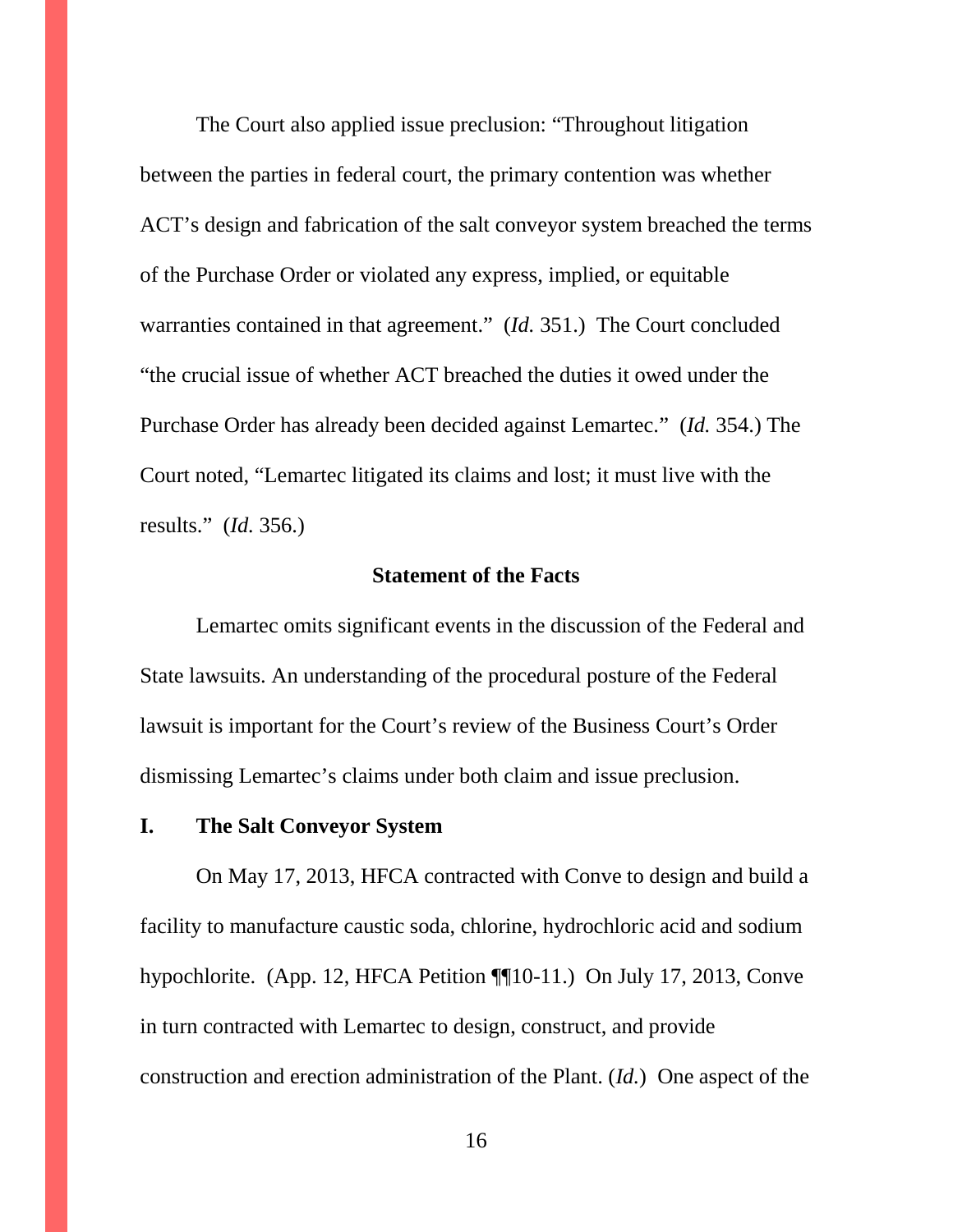The Court also applied issue preclusion: "Throughout litigation between the parties in federal court, the primary contention was whether ACT's design and fabrication of the salt conveyor system breached the terms of the Purchase Order or violated any express, implied, or equitable warranties contained in that agreement." (*Id.* 351.) The Court concluded "the crucial issue of whether ACT breached the duties it owed under the Purchase Order has already been decided against Lemartec." (*Id.* 354.) The Court noted, "Lemartec litigated its claims and lost; it must live with the results." (*Id.* 356.)

## Statement of the Facts

Lemartec omits significant events in the discussion of the Federal and State lawsuits. An understanding of the procedural posture of the Federal lawsuit is important for the Court's review of the Business Court's Order dismissing Lemartec's claims under both claim and issue preclusion.

### I. The Salt Conveyor System

On May 17, 2013, HFCA contracted with Conve to design and build a facility to manufacture caustic soda, chlorine, hydrochloric acid and sodium hypochlorite. (App. 12, HFCA Petition ¶¶10-11.) On July 17, 2013, Conve in turn contracted with Lemartec to design, construct, and provide construction and erection administration of the Plant. (*Id.*) One aspect of the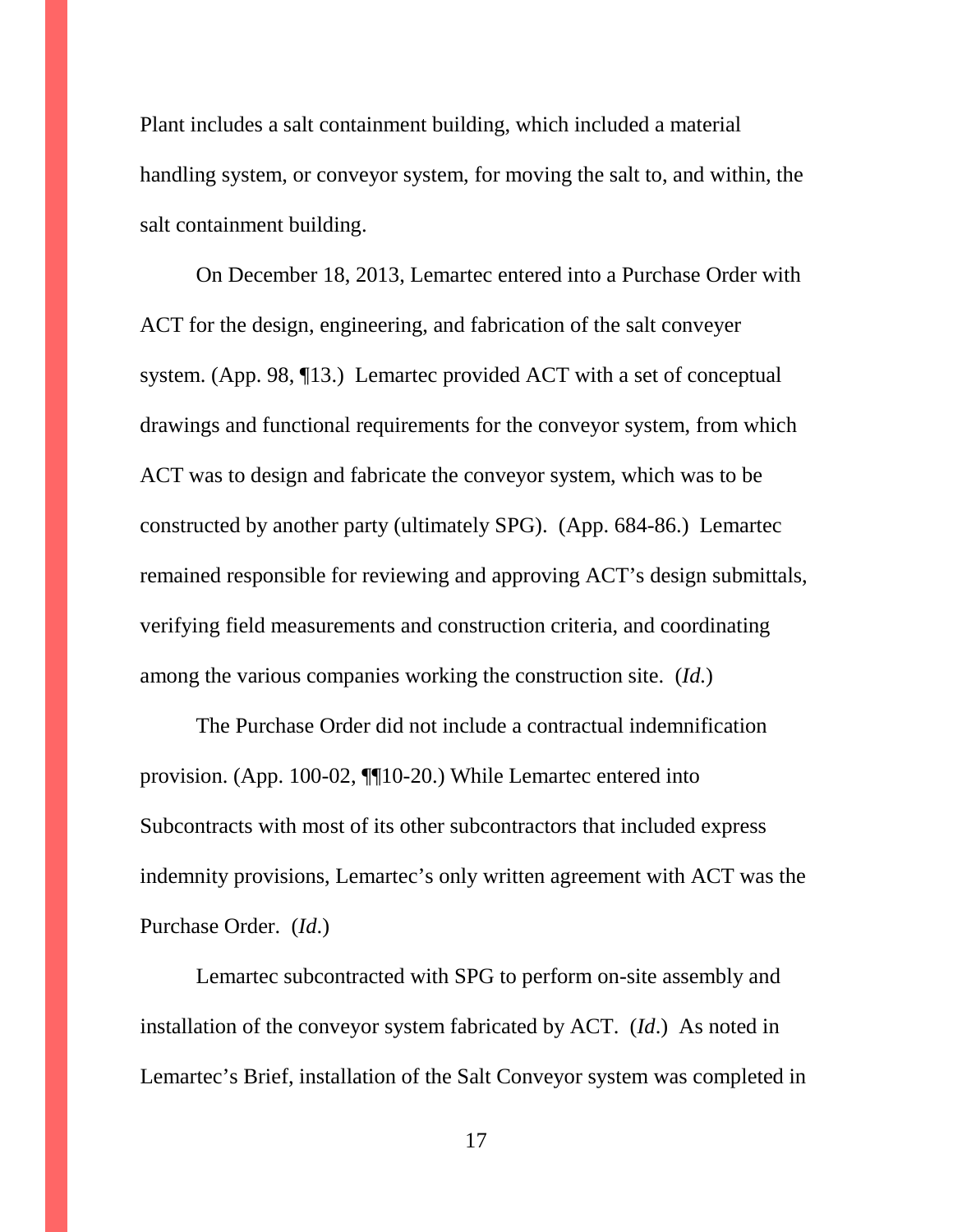Plant includes a salt containment building, which included a material handling system, or conveyor system, for moving the salt to, and within, the salt containment building.

On December 18, 2013, Lemartec entered into a Purchase Order with ACT for the design, engineering, and fabrication of the salt conveyer system. (App. 98, ¶13.) Lemartec provided ACT with a set of conceptual drawings and functional requirements for the conveyor system, from which ACT was to design and fabricate the conveyor system, which was to be constructed by another party (ultimately SPG). (App. 684-86.) Lemartec remained responsible for reviewing and approving ACT's design submittals, verifying field measurements and construction criteria, and coordinating among the various companies working the construction site. (*Id.*)

The Purchase Order did not include a contractual indemnification provision. (App. 100-02, ¶¶10-20.) While Lemartec entered into Subcontracts with most of its other subcontractors that included express indemnity provisions, Lemartec's only written agreement with ACT was the Purchase Order. (*Id*.)

Lemartec subcontracted with SPG to perform on-site assembly and installation of the conveyor system fabricated by ACT. (*Id*.) As noted in Lemartec's Brief, installation of the Salt Conveyor system was completed in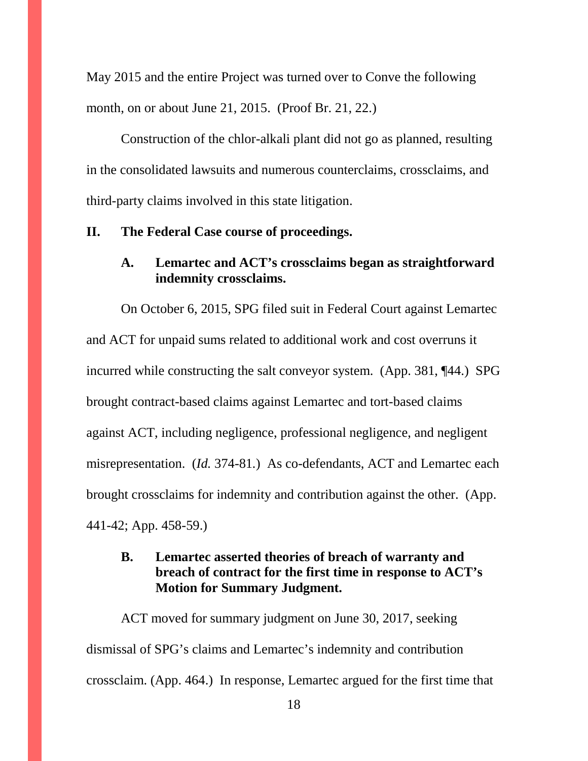May 2015 and the entire Project was turned over to Conve the following month, on or about June 21, 2015. (Proof Br. 21, 22.)

Construction of the chlor-alkali plant did not go as planned, resulting in the consolidated lawsuits and numerous counterclaims, crossclaims, and third-party claims involved in this state litigation.

## II. The Federal Case course of proceedings.

### A. Lemartec and ACT's crossclaims began as straightforward indemnity crossclaims.

On October 6, 2015, SPG filed suit in Federal Court against Lemartec and ACT for unpaid sums related to additional work and cost overruns it incurred while constructing the salt conveyor system. (App. 381, ¶44.) SPG brought contract-based claims against Lemartec and tort-based claims against ACT, including negligence, professional negligence, and negligent misrepresentation. (*Id.* 374-81.) As co-defendants, ACT and Lemartec each brought crossclaims for indemnity and contribution against the other. (App. 441-42; App. 458-59.)

### B. Lemartec asserted theories of breach of warranty and breach of contract for the first time in response to ACT's Motion for Summary Judgment.

ACT moved for summary judgment on June 30, 2017, seeking dismissal of SPG's claims and Lemartec's indemnity and contribution crossclaim. (App. 464.) In response, Lemartec argued for the first time that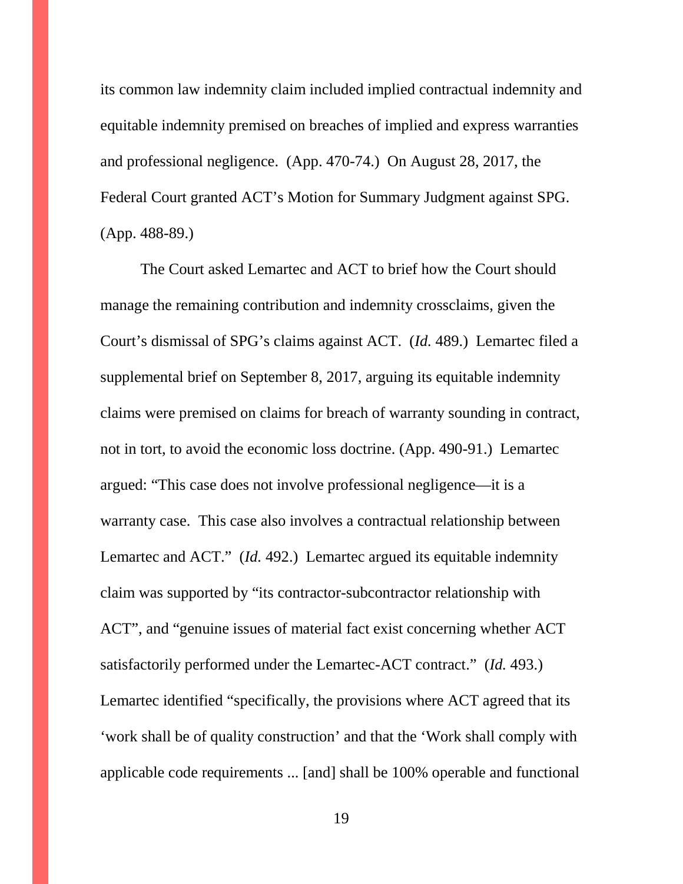its common law indemnity claim included implied contractual indemnity and equitable indemnity premised on breaches of implied and express warranties and professional negligence. (App. 470-74.) On August 28, 2017, the Federal Court granted ACT's Motion for Summary Judgment against SPG. (App. 488-89.)

The Court asked Lemartec and ACT to brief how the Court should manage the remaining contribution and indemnity crossclaims, given the Court's dismissal of SPG's claims against ACT. (*Id.* 489.) Lemartec filed a supplemental brief on September 8, 2017, arguing its equitable indemnity claims were premised on claims for breach of warranty sounding in contract, not in tort, to avoid the economic loss doctrine. (App. 490-91.) Lemartec argued: "This case does not involve professional negligence—it is a warranty case. This case also involves a contractual relationship between Lemartec and ACT." (*Id.* 492.) Lemartec argued its equitable indemnity claim was supported by "its contractor-subcontractor relationship with ACT", and "genuine issues of material fact exist concerning whether ACT satisfactorily performed under the Lemartec-ACT contract." (*Id.* 493.) Lemartec identified "specifically, the provisions where ACT agreed that its 'work shall be of quality construction' and that the 'Work shall comply with applicable code requirements ... [and] shall be 100% operable and functional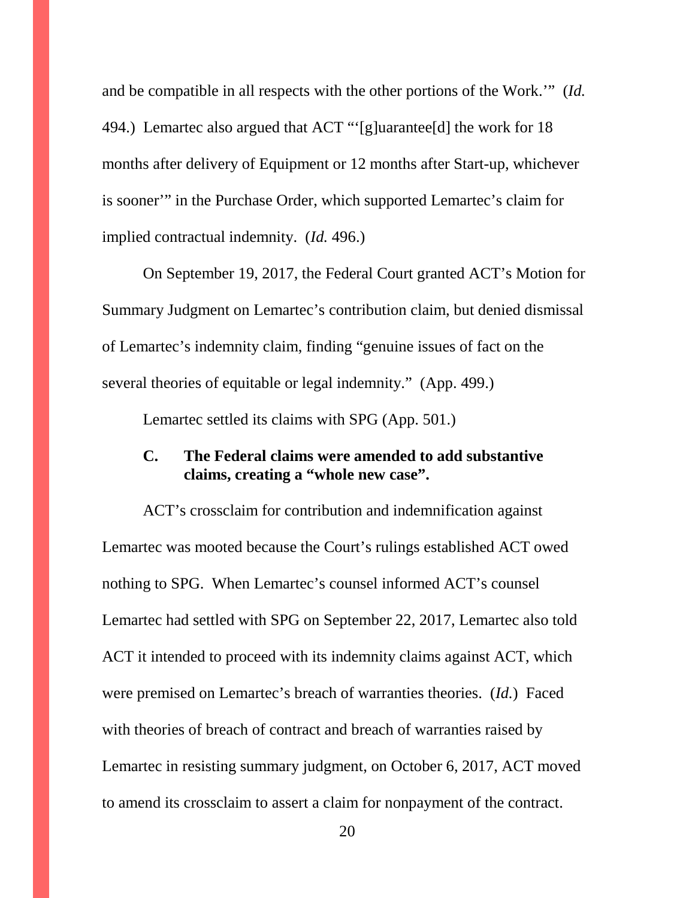and be compatible in all respects with the other portions of the Work.'" (*Id.* 494.) Lemartec also argued that ACT "'[g]uarantee[d] the work for 18 months after delivery of Equipment or 12 months after Start-up, whichever is sooner'" in the Purchase Order, which supported Lemartec's claim for implied contractual indemnity. (*Id.* 496.)

On September 19, 2017, the Federal Court granted ACT's Motion for Summary Judgment on Lemartec's contribution claim, but denied dismissal of Lemartec's indemnity claim, finding "genuine issues of fact on the several theories of equitable or legal indemnity." (App. 499.)

Lemartec settled its claims with SPG (App. 501.)

### C. The Federal claims were amended to add substantive claims, creating a "whole new case".

ACT's crossclaim for contribution and indemnification against Lemartec was mooted because the Court's rulings established ACT owed nothing to SPG. When Lemartec's counsel informed ACT's counsel Lemartec had settled with SPG on September 22, 2017, Lemartec also told ACT it intended to proceed with its indemnity claims against ACT, which were premised on Lemartec's breach of warranties theories. (*Id.*) Faced with theories of breach of contract and breach of warranties raised by Lemartec in resisting summary judgment, on October 6, 2017, ACT moved to amend its crossclaim to assert a claim for nonpayment of the contract.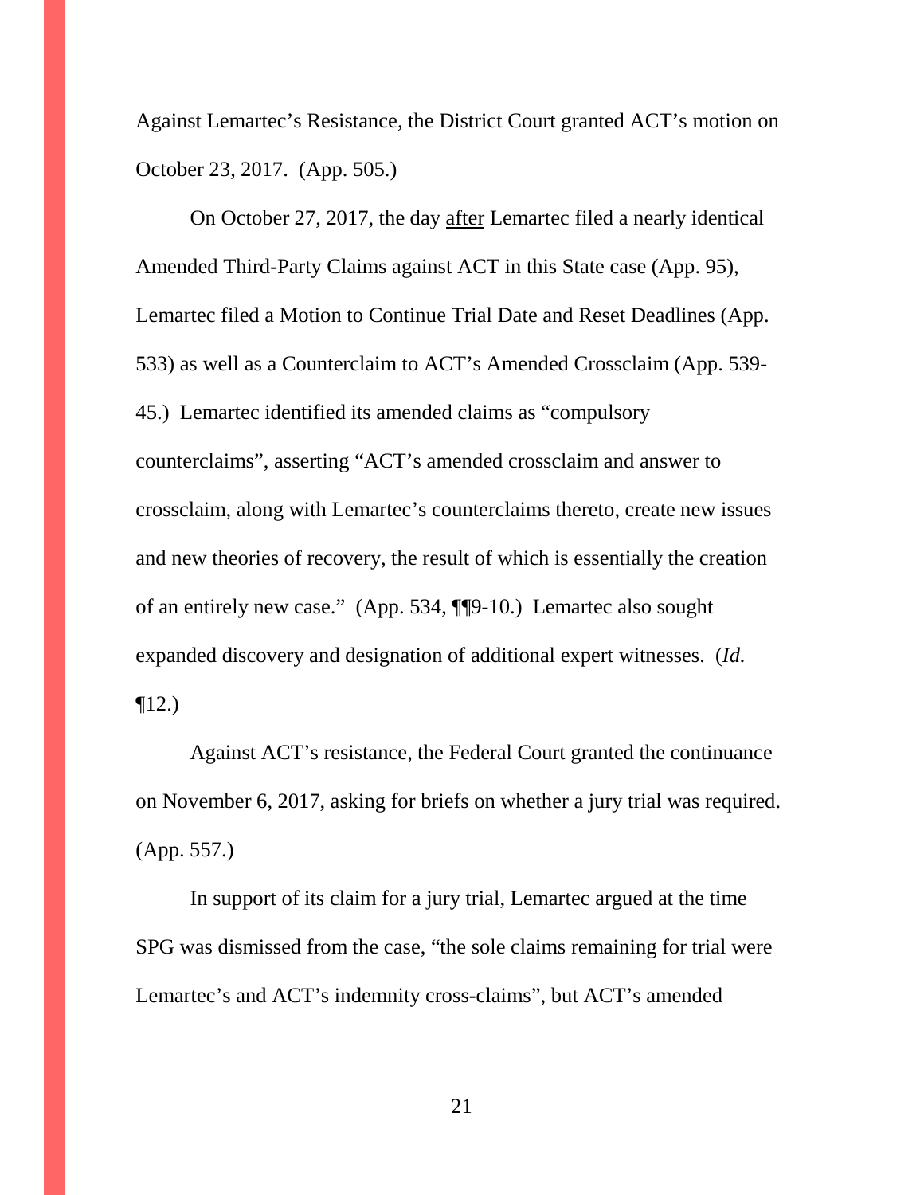Against Lemartec's Resistance, the District Court granted ACT's motion on October 23, 2017. (App. 505.)

On October 27, 2017, the day <u>after</u> Lemartec filed a nearly identical Amended Third-Party Claims against ACT in this State case (App. 95), Lemartec filed a Motion to Continue Trial Date and Reset Deadlines (App. 533) as well as a Counterclaim to ACT's Amended Crossclaim (App. 539-45.) Lemartec identified its amended claims as "compulsory counterclaims", asserting "ACT's amended crossclaim and answer to crossclaim, along with Lemartec's counterclaims thereto, create new issues and new theories of recovery, the result of which is essentially the creation of an entirely new case." (App. 534, ¶¶9-10.) Lemartec also sought expanded discovery and designation of additional expert witnesses. (*Id.* ¶12.)

Against ACT's resistance, the Federal Court granted the continuance on November 6, 2017, asking for briefs on whether a jury trial was required. (App. 557.)

In support of its claim for a jury trial, Lemartec argued at the time SPG was dismissed from the case, "the sole claims remaining for trial were Lemartec's and ACT's indemnity cross-claims", but ACT's amended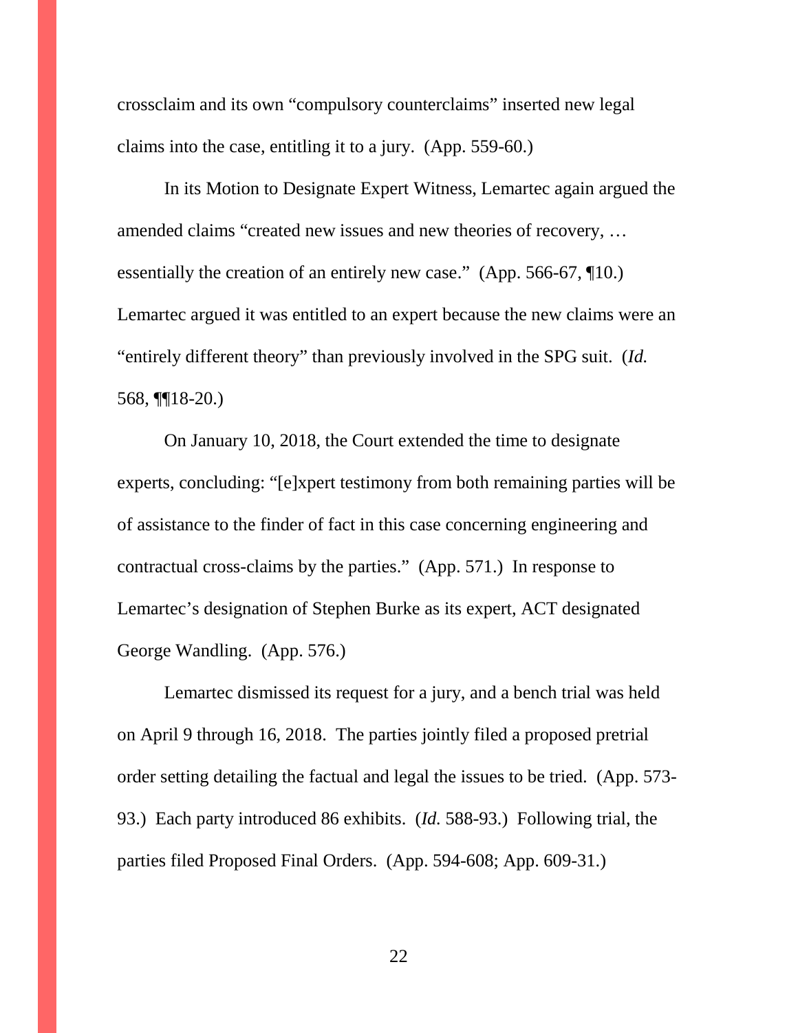crossclaim and its own "compulsory counterclaims" inserted new legal claims into the case, entitling it to a jury. (App. 559-60.)

In its Motion to Designate Expert Witness, Lemartec again argued the amended claims "created new issues and new theories of recovery, … essentially the creation of an entirely new case." (App. 566-67, ¶10.) Lemartec argued it was entitled to an expert because the new claims were an "entirely different theory" than previously involved in the SPG suit. (*Id.* 568, ¶¶18-20.)

On January 10, 2018, the Court extended the time to designate experts, concluding: "[e]xpert testimony from both remaining parties will be of assistance to the finder of fact in this case concerning engineering and contractual cross-claims by the parties." (App. 571.) In response to Lemartec's designation of Stephen Burke as its expert, ACT designated George Wandling. (App. 576.)

Lemartec dismissed its request for a jury, and a bench trial was held on April 9 through 16, 2018. The parties jointly filed a proposed pretrial order setting detailing the factual and legal the issues to be tried. (App. 573-93.) Each party introduced 86 exhibits. (*Id.* 588-93.) Following trial, the parties filed Proposed Final Orders. (App. 594-608; App. 609-31.)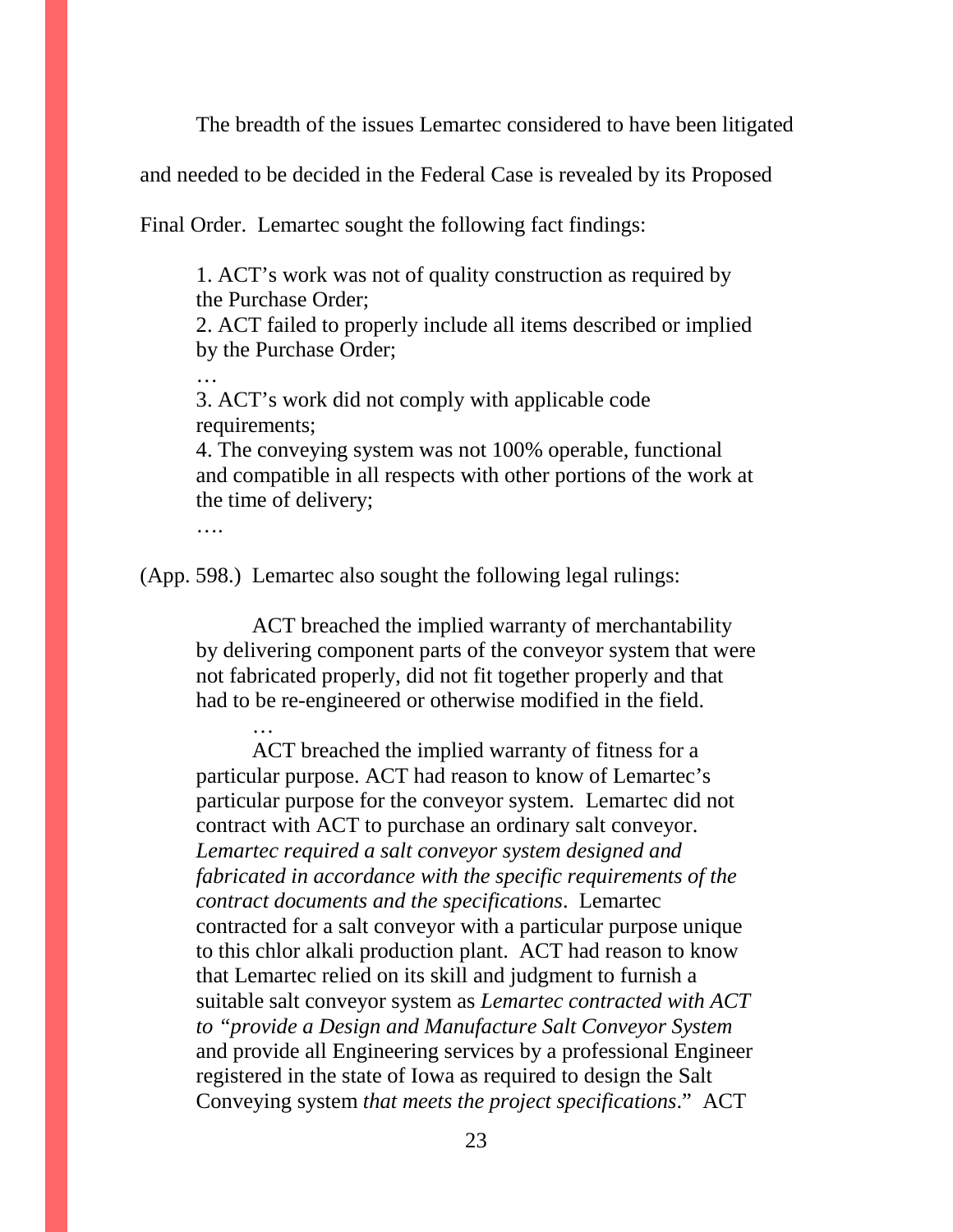The breadth of the issues Lemartec considered to have been litigated and needed to be decided in the Federal Case is revealed by its Proposed Final Order. Lemartec sought the following fact findings:

> 1. ACT's work was not of quality construction as required by the Purchase Order;
> 2. ACT failed to properly include all items described or implied by the Purchase Order;
>
> …
>
> 3. ACT's work did not comply with applicable code requirements;
> 4. The conveying system was not 100% operable, functional and compatible in all respects with other portions of the work at the time of delivery;
>
> ….

(App. 598.) Lemartec also sought the following legal rulings:

> ACT breached the implied warranty of merchantability by delivering component parts of the conveyor system that were not fabricated properly, did not fit together properly and that had to be re-engineered or otherwise modified in the field.
>
> …
>
> ACT breached the implied warranty of fitness for a particular purpose. ACT had reason to know of Lemartec's particular purpose for the conveyor system. Lemartec did not contract with ACT to purchase an ordinary salt conveyor. *Lemartec required a salt conveyor system designed and fabricated in accordance with the specific requirements of the contract documents and the specifications*. Lemartec contracted for a salt conveyor with a particular purpose unique to this chlor alkali production plant. ACT had reason to know that Lemartec relied on its skill and judgment to furnish a suitable salt conveyor system as *Lemartec contracted with ACT to "provide a Design and Manufacture Salt Conveyor System* and provide all Engineering services by a professional Engineer registered in the state of Iowa as required to design the Salt Conveying system *that meets the project specifications*." ACT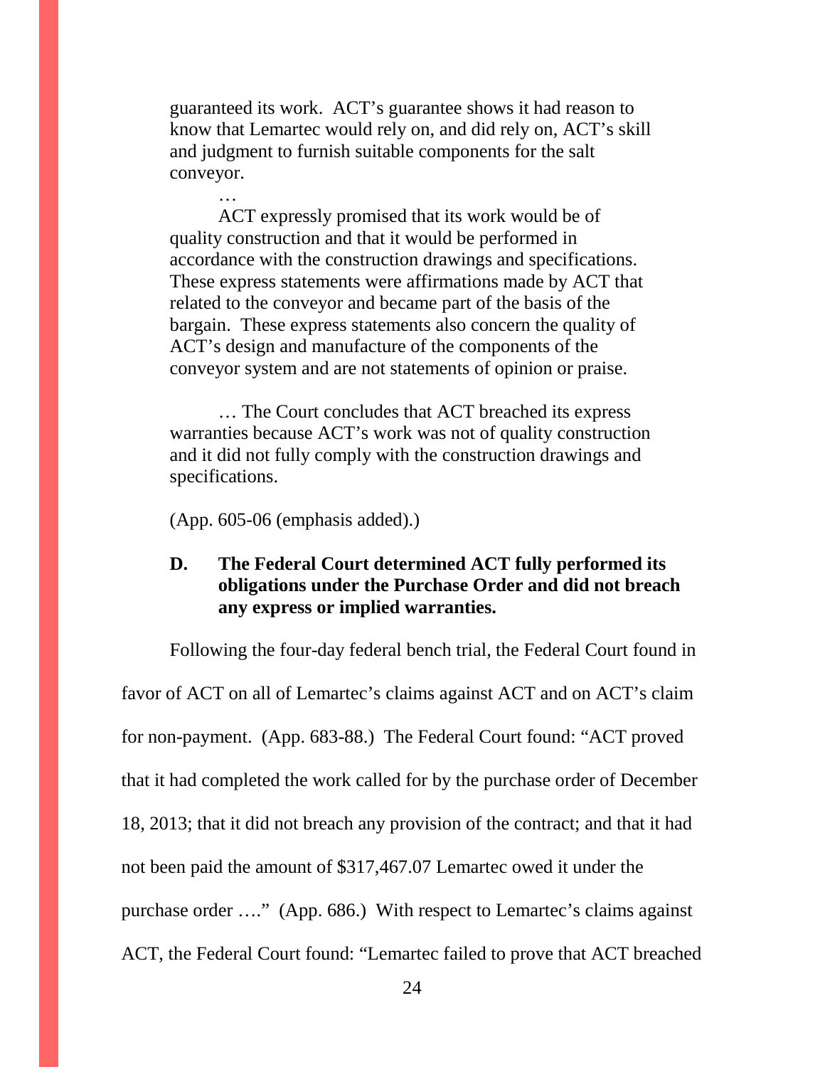> guaranteed its work. ACT's guarantee shows it had reason to know that Lemartec would rely on, and did rely on, ACT's skill and judgment to furnish suitable components for the salt conveyor.
>
> …
>
> ACT expressly promised that its work would be of quality construction and that it would be performed in accordance with the construction drawings and specifications. These express statements were affirmations made by ACT that related to the conveyor and became part of the basis of the bargain. These express statements also concern the quality of ACT's design and manufacture of the components of the conveyor system and are not statements of opinion or praise.
>
> … The Court concludes that ACT breached its express warranties because ACT's work was not of quality construction and it did not fully comply with the construction drawings and specifications.
>
> (App. 605-06 (emphasis added).)

### D. The Federal Court determined ACT fully performed its obligations under the Purchase Order and did not breach any express or implied warranties.

Following the four-day federal bench trial, the Federal Court found in favor of ACT on all of Lemartec's claims against ACT and on ACT's claim for non-payment. (App. 683-88.) The Federal Court found: "ACT proved that it had completed the work called for by the purchase order of December 18, 2013; that it did not breach any provision of the contract; and that it had not been paid the amount of $317,467.07 Lemartec owed it under the purchase order …." (App. 686.) With respect to Lemartec's claims against ACT, the Federal Court found: "Lemartec failed to prove that ACT breached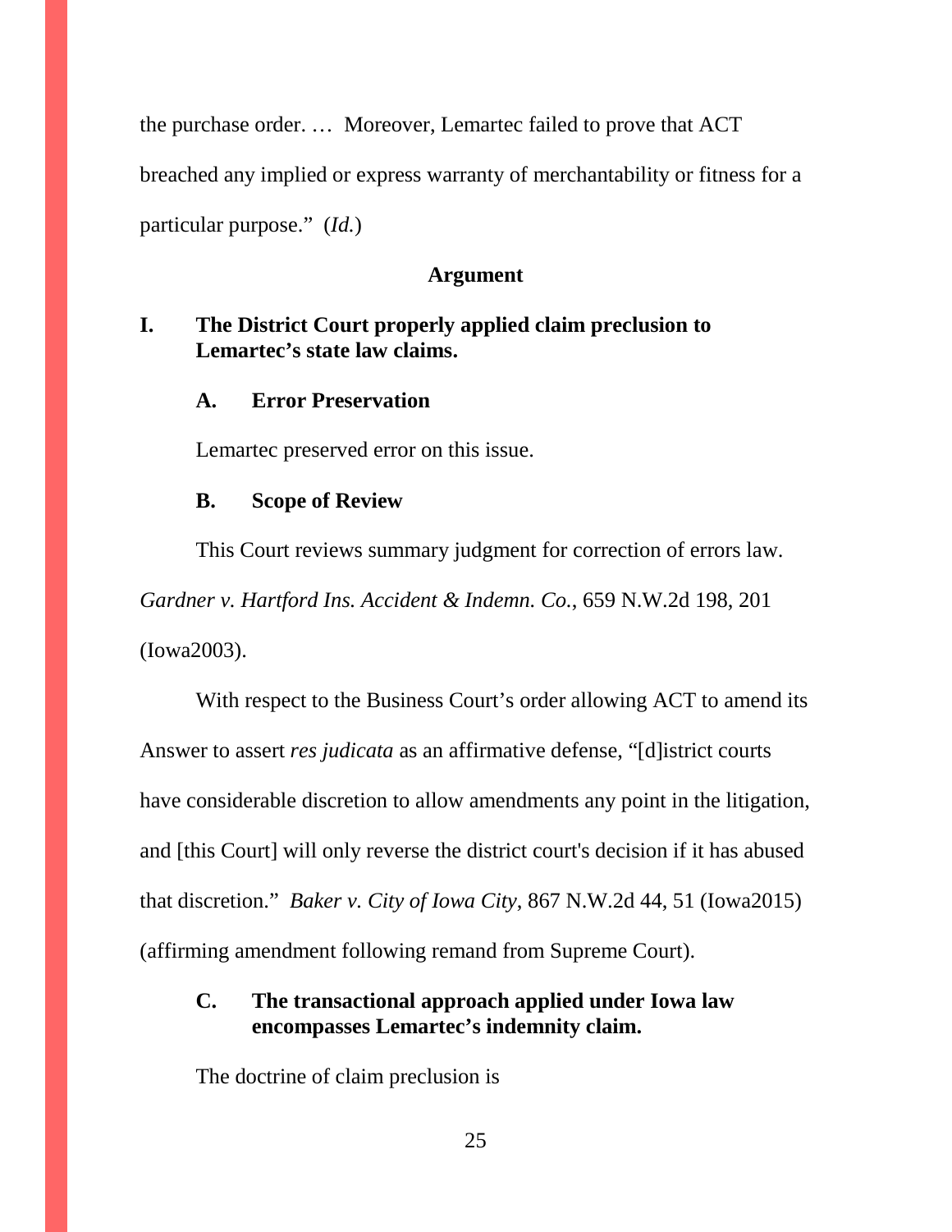the purchase order. … Moreover, Lemartec failed to prove that ACT breached any implied or express warranty of merchantability or fitness for a particular purpose." (*Id.*)

## Argument

### I. The District Court properly applied claim preclusion to Lemartec's state law claims.

#### A. Error Preservation

Lemartec preserved error on this issue.

#### B. Scope of Review

This Court reviews summary judgment for correction of errors law. *Gardner v. Hartford Ins. Accident & Indemn. Co.*, 659 N.W.2d 198, 201 (Iowa2003).

With respect to the Business Court's order allowing ACT to amend its Answer to assert *res judicata* as an affirmative defense, "[d]istrict courts have considerable discretion to allow amendments any point in the litigation, and [this Court] will only reverse the district court's decision if it has abused that discretion." *Baker v. City of Iowa City*, 867 N.W.2d 44, 51 (Iowa2015) (affirming amendment following remand from Supreme Court).

#### C. The transactional approach applied under Iowa law encompasses Lemartec's indemnity claim.

The doctrine of claim preclusion is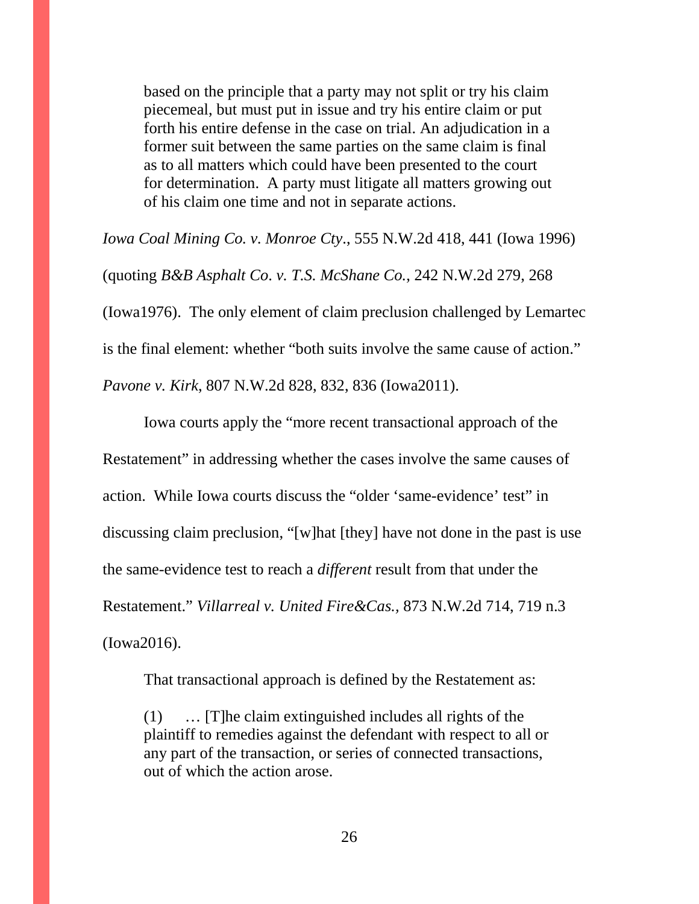> based on the principle that a party may not split or try his claim piecemeal, but must put in issue and try his entire claim or put forth his entire defense in the case on trial. An adjudication in a former suit between the same parties on the same claim is final as to all matters which could have been presented to the court for determination. A party must litigate all matters growing out of his claim one time and not in separate actions.

*Iowa Coal Mining Co. v. Monroe Cty*., 555 N.W.2d 418, 441 (Iowa 1996) (quoting *B&B Asphalt Co*. *v. T.S. McShane Co.*, 242 N.W.2d 279, 268 (Iowa1976). The only element of claim preclusion challenged by Lemartec is the final element: whether "both suits involve the same cause of action." *Pavone v. Kirk*, 807 N.W.2d 828, 832, 836 (Iowa2011).

Iowa courts apply the "more recent transactional approach of the Restatement" in addressing whether the cases involve the same causes of action. While Iowa courts discuss the "older 'same-evidence' test" in discussing claim preclusion, "[w]hat [they] have not done in the past is use the same-evidence test to reach a *different* result from that under the Restatement." *Villarreal v. United Fire&Cas.*, 873 N.W.2d 714, 719 n.3 (Iowa2016).

That transactional approach is defined by the Restatement as:

> (1) … [T]he claim extinguished includes all rights of the plaintiff to remedies against the defendant with respect to all or any part of the transaction, or series of connected transactions, out of which the action arose.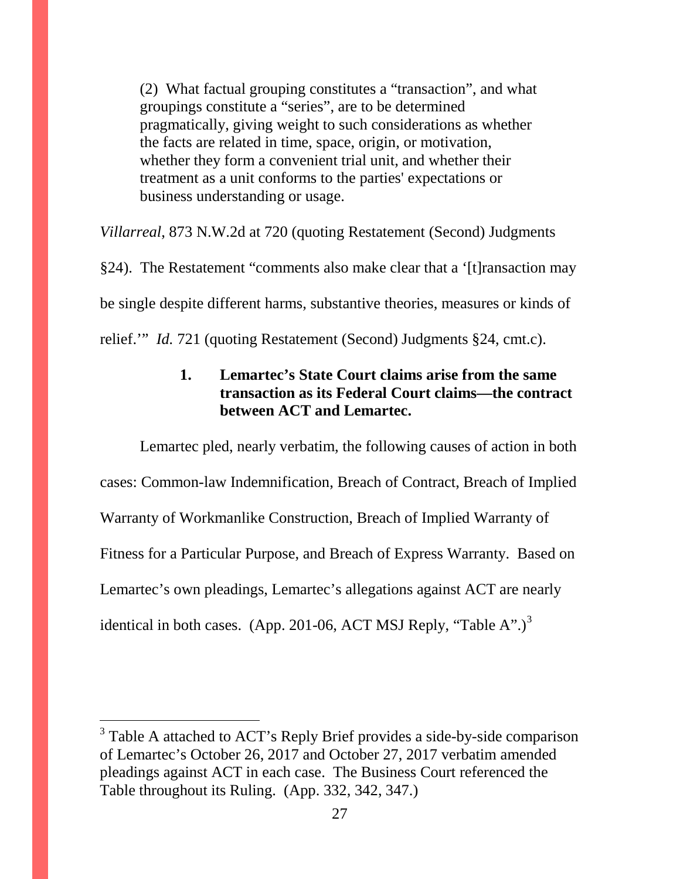> (2) What factual grouping constitutes a "transaction", and what groupings constitute a "series", are to be determined pragmatically, giving weight to such considerations as whether the facts are related in time, space, origin, or motivation, whether they form a convenient trial unit, and whether their treatment as a unit conforms to the parties' expectations or business understanding or usage.

*Villarreal*, 873 N.W.2d at 720 (quoting Restatement (Second) Judgments §24). The Restatement "comments also make clear that a '[t]ransaction may be single despite different harms, substantive theories, measures or kinds of relief.'" *Id.* 721 (quoting Restatement (Second) Judgments §24, cmt.c).

### 1. Lemartec's State Court claims arise from the same transaction as its Federal Court claims—the contract between ACT and Lemartec.

Lemartec pled, nearly verbatim, the following causes of action in both cases: Common-law Indemnification, Breach of Contract, Breach of Implied Warranty of Workmanlike Construction, Breach of Implied Warranty of Fitness for a Particular Purpose, and Breach of Express Warranty. Based on Lemartec's own pleadings, Lemartec's allegations against ACT are nearly identical in both cases. (App. 201-06, ACT MSJ Reply, "Table A".)[3]

[3] Table A attached to ACT's Reply Brief provides a side-by-side comparison of Lemartec's October 26, 2017 and October 27, 2017 verbatim amended pleadings against ACT in each case. The Business Court referenced the Table throughout its Ruling. (App. 332, 342, 347.)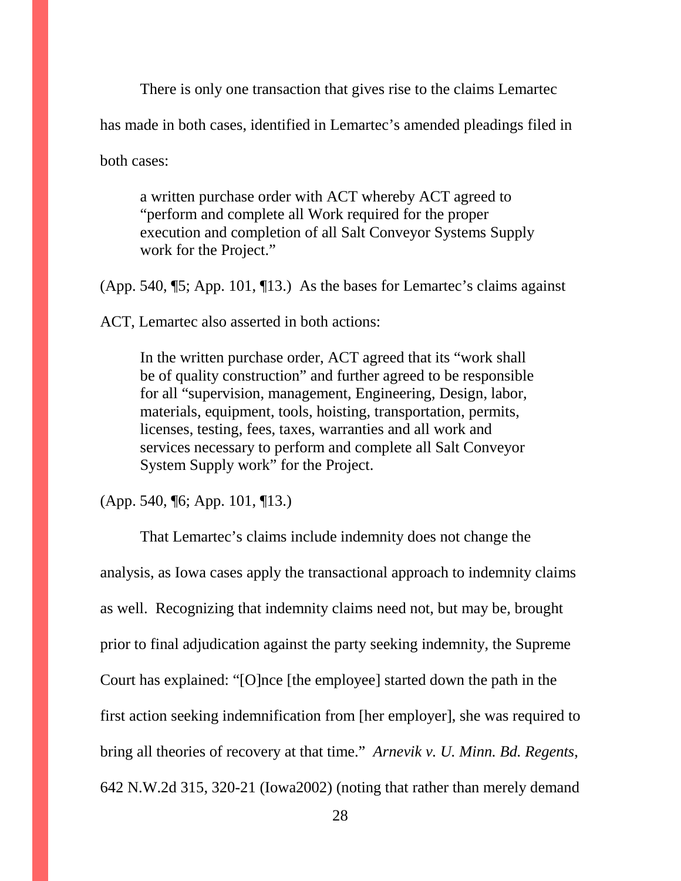There is only one transaction that gives rise to the claims Lemartec has made in both cases, identified in Lemartec's amended pleadings filed in both cases:

> a written purchase order with ACT whereby ACT agreed to "perform and complete all Work required for the proper execution and completion of all Salt Conveyor Systems Supply work for the Project."

(App. 540, ¶5; App. 101, ¶13.) As the bases for Lemartec's claims against ACT, Lemartec also asserted in both actions:

> In the written purchase order, ACT agreed that its "work shall be of quality construction" and further agreed to be responsible for all "supervision, management, Engineering, Design, labor, materials, equipment, tools, hoisting, transportation, permits, licenses, testing, fees, taxes, warranties and all work and services necessary to perform and complete all Salt Conveyor System Supply work" for the Project.

(App. 540, ¶6; App. 101, ¶13.)

That Lemartec's claims include indemnity does not change the analysis, as Iowa cases apply the transactional approach to indemnity claims as well. Recognizing that indemnity claims need not, but may be, brought prior to final adjudication against the party seeking indemnity, the Supreme Court has explained: "[O]nce [the employee] started down the path in the first action seeking indemnification from [her employer], she was required to bring all theories of recovery at that time." *Arnevik v. U. Minn. Bd. Regents*, 642 N.W.2d 315, 320-21 (Iowa2002) (noting that rather than merely demand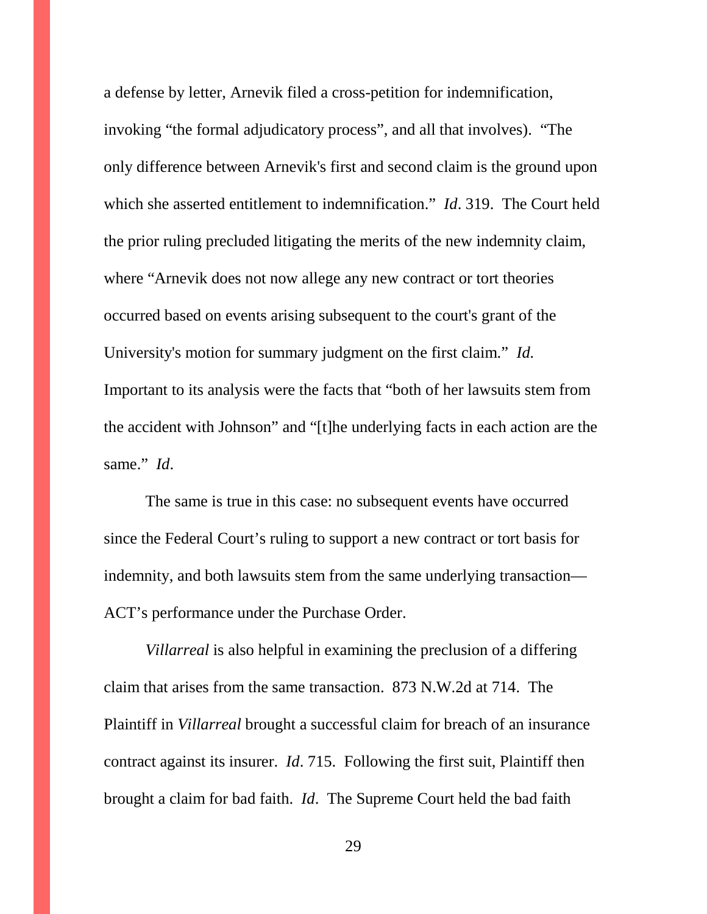a defense by letter, Arnevik filed a cross-petition for indemnification, invoking "the formal adjudicatory process", and all that involves). "The only difference between Arnevik's first and second claim is the ground upon which she asserted entitlement to indemnification." *Id*. 319. The Court held the prior ruling precluded litigating the merits of the new indemnity claim, where "Arnevik does not now allege any new contract or tort theories occurred based on events arising subsequent to the court's grant of the University's motion for summary judgment on the first claim." *Id.* Important to its analysis were the facts that "both of her lawsuits stem from the accident with Johnson" and "[t]he underlying facts in each action are the same." *Id*.

The same is true in this case: no subsequent events have occurred since the Federal Court's ruling to support a new contract or tort basis for indemnity, and both lawsuits stem from the same underlying transaction—ACT's performance under the Purchase Order.

*Villarreal* is also helpful in examining the preclusion of a differing claim that arises from the same transaction. 873 N.W.2d at 714. The Plaintiff in *Villarreal* brought a successful claim for breach of an insurance contract against its insurer. *Id*. 715. Following the first suit, Plaintiff then brought a claim for bad faith. *Id*. The Supreme Court held the bad faith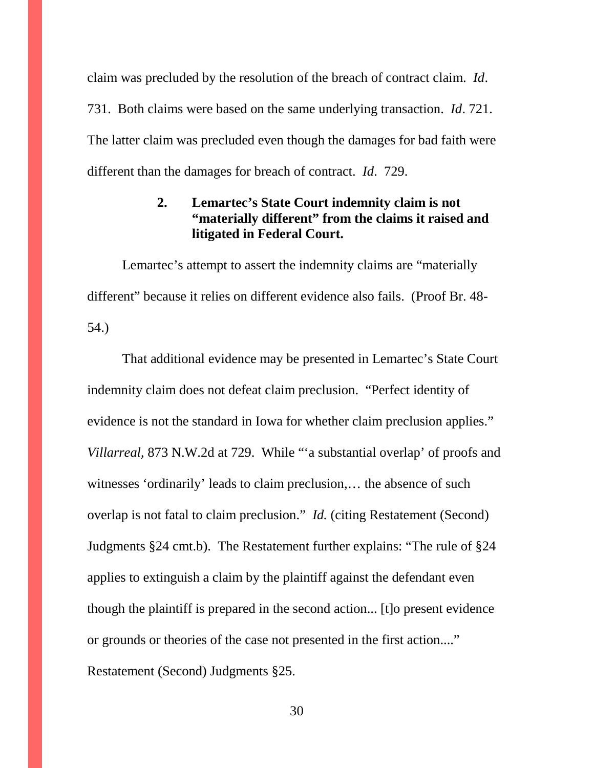claim was precluded by the resolution of the breach of contract claim. *Id*. 731. Both claims were based on the same underlying transaction. *Id*. 721. The latter claim was precluded even though the damages for bad faith were different than the damages for breach of contract. *Id*. 729.

**2. Lemartec's State Court indemnity claim is not "materially different" from the claims it raised and litigated in Federal Court.**

Lemartec's attempt to assert the indemnity claims are "materially different" because it relies on different evidence also fails. (Proof Br. 48-54.)

That additional evidence may be presented in Lemartec's State Court indemnity claim does not defeat claim preclusion. "Perfect identity of evidence is not the standard in Iowa for whether claim preclusion applies." *Villarreal*, 873 N.W.2d at 729. While "'a substantial overlap' of proofs and witnesses 'ordinarily' leads to claim preclusion,… the absence of such overlap is not fatal to claim preclusion." *Id.* (citing Restatement (Second) Judgments §24 cmt.b). The Restatement further explains: "The rule of §24 applies to extinguish a claim by the plaintiff against the defendant even though the plaintiff is prepared in the second action... [t]o present evidence or grounds or theories of the case not presented in the first action...." Restatement (Second) Judgments §25.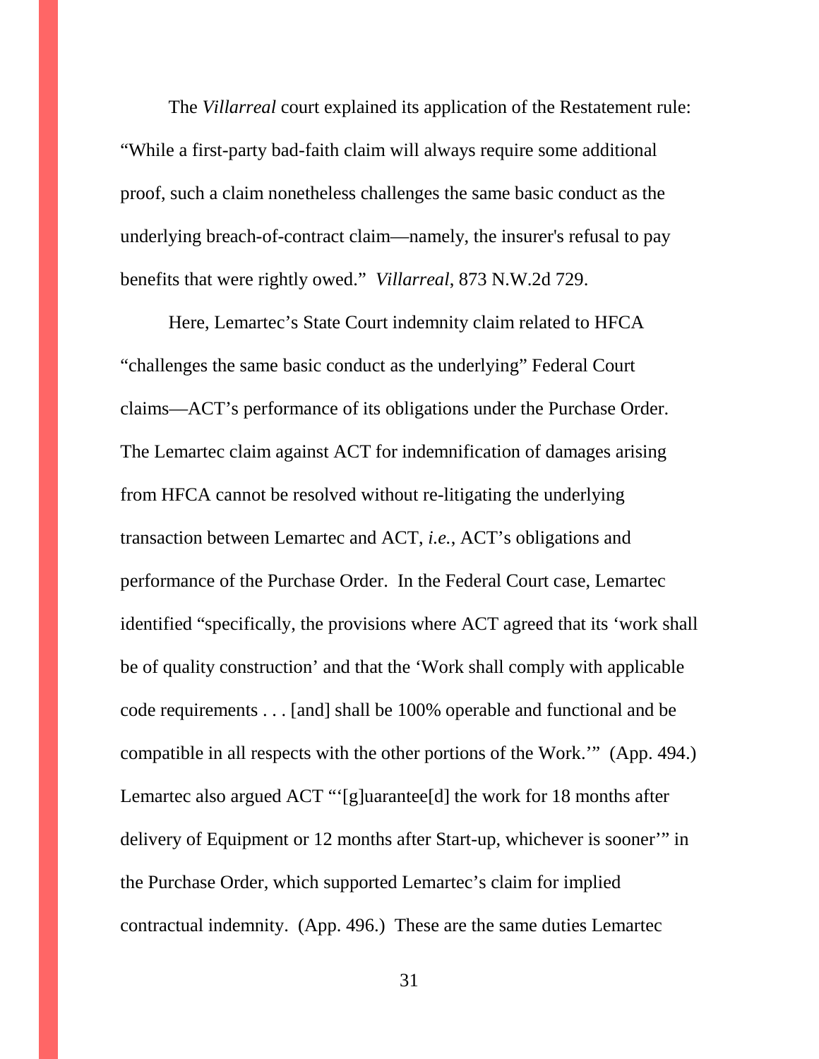The *Villarreal* court explained its application of the Restatement rule: "While a first-party bad-faith claim will always require some additional proof, such a claim nonetheless challenges the same basic conduct as the underlying breach-of-contract claim—namely, the insurer's refusal to pay benefits that were rightly owed." *Villarreal*, 873 N.W.2d 729.

Here, Lemartec's State Court indemnity claim related to HFCA "challenges the same basic conduct as the underlying" Federal Court claims—ACT's performance of its obligations under the Purchase Order. The Lemartec claim against ACT for indemnification of damages arising from HFCA cannot be resolved without re-litigating the underlying transaction between Lemartec and ACT, *i.e.*, ACT's obligations and performance of the Purchase Order. In the Federal Court case, Lemartec identified "specifically, the provisions where ACT agreed that its 'work shall be of quality construction' and that the 'Work shall comply with applicable code requirements . . . [and] shall be 100% operable and functional and be compatible in all respects with the other portions of the Work.'" (App. 494.) Lemartec also argued ACT "'[g]uarantee[d] the work for 18 months after delivery of Equipment or 12 months after Start-up, whichever is sooner'" in the Purchase Order, which supported Lemartec's claim for implied contractual indemnity. (App. 496.) These are the same duties Lemartec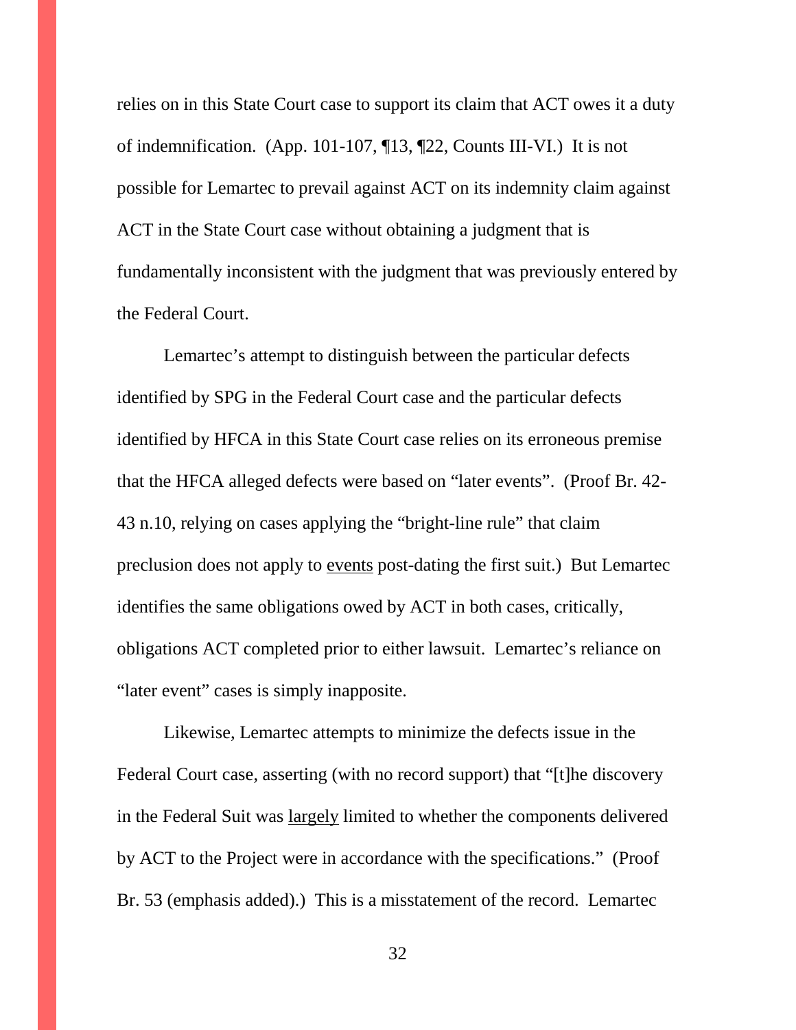relies on in this State Court case to support its claim that ACT owes it a duty of indemnification. (App. 101-107, ¶13, ¶22, Counts III-VI.) It is not possible for Lemartec to prevail against ACT on its indemnity claim against ACT in the State Court case without obtaining a judgment that is fundamentally inconsistent with the judgment that was previously entered by the Federal Court.

Lemartec's attempt to distinguish between the particular defects identified by SPG in the Federal Court case and the particular defects identified by HFCA in this State Court case relies on its erroneous premise that the HFCA alleged defects were based on "later events". (Proof Br. 42-43 n.10, relying on cases applying the "bright-line rule" that claim preclusion does not apply to <u>events</u> post-dating the first suit.) But Lemartec identifies the same obligations owed by ACT in both cases, critically, obligations ACT completed prior to either lawsuit. Lemartec's reliance on "later event" cases is simply inapposite.

Likewise, Lemartec attempts to minimize the defects issue in the Federal Court case, asserting (with no record support) that "[t]he discovery in the Federal Suit was <u>largely</u> limited to whether the components delivered by ACT to the Project were in accordance with the specifications." (Proof Br. 53 (emphasis added).) This is a misstatement of the record. Lemartec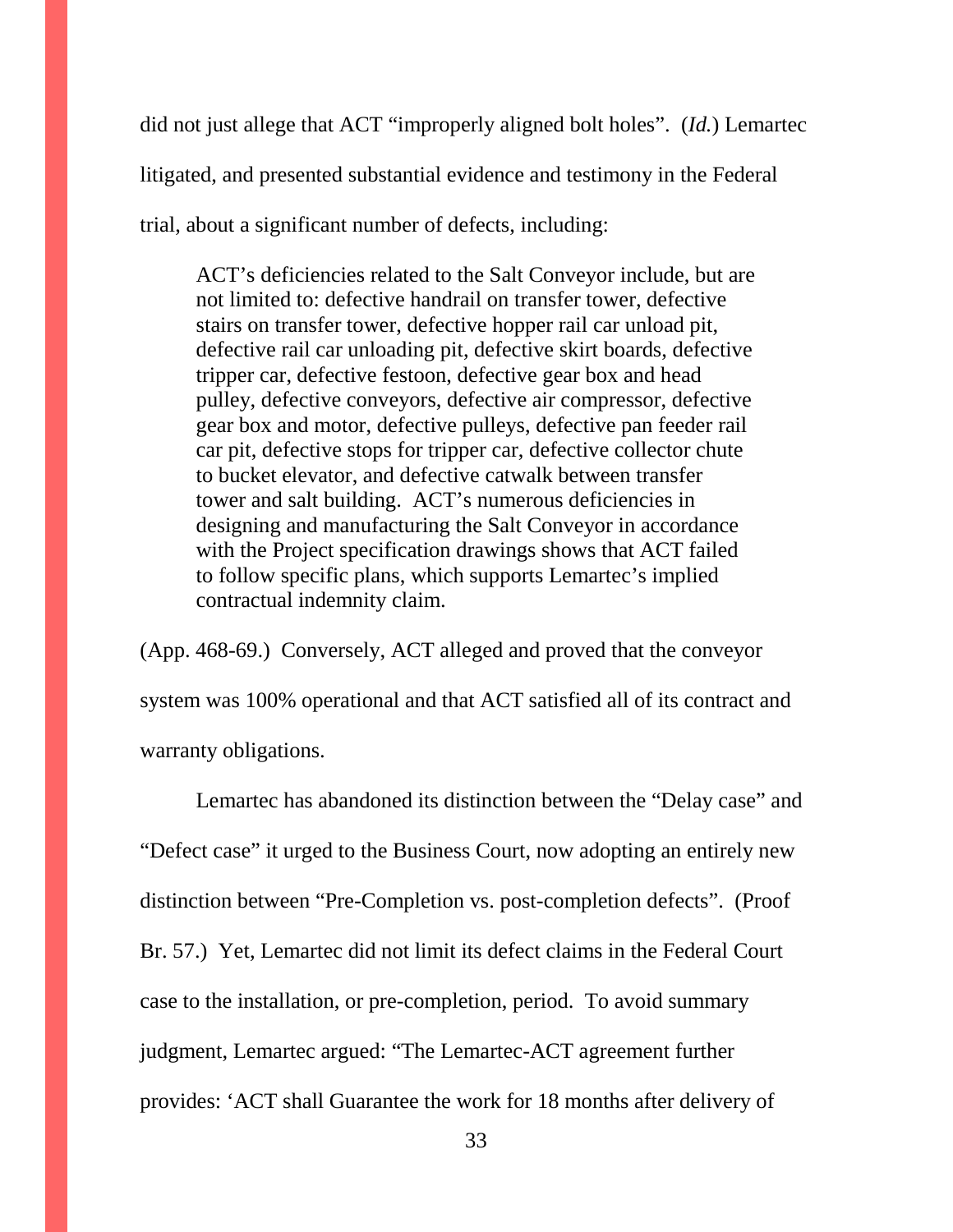did not just allege that ACT "improperly aligned bolt holes". (*Id.*) Lemartec litigated, and presented substantial evidence and testimony in the Federal trial, about a significant number of defects, including:

> ACT's deficiencies related to the Salt Conveyor include, but are not limited to: defective handrail on transfer tower, defective stairs on transfer tower, defective hopper rail car unload pit, defective rail car unloading pit, defective skirt boards, defective tripper car, defective festoon, defective gear box and head pulley, defective conveyors, defective air compressor, defective gear box and motor, defective pulleys, defective pan feeder rail car pit, defective stops for tripper car, defective collector chute to bucket elevator, and defective catwalk between transfer tower and salt building. ACT's numerous deficiencies in designing and manufacturing the Salt Conveyor in accordance with the Project specification drawings shows that ACT failed to follow specific plans, which supports Lemartec's implied contractual indemnity claim.

(App. 468-69.) Conversely, ACT alleged and proved that the conveyor system was 100% operational and that ACT satisfied all of its contract and warranty obligations.

Lemartec has abandoned its distinction between the "Delay case" and "Defect case" it urged to the Business Court, now adopting an entirely new distinction between "Pre-Completion vs. post-completion defects". (Proof Br. 57.) Yet, Lemartec did not limit its defect claims in the Federal Court case to the installation, or pre-completion, period. To avoid summary judgment, Lemartec argued: "The Lemartec-ACT agreement further provides: 'ACT shall Guarantee the work for 18 months after delivery of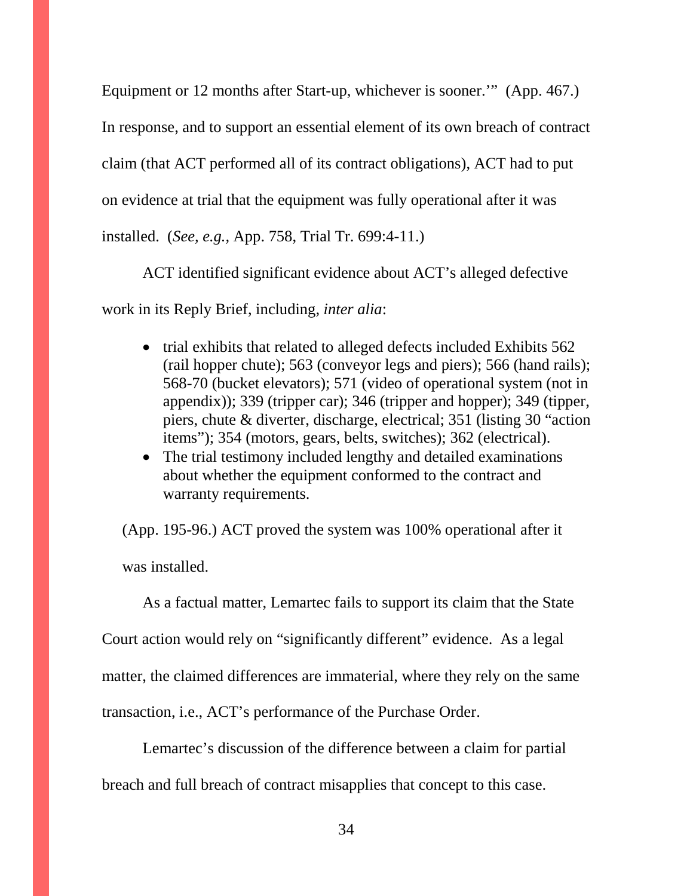Equipment or 12 months after Start-up, whichever is sooner.'" (App. 467.) In response, and to support an essential element of its own breach of contract claim (that ACT performed all of its contract obligations), ACT had to put on evidence at trial that the equipment was fully operational after it was installed. (*See, e.g.*, App. 758, Trial Tr. 699:4-11.)

ACT identified significant evidence about ACT's alleged defective work in its Reply Brief, including, *inter alia*:

- trial exhibits that related to alleged defects included Exhibits 562 (rail hopper chute); 563 (conveyor legs and piers); 566 (hand rails); 568-70 (bucket elevators); 571 (video of operational system (not in appendix)); 339 (tripper car); 346 (tripper and hopper); 349 (tipper, piers, chute & diverter, discharge, electrical; 351 (listing 30 "action items"); 354 (motors, gears, belts, switches); 362 (electrical).
- The trial testimony included lengthy and detailed examinations about whether the equipment conformed to the contract and warranty requirements.

(App. 195-96.) ACT proved the system was 100% operational after it was installed.

As a factual matter, Lemartec fails to support its claim that the State Court action would rely on "significantly different" evidence. As a legal matter, the claimed differences are immaterial, where they rely on the same transaction, i.e., ACT's performance of the Purchase Order.

Lemartec's discussion of the difference between a claim for partial breach and full breach of contract misapplies that concept to this case.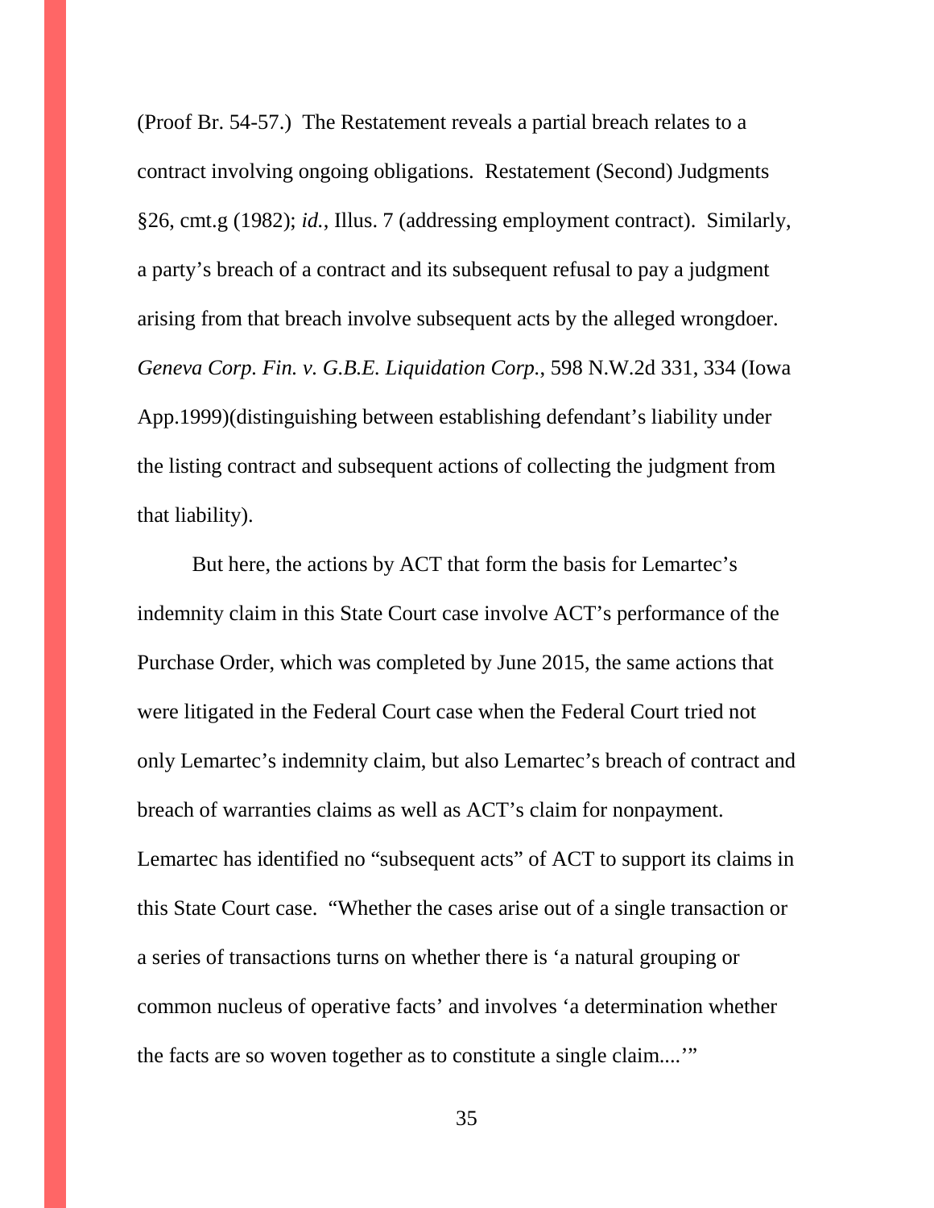(Proof Br. 54-57.) The Restatement reveals a partial breach relates to a contract involving ongoing obligations. Restatement (Second) Judgments §26, cmt.g (1982); *id.*, Illus. 7 (addressing employment contract). Similarly, a party's breach of a contract and its subsequent refusal to pay a judgment arising from that breach involve subsequent acts by the alleged wrongdoer. *Geneva Corp. Fin. v. G.B.E. Liquidation Corp.*, 598 N.W.2d 331, 334 (Iowa App.1999)(distinguishing between establishing defendant's liability under the listing contract and subsequent actions of collecting the judgment from that liability).

But here, the actions by ACT that form the basis for Lemartec's indemnity claim in this State Court case involve ACT's performance of the Purchase Order, which was completed by June 2015, the same actions that were litigated in the Federal Court case when the Federal Court tried not only Lemartec's indemnity claim, but also Lemartec's breach of contract and breach of warranties claims as well as ACT's claim for nonpayment. Lemartec has identified no "subsequent acts" of ACT to support its claims in this State Court case. "Whether the cases arise out of a single transaction or a series of transactions turns on whether there is 'a natural grouping or common nucleus of operative facts' and involves 'a determination whether the facts are so woven together as to constitute a single claim....'"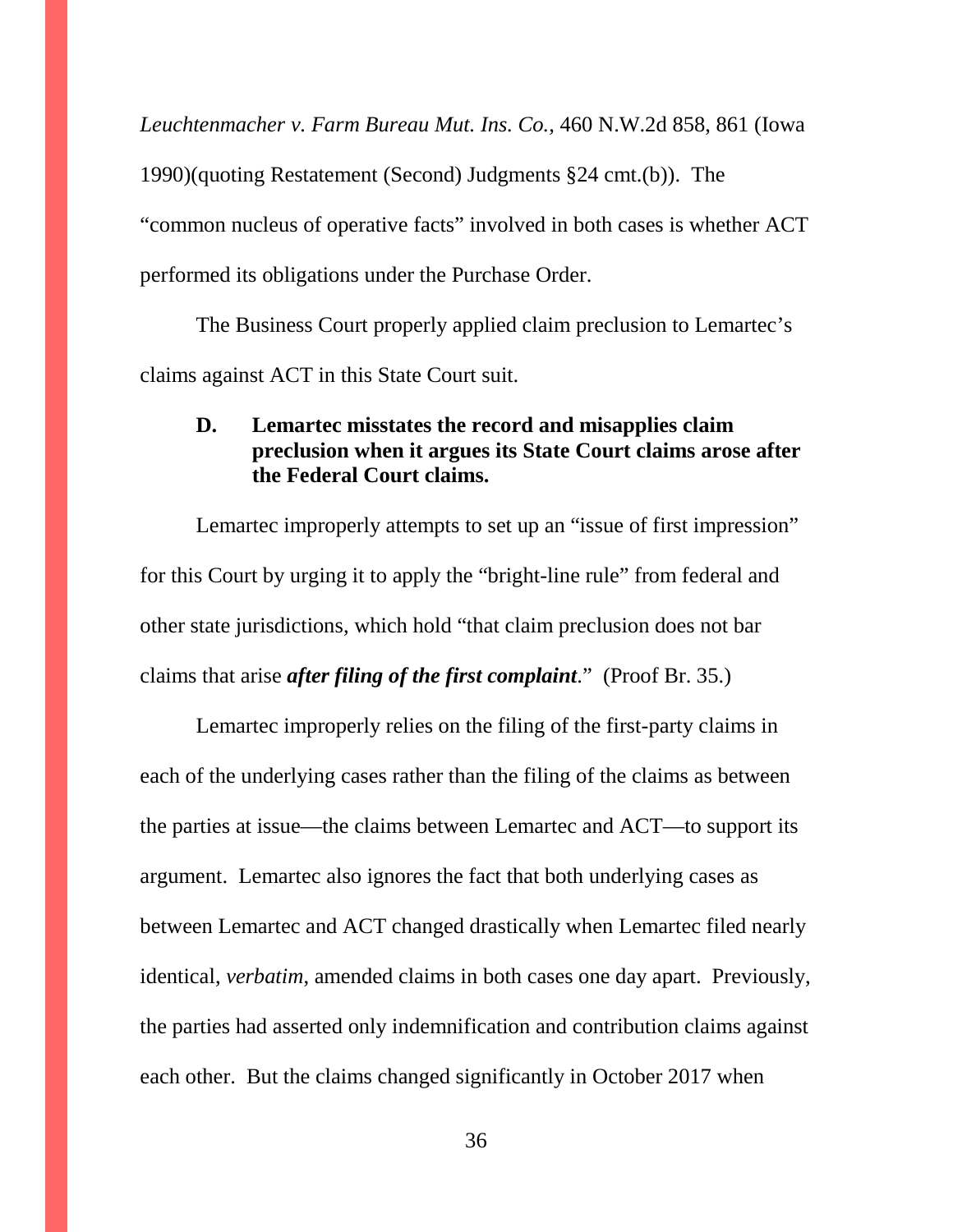*Leuchtenmacher v. Farm Bureau Mut. Ins. Co.*, 460 N.W.2d 858, 861 (Iowa 1990)(quoting Restatement (Second) Judgments §24 cmt.(b)). The "common nucleus of operative facts" involved in both cases is whether ACT performed its obligations under the Purchase Order.

The Business Court properly applied claim preclusion to Lemartec's claims against ACT in this State Court suit.

### D. Lemartec misstates the record and misapplies claim preclusion when it argues its State Court claims arose after the Federal Court claims.

Lemartec improperly attempts to set up an "issue of first impression" for this Court by urging it to apply the "bright-line rule" from federal and other state jurisdictions, which hold "that claim preclusion does not bar claims that arise ***after filing of the first complaint***." (Proof Br. 35.)

Lemartec improperly relies on the filing of the first-party claims in each of the underlying cases rather than the filing of the claims as between the parties at issue—the claims between Lemartec and ACT—to support its argument. Lemartec also ignores the fact that both underlying cases as between Lemartec and ACT changed drastically when Lemartec filed nearly identical, *verbatim*, amended claims in both cases one day apart. Previously, the parties had asserted only indemnification and contribution claims against each other. But the claims changed significantly in October 2017 when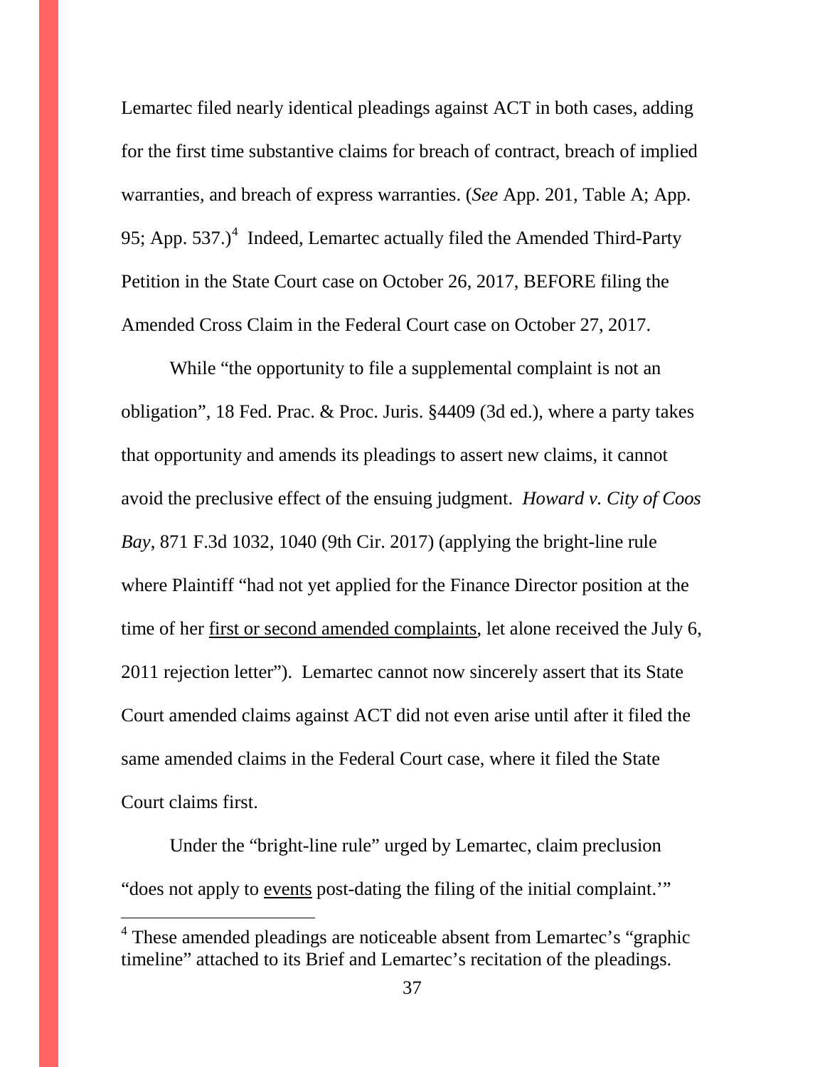Lemartec filed nearly identical pleadings against ACT in both cases, adding for the first time substantive claims for breach of contract, breach of implied warranties, and breach of express warranties. (*See* App. 201, Table A; App. 95; App. 537.)[4] Indeed, Lemartec actually filed the Amended Third-Party Petition in the State Court case on October 26, 2017, BEFORE filing the Amended Cross Claim in the Federal Court case on October 27, 2017.

While "the opportunity to file a supplemental complaint is not an obligation", 18 Fed. Prac. & Proc. Juris. §4409 (3d ed.), where a party takes that opportunity and amends its pleadings to assert new claims, it cannot avoid the preclusive effect of the ensuing judgment. *Howard v. City of Coos Bay*, 871 F.3d 1032, 1040 (9th Cir. 2017) (applying the bright-line rule where Plaintiff "had not yet applied for the Finance Director position at the time of her <u>first or second amended complaints</u>, let alone received the July 6, 2011 rejection letter"). Lemartec cannot now sincerely assert that its State Court amended claims against ACT did not even arise until after it filed the same amended claims in the Federal Court case, where it filed the State Court claims first.

Under the "bright-line rule" urged by Lemartec, claim preclusion "does not apply to <u>events</u> post-dating the filing of the initial complaint.'"

---

[4] These amended pleadings are noticeable absent from Lemartec's "graphic timeline" attached to its Brief and Lemartec's recitation of the pleadings.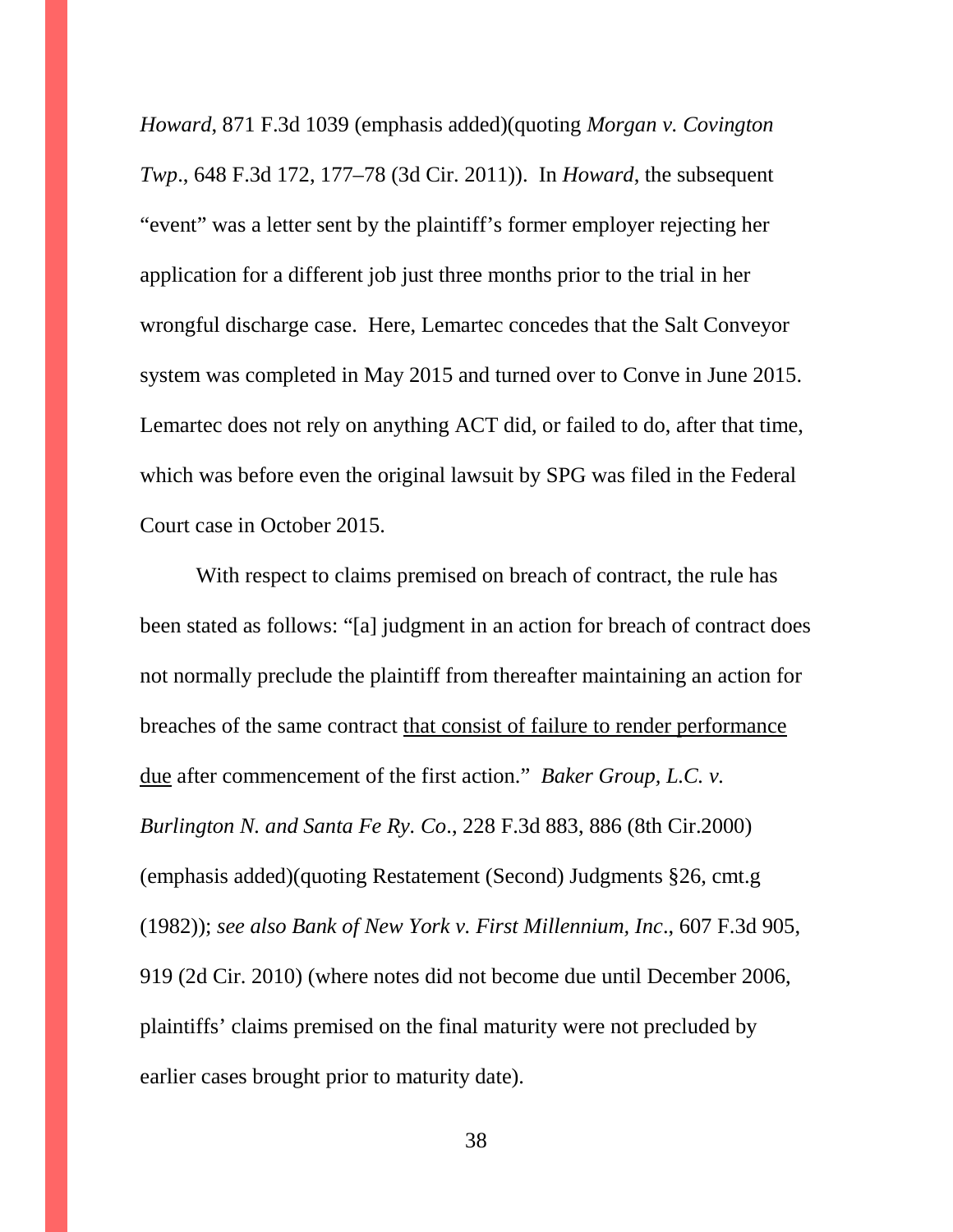*Howard*, 871 F.3d 1039 (emphasis added)(quoting *Morgan v. Covington Twp*., 648 F.3d 172, 177–78 (3d Cir. 2011)). In *Howard*, the subsequent "event" was a letter sent by the plaintiff's former employer rejecting her application for a different job just three months prior to the trial in her wrongful discharge case. Here, Lemartec concedes that the Salt Conveyor system was completed in May 2015 and turned over to Conve in June 2015. Lemartec does not rely on anything ACT did, or failed to do, after that time, which was before even the original lawsuit by SPG was filed in the Federal Court case in October 2015.

With respect to claims premised on breach of contract, the rule has been stated as follows: "[a] judgment in an action for breach of contract does not normally preclude the plaintiff from thereafter maintaining an action for breaches of the same contract <u>that consist of failure to render performance due</u> after commencement of the first action." *Baker Group, L.C. v. Burlington N. and Santa Fe Ry. Co*., 228 F.3d 883, 886 (8th Cir.2000) (emphasis added)(quoting Restatement (Second) Judgments §26, cmt.g (1982)); *see also Bank of New York v. First Millennium, Inc*., 607 F.3d 905, 919 (2d Cir. 2010) (where notes did not become due until December 2006, plaintiffs' claims premised on the final maturity were not precluded by earlier cases brought prior to maturity date).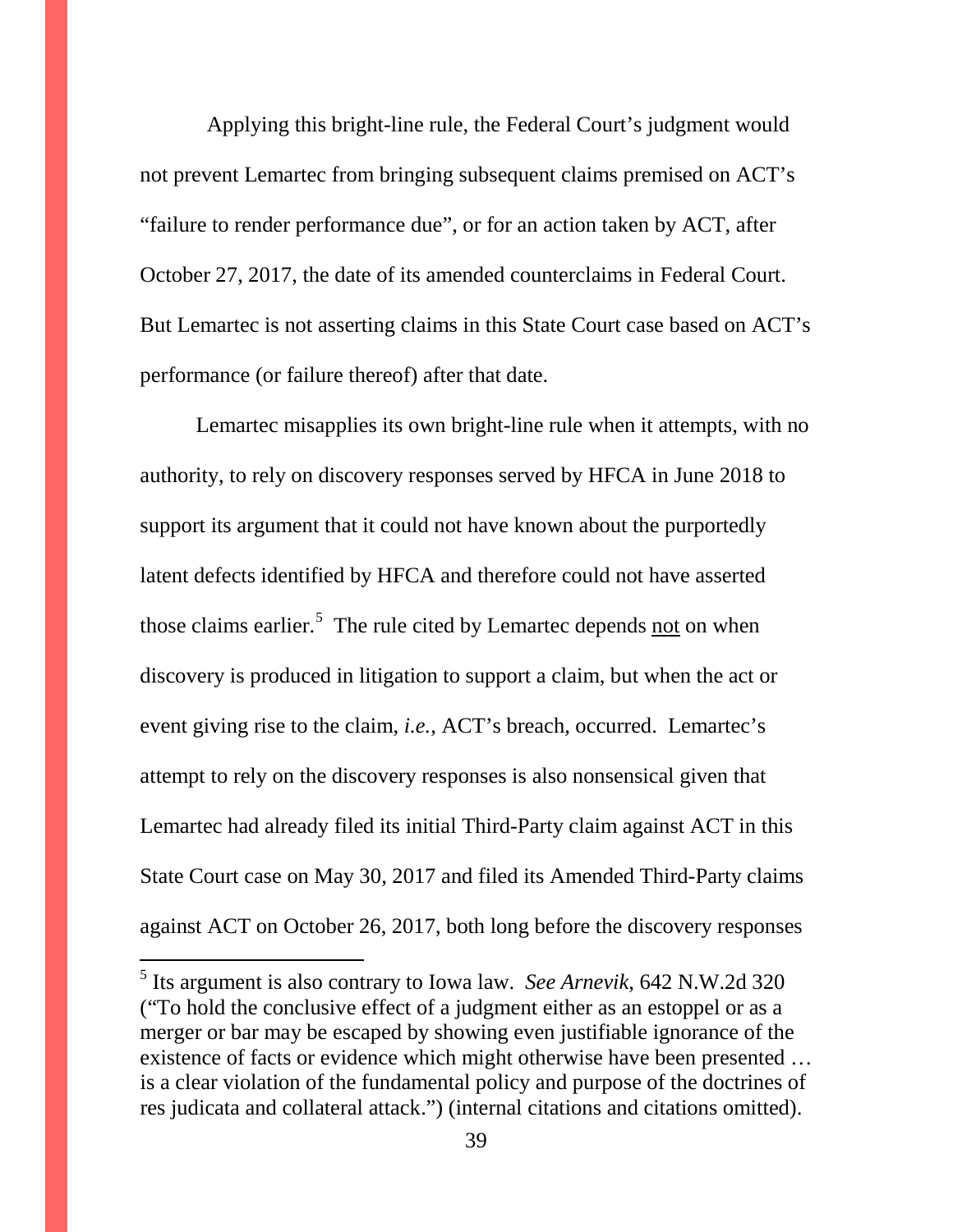Applying this bright-line rule, the Federal Court's judgment would not prevent Lemartec from bringing subsequent claims premised on ACT's "failure to render performance due", or for an action taken by ACT, after October 27, 2017, the date of its amended counterclaims in Federal Court. But Lemartec is not asserting claims in this State Court case based on ACT's performance (or failure thereof) after that date.

Lemartec misapplies its own bright-line rule when it attempts, with no authority, to rely on discovery responses served by HFCA in June 2018 to support its argument that it could not have known about the purportedly latent defects identified by HFCA and therefore could not have asserted those claims earlier.[5] The rule cited by Lemartec depends <u>not</u> on when discovery is produced in litigation to support a claim, but when the act or event giving rise to the claim, *i.e.*, ACT's breach, occurred. Lemartec's attempt to rely on the discovery responses is also nonsensical given that Lemartec had already filed its initial Third-Party claim against ACT in this State Court case on May 30, 2017 and filed its Amended Third-Party claims against ACT on October 26, 2017, both long before the discovery responses

---

[5] Its argument is also contrary to Iowa law. *See Arnevik*, 642 N.W.2d 320 ("To hold the conclusive effect of a judgment either as an estoppel or as a merger or bar may be escaped by showing even justifiable ignorance of the existence of facts or evidence which might otherwise have been presented … is a clear violation of the fundamental policy and purpose of the doctrines of res judicata and collateral attack.") (internal citations and citations omitted).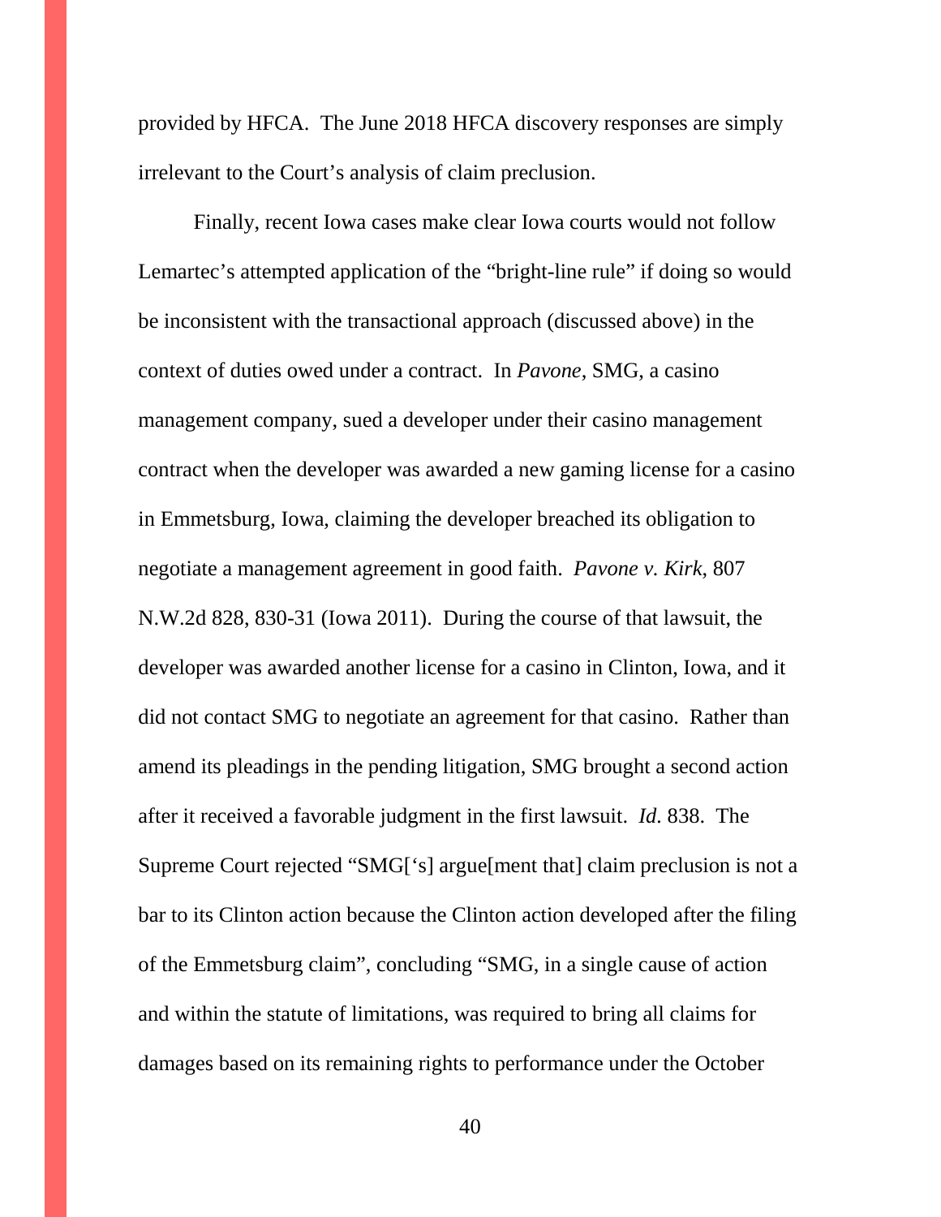provided by HFCA. The June 2018 HFCA discovery responses are simply irrelevant to the Court's analysis of claim preclusion.

Finally, recent Iowa cases make clear Iowa courts would not follow Lemartec's attempted application of the "bright-line rule" if doing so would be inconsistent with the transactional approach (discussed above) in the context of duties owed under a contract. In *Pavone*, SMG, a casino management company, sued a developer under their casino management contract when the developer was awarded a new gaming license for a casino in Emmetsburg, Iowa, claiming the developer breached its obligation to negotiate a management agreement in good faith. *Pavone v. Kirk*, 807 N.W.2d 828, 830-31 (Iowa 2011). During the course of that lawsuit, the developer was awarded another license for a casino in Clinton, Iowa, and it did not contact SMG to negotiate an agreement for that casino. Rather than amend its pleadings in the pending litigation, SMG brought a second action after it received a favorable judgment in the first lawsuit. *Id*. 838. The Supreme Court rejected "SMG['s] argue[ment that] claim preclusion is not a bar to its Clinton action because the Clinton action developed after the filing of the Emmetsburg claim", concluding "SMG, in a single cause of action and within the statute of limitations, was required to bring all claims for damages based on its remaining rights to performance under the October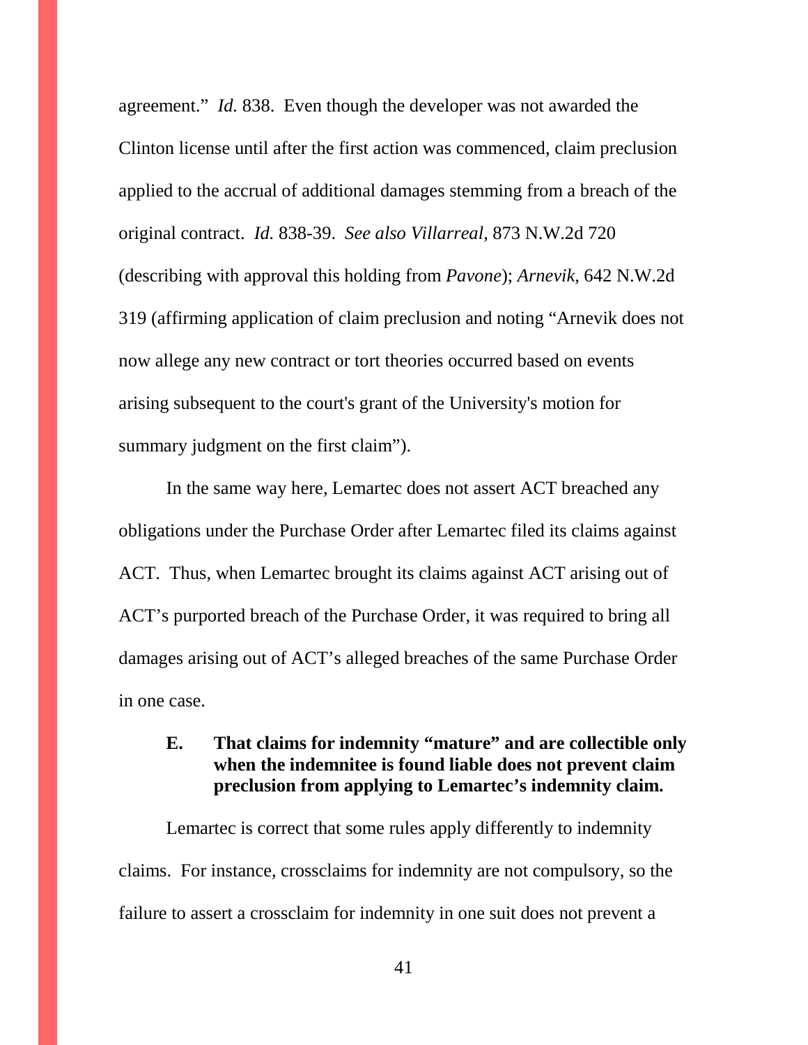agreement." *Id.* 838. Even though the developer was not awarded the Clinton license until after the first action was commenced, claim preclusion applied to the accrual of additional damages stemming from a breach of the original contract. *Id.* 838-39. *See also Villarreal,* 873 N.W.2d 720 (describing with approval this holding from *Pavone*); *Arnevik*, 642 N.W.2d 319 (affirming application of claim preclusion and noting "Arnevik does not now allege any new contract or tort theories occurred based on events arising subsequent to the court's grant of the University's motion for summary judgment on the first claim").

In the same way here, Lemartec does not assert ACT breached any obligations under the Purchase Order after Lemartec filed its claims against ACT. Thus, when Lemartec brought its claims against ACT arising out of ACT's purported breach of the Purchase Order, it was required to bring all damages arising out of ACT's alleged breaches of the same Purchase Order in one case.

### E. That claims for indemnity "mature" and are collectible only when the indemnitee is found liable does not prevent claim preclusion from applying to Lemartec's indemnity claim.

Lemartec is correct that some rules apply differently to indemnity claims. For instance, crossclaims for indemnity are not compulsory, so the failure to assert a crossclaim for indemnity in one suit does not prevent a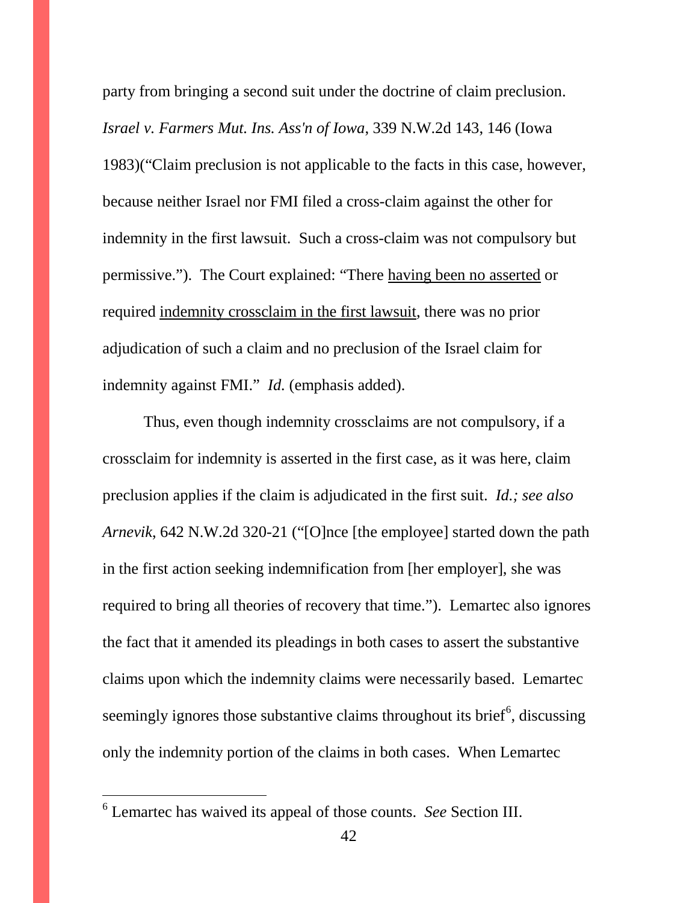party from bringing a second suit under the doctrine of claim preclusion. *Israel v. Farmers Mut. Ins. Ass'n of Iowa*, 339 N.W.2d 143, 146 (Iowa 1983)("Claim preclusion is not applicable to the facts in this case, however, because neither Israel nor FMI filed a cross-claim against the other for indemnity in the first lawsuit. Such a cross-claim was not compulsory but permissive."). The Court explained: "There having been no asserted or required indemnity crossclaim in the first lawsuit, there was no prior adjudication of such a claim and no preclusion of the Israel claim for indemnity against FMI." *Id.* (emphasis added).

Thus, even though indemnity crossclaims are not compulsory, if a crossclaim for indemnity is asserted in the first case, as it was here, claim preclusion applies if the claim is adjudicated in the first suit. *Id.; see also Arnevik*, 642 N.W.2d 320-21 ("[O]nce [the employee] started down the path in the first action seeking indemnification from [her employer], she was required to bring all theories of recovery that time."). Lemartec also ignores the fact that it amended its pleadings in both cases to assert the substantive claims upon which the indemnity claims were necessarily based. Lemartec seemingly ignores those substantive claims throughout its brief[6], discussing only the indemnity portion of the claims in both cases. When Lemartec

[6] Lemartec has waived its appeal of those counts. *See* Section III.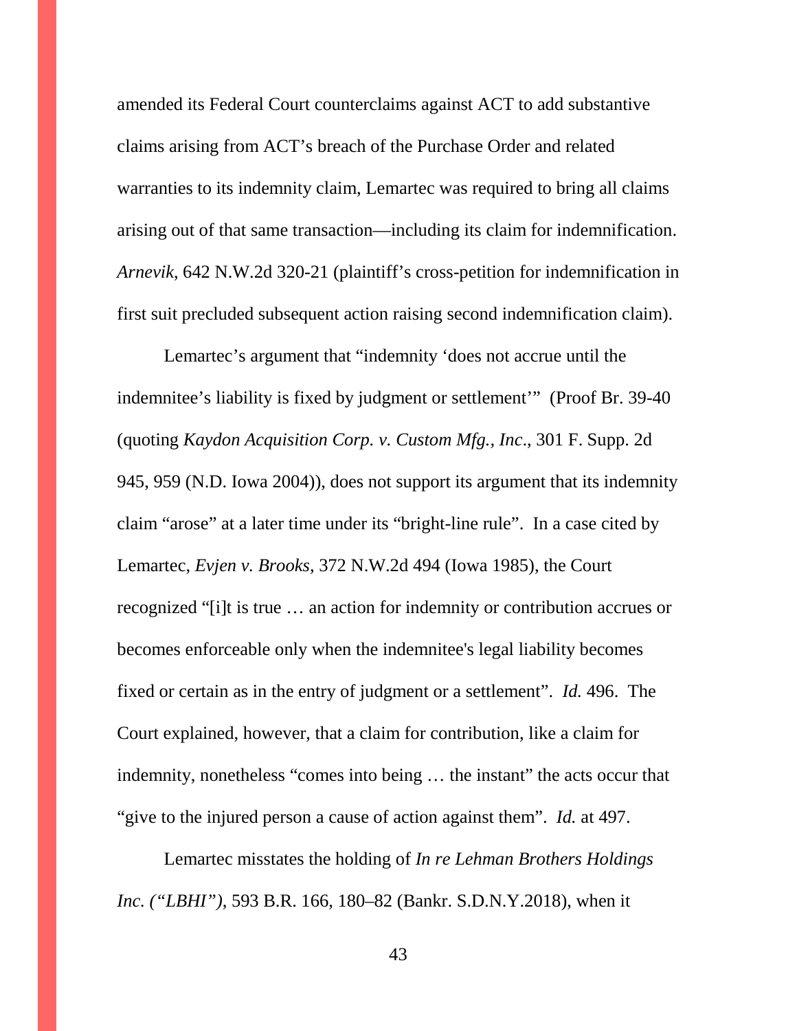amended its Federal Court counterclaims against ACT to add substantive claims arising from ACT's breach of the Purchase Order and related warranties to its indemnity claim, Lemartec was required to bring all claims arising out of that same transaction—including its claim for indemnification. *Arnevik*, 642 N.W.2d 320-21 (plaintiff's cross-petition for indemnification in first suit precluded subsequent action raising second indemnification claim).

Lemartec's argument that "indemnity 'does not accrue until the indemnitee's liability is fixed by judgment or settlement'" (Proof Br. 39-40 (quoting *Kaydon Acquisition Corp. v. Custom Mfg., Inc*., 301 F. Supp. 2d 945, 959 (N.D. Iowa 2004)), does not support its argument that its indemnity claim "arose" at a later time under its "bright-line rule". In a case cited by Lemartec, *Evjen v. Brooks*, 372 N.W.2d 494 (Iowa 1985), the Court recognized "[i]t is true … an action for indemnity or contribution accrues or becomes enforceable only when the indemnitee's legal liability becomes fixed or certain as in the entry of judgment or a settlement". *Id.* 496. The Court explained, however, that a claim for contribution, like a claim for indemnity, nonetheless "comes into being … the instant" the acts occur that "give to the injured person a cause of action against them". *Id.* at 497.

Lemartec misstates the holding of *In re Lehman Brothers Holdings Inc. ("LBHI")*, 593 B.R. 166, 180–82 (Bankr. S.D.N.Y.2018), when it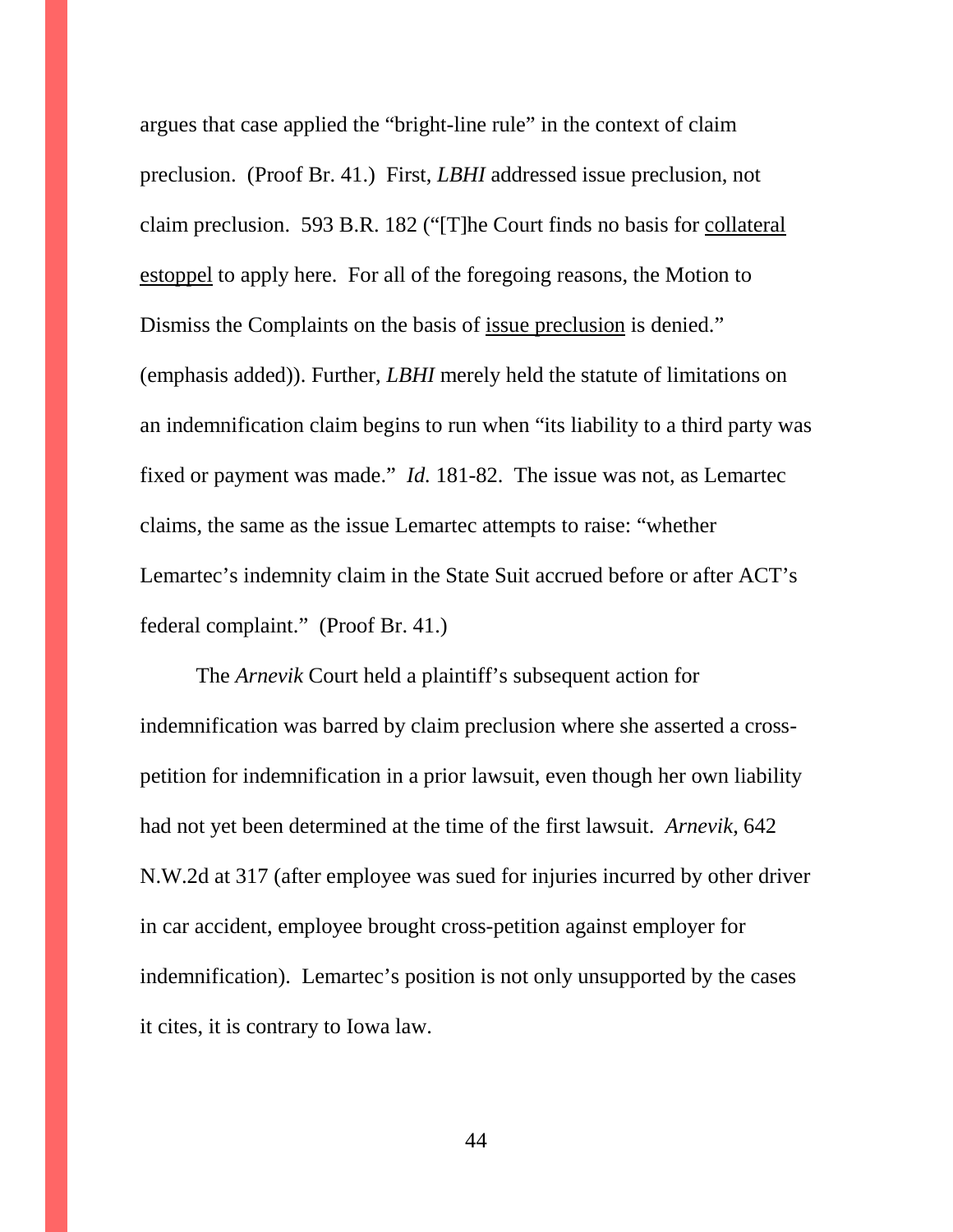argues that case applied the "bright-line rule" in the context of claim preclusion. (Proof Br. 41.) First, *LBHI* addressed issue preclusion, not claim preclusion. 593 B.R. 182 ("[T]he Court finds no basis for <u>collateral estoppel</u> to apply here. For all of the foregoing reasons, the Motion to Dismiss the Complaints on the basis of <u>issue preclusion</u> is denied." (emphasis added)). Further, *LBHI* merely held the statute of limitations on an indemnification claim begins to run when "its liability to a third party was fixed or payment was made." *Id.* 181-82. The issue was not, as Lemartec claims, the same as the issue Lemartec attempts to raise: "whether Lemartec's indemnity claim in the State Suit accrued before or after ACT's federal complaint." (Proof Br. 41.)

The *Arnevik* Court held a plaintiff's subsequent action for indemnification was barred by claim preclusion where she asserted a cross-petition for indemnification in a prior lawsuit, even though her own liability had not yet been determined at the time of the first lawsuit. *Arnevik*, 642 N.W.2d at 317 (after employee was sued for injuries incurred by other driver in car accident, employee brought cross-petition against employer for indemnification). Lemartec's position is not only unsupported by the cases it cites, it is contrary to Iowa law.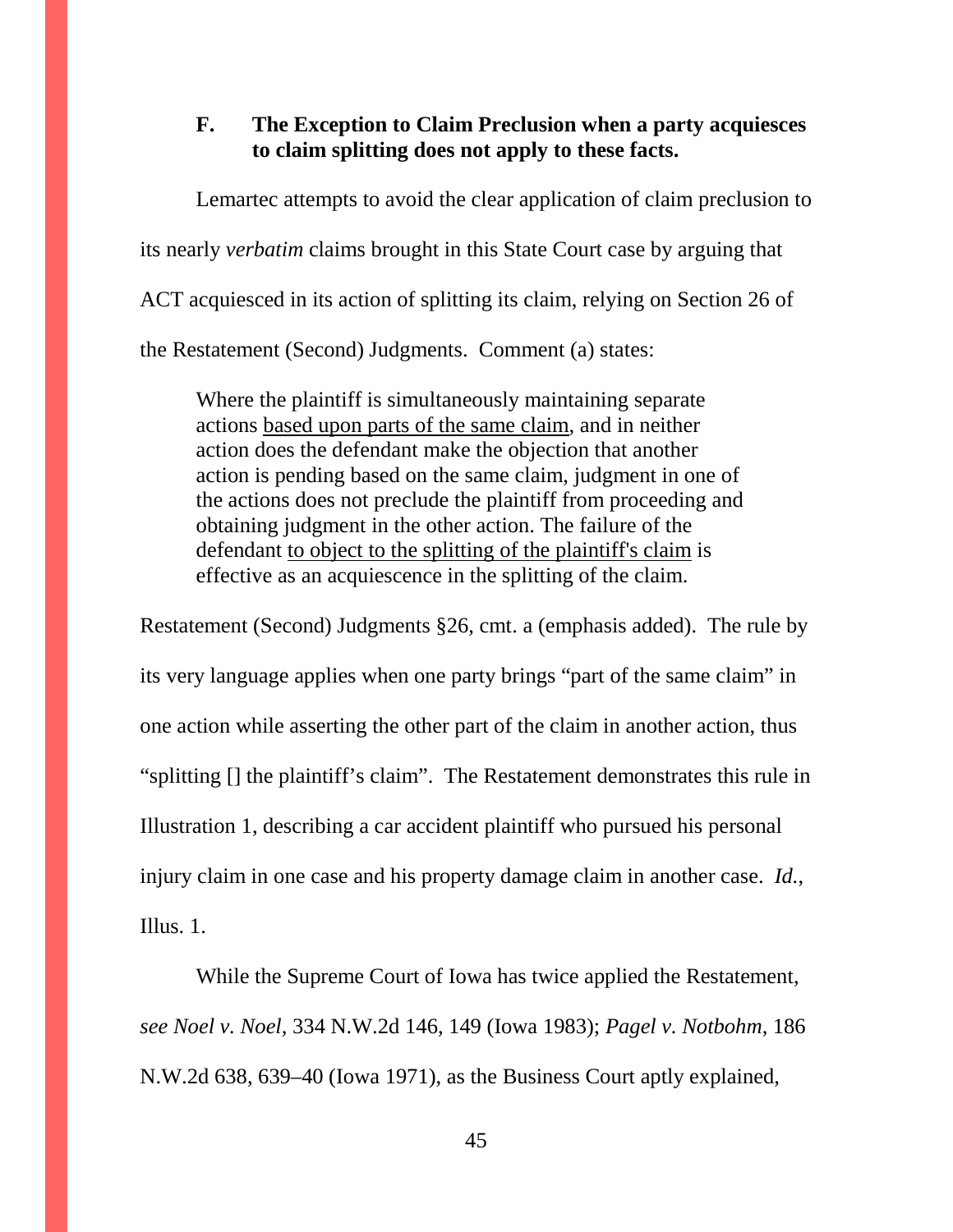### F. The Exception to Claim Preclusion when a party acquiesces to claim splitting does not apply to these facts.

Lemartec attempts to avoid the clear application of claim preclusion to its nearly *verbatim* claims brought in this State Court case by arguing that ACT acquiesced in its action of splitting its claim, relying on Section 26 of the Restatement (Second) Judgments. Comment (a) states:

> Where the plaintiff is simultaneously maintaining separate actions <u>based upon parts of the same claim</u>, and in neither action does the defendant make the objection that another action is pending based on the same claim, judgment in one of the actions does not preclude the plaintiff from proceeding and obtaining judgment in the other action. The failure of the defendant <u>to object to the splitting of the plaintiff's claim</u> is effective as an acquiescence in the splitting of the claim.

Restatement (Second) Judgments §26, cmt. a (emphasis added). The rule by its very language applies when one party brings "part of the same claim" in one action while asserting the other part of the claim in another action, thus "splitting [] the plaintiff's claim". The Restatement demonstrates this rule in Illustration 1, describing a car accident plaintiff who pursued his personal injury claim in one case and his property damage claim in another case. *Id.*, Illus. 1.

While the Supreme Court of Iowa has twice applied the Restatement, *see Noel v. Noel*, 334 N.W.2d 146, 149 (Iowa 1983); *Pagel v. Notbohm*, 186 N.W.2d 638, 639–40 (Iowa 1971), as the Business Court aptly explained,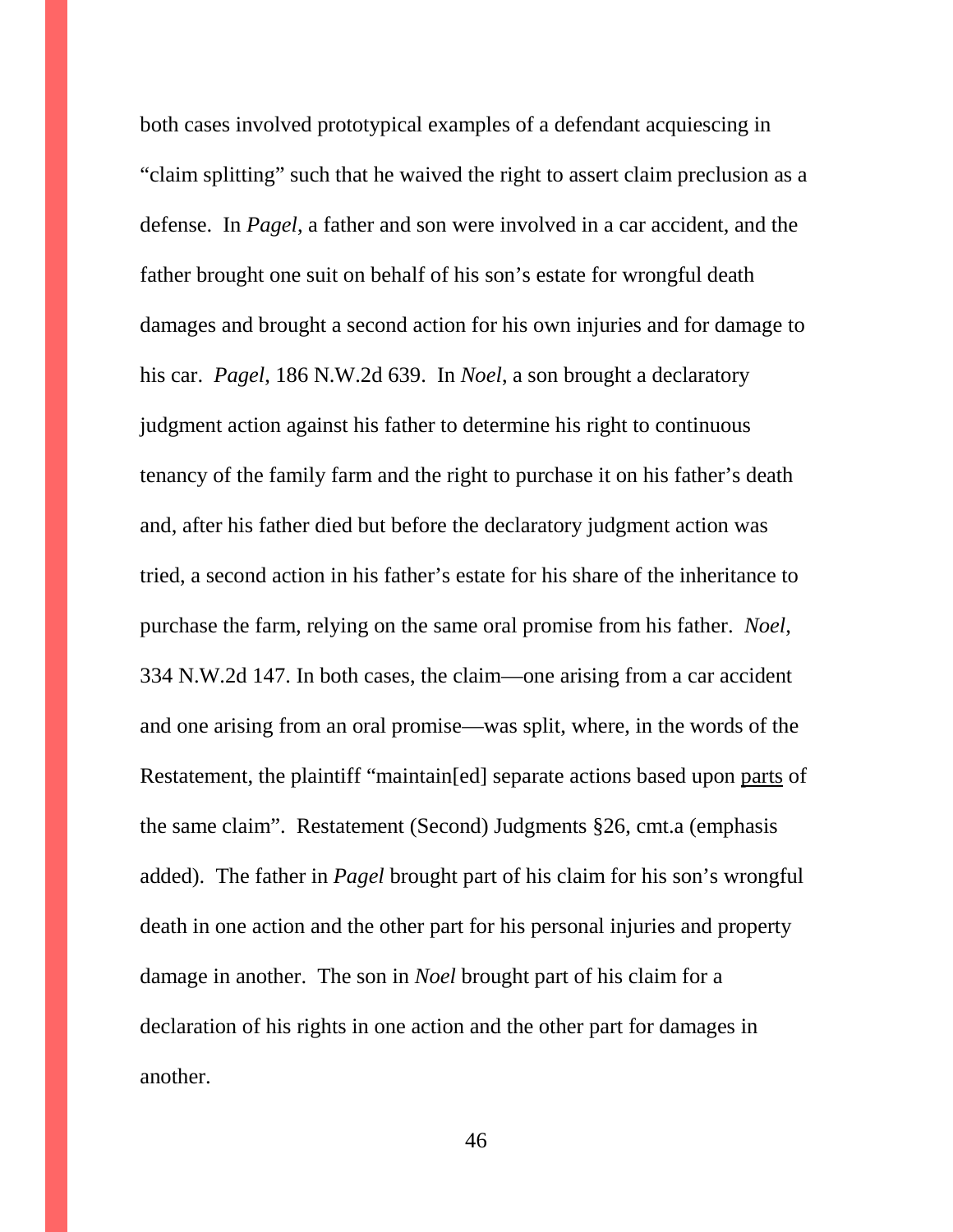both cases involved prototypical examples of a defendant acquiescing in "claim splitting" such that he waived the right to assert claim preclusion as a defense. In *Pagel*, a father and son were involved in a car accident, and the father brought one suit on behalf of his son's estate for wrongful death damages and brought a second action for his own injuries and for damage to his car. *Pagel*, 186 N.W.2d 639. In *Noel*, a son brought a declaratory judgment action against his father to determine his right to continuous tenancy of the family farm and the right to purchase it on his father's death and, after his father died but before the declaratory judgment action was tried, a second action in his father's estate for his share of the inheritance to purchase the farm, relying on the same oral promise from his father. *Noel*, 334 N.W.2d 147. In both cases, the claim—one arising from a car accident and one arising from an oral promise—was split, where, in the words of the Restatement, the plaintiff "maintain[ed] separate actions based upon <u>parts</u> of the same claim". Restatement (Second) Judgments §26, cmt.a (emphasis added). The father in *Pagel* brought part of his claim for his son's wrongful death in one action and the other part for his personal injuries and property damage in another. The son in *Noel* brought part of his claim for a declaration of his rights in one action and the other part for damages in another.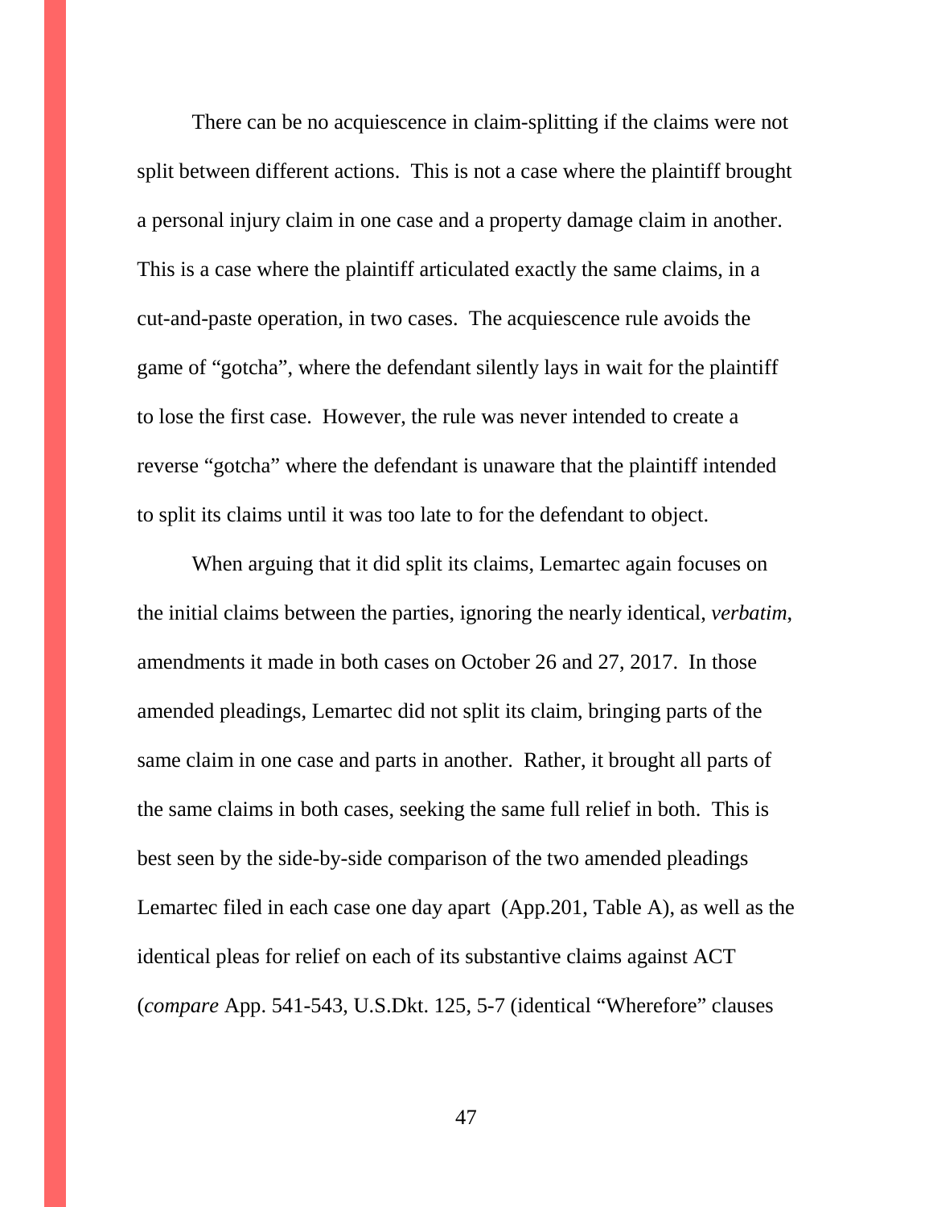There can be no acquiescence in claim-splitting if the claims were not split between different actions. This is not a case where the plaintiff brought a personal injury claim in one case and a property damage claim in another. This is a case where the plaintiff articulated exactly the same claims, in a cut-and-paste operation, in two cases. The acquiescence rule avoids the game of "gotcha", where the defendant silently lays in wait for the plaintiff to lose the first case. However, the rule was never intended to create a reverse "gotcha" where the defendant is unaware that the plaintiff intended to split its claims until it was too late to for the defendant to object.

When arguing that it did split its claims, Lemartec again focuses on the initial claims between the parties, ignoring the nearly identical, *verbatim*, amendments it made in both cases on October 26 and 27, 2017. In those amended pleadings, Lemartec did not split its claim, bringing parts of the same claim in one case and parts in another. Rather, it brought all parts of the same claims in both cases, seeking the same full relief in both. This is best seen by the side-by-side comparison of the two amended pleadings Lemartec filed in each case one day apart (App.201, Table A), as well as the identical pleas for relief on each of its substantive claims against ACT (*compare* App. 541-543, U.S.Dkt. 125, 5-7 (identical "Wherefore" clauses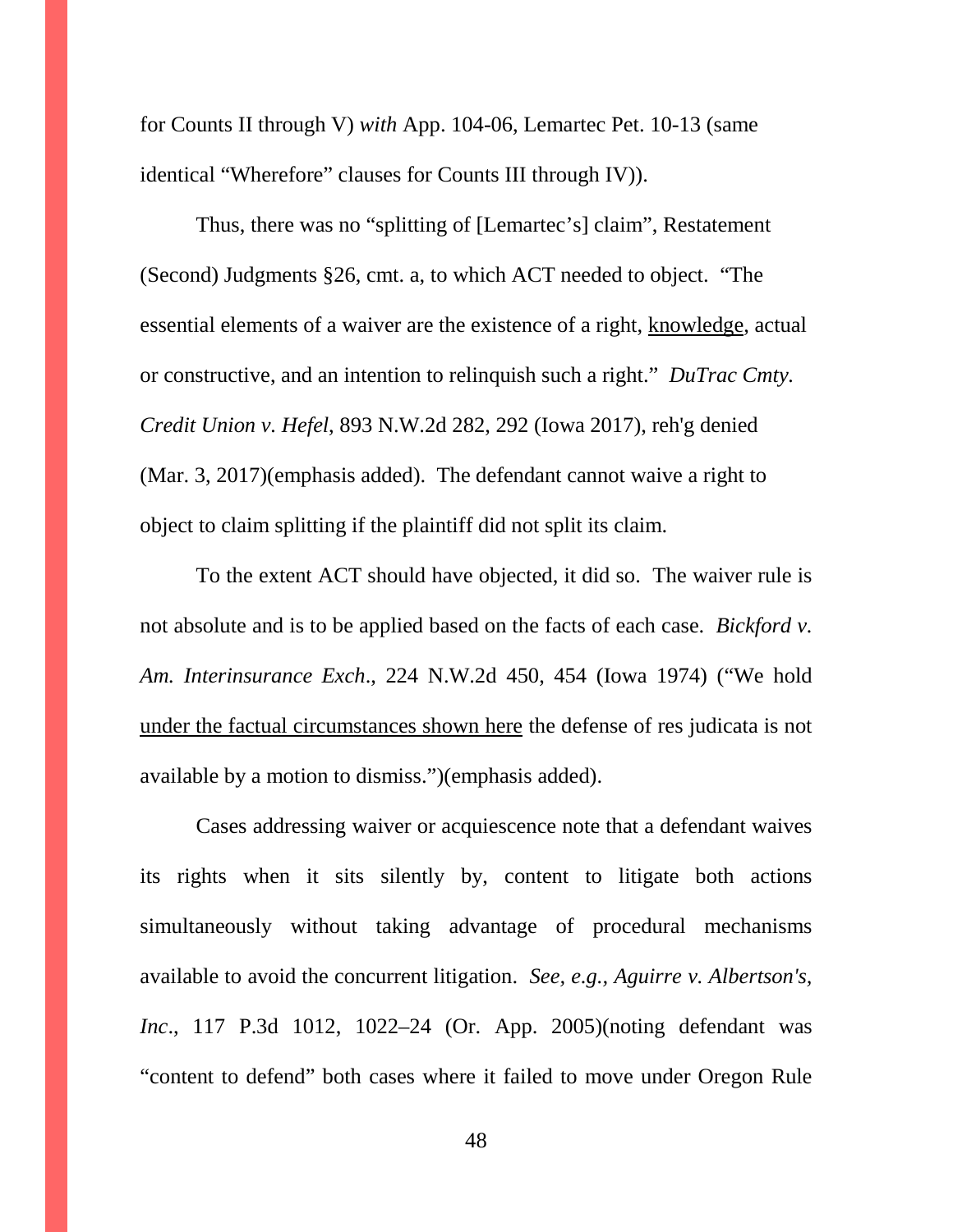for Counts II through V) *with* App. 104-06, Lemartec Pet. 10-13 (same identical "Wherefore" clauses for Counts III through IV)).

Thus, there was no "splitting of [Lemartec's] claim", Restatement (Second) Judgments §26, cmt. a, to which ACT needed to object. "The essential elements of a waiver are the existence of a right, <u>knowledge</u>, actual or constructive, and an intention to relinquish such a right." *DuTrac Cmty. Credit Union v. Hefel*, 893 N.W.2d 282, 292 (Iowa 2017), reh'g denied (Mar. 3, 2017)(emphasis added). The defendant cannot waive a right to object to claim splitting if the plaintiff did not split its claim.

To the extent ACT should have objected, it did so. The waiver rule is not absolute and is to be applied based on the facts of each case. *Bickford v. Am. Interinsurance Exch*., 224 N.W.2d 450, 454 (Iowa 1974) ("We hold <u>under the factual circumstances shown here</u> the defense of res judicata is not available by a motion to dismiss.")(emphasis added).

Cases addressing waiver or acquiescence note that a defendant waives its rights when it sits silently by, content to litigate both actions simultaneously without taking advantage of procedural mechanisms available to avoid the concurrent litigation. *See, e.g., Aguirre v. Albertson's, Inc*., 117 P.3d 1012, 1022–24 (Or. App. 2005)(noting defendant was "content to defend" both cases where it failed to move under Oregon Rule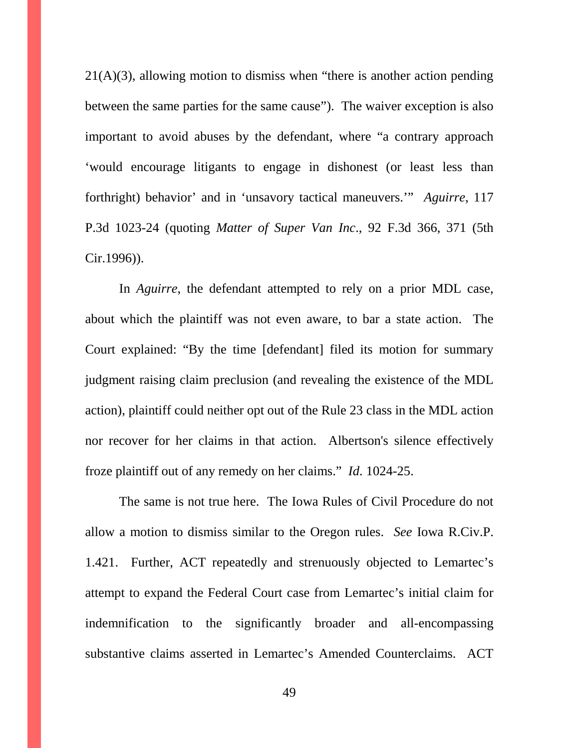21(A)(3), allowing motion to dismiss when "there is another action pending between the same parties for the same cause"). The waiver exception is also important to avoid abuses by the defendant, where "a contrary approach 'would encourage litigants to engage in dishonest (or least less than forthright) behavior' and in 'unsavory tactical maneuvers.'" *Aguirre*, 117 P.3d 1023-24 (quoting *Matter of Super Van Inc*., 92 F.3d 366, 371 (5th Cir.1996)).

In *Aguirre*, the defendant attempted to rely on a prior MDL case, about which the plaintiff was not even aware, to bar a state action. The Court explained: "By the time [defendant] filed its motion for summary judgment raising claim preclusion (and revealing the existence of the MDL action), plaintiff could neither opt out of the Rule 23 class in the MDL action nor recover for her claims in that action. Albertson's silence effectively froze plaintiff out of any remedy on her claims." *Id*. 1024-25.

The same is not true here. The Iowa Rules of Civil Procedure do not allow a motion to dismiss similar to the Oregon rules. *See* Iowa R.Civ.P. 1.421. Further, ACT repeatedly and strenuously objected to Lemartec's attempt to expand the Federal Court case from Lemartec's initial claim for indemnification to the significantly broader and all-encompassing substantive claims asserted in Lemartec's Amended Counterclaims. ACT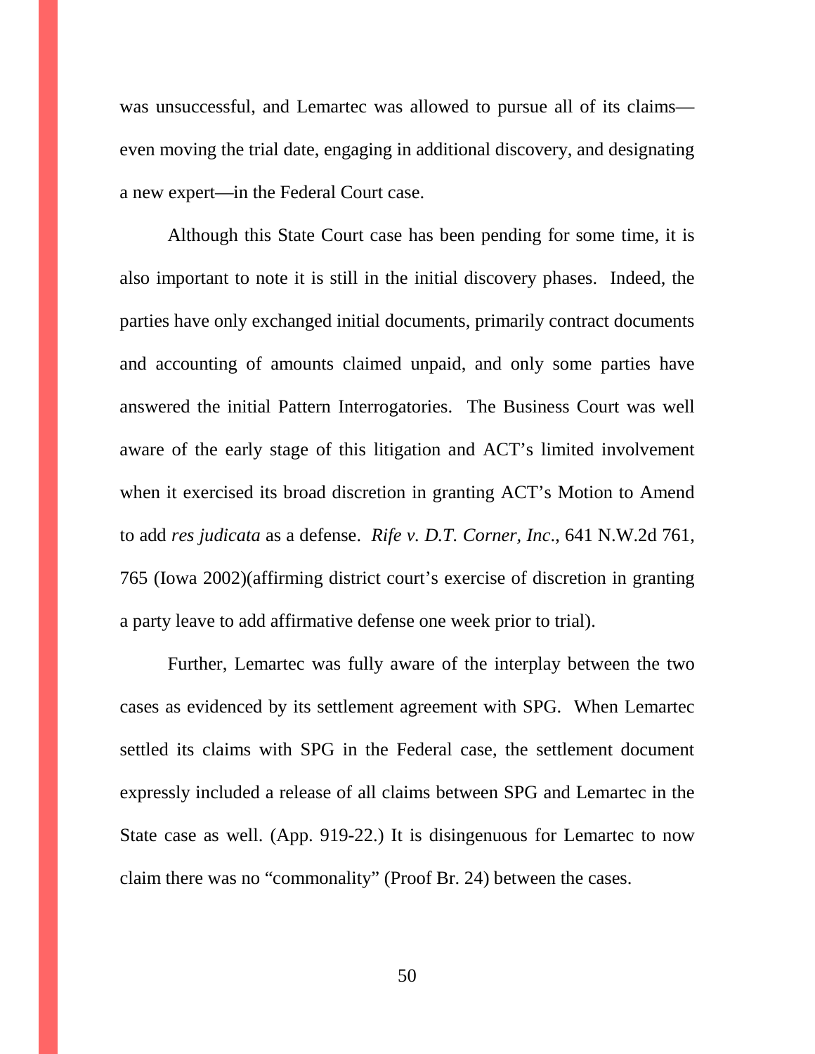was unsuccessful, and Lemartec was allowed to pursue all of its claims—even moving the trial date, engaging in additional discovery, and designating a new expert—in the Federal Court case.

Although this State Court case has been pending for some time, it is also important to note it is still in the initial discovery phases. Indeed, the parties have only exchanged initial documents, primarily contract documents and accounting of amounts claimed unpaid, and only some parties have answered the initial Pattern Interrogatories. The Business Court was well aware of the early stage of this litigation and ACT's limited involvement when it exercised its broad discretion in granting ACT's Motion to Amend to add *res judicata* as a defense. *Rife v. D.T. Corner, Inc.*, 641 N.W.2d 761, 765 (Iowa 2002)(affirming district court's exercise of discretion in granting a party leave to add affirmative defense one week prior to trial).

Further, Lemartec was fully aware of the interplay between the two cases as evidenced by its settlement agreement with SPG. When Lemartec settled its claims with SPG in the Federal case, the settlement document expressly included a release of all claims between SPG and Lemartec in the State case as well. (App. 919-22.) It is disingenuous for Lemartec to now claim there was no "commonality" (Proof Br. 24) between the cases.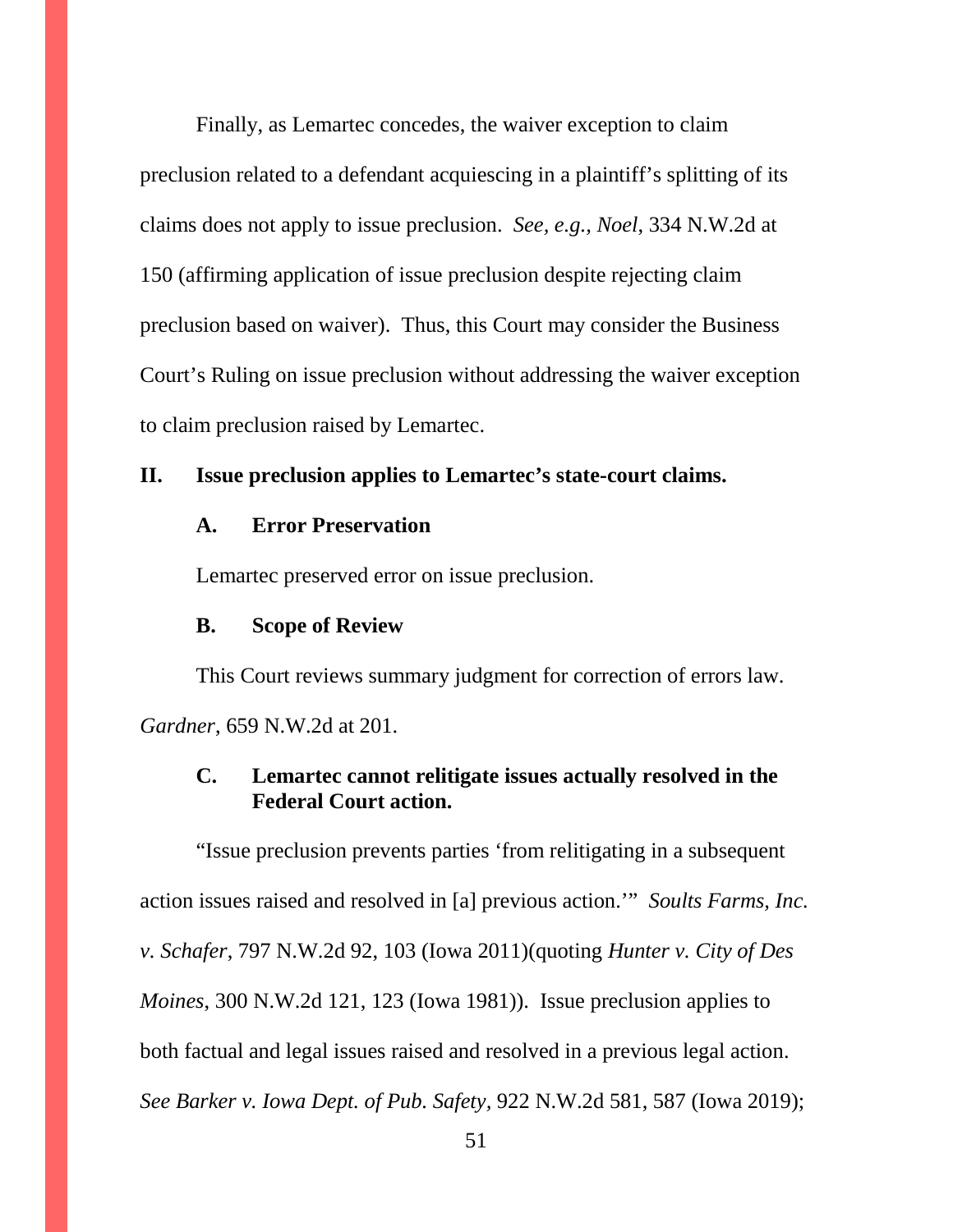Finally, as Lemartec concedes, the waiver exception to claim preclusion related to a defendant acquiescing in a plaintiff's splitting of its claims does not apply to issue preclusion. *See, e.g., Noel*, 334 N.W.2d at 150 (affirming application of issue preclusion despite rejecting claim preclusion based on waiver). Thus, this Court may consider the Business Court's Ruling on issue preclusion without addressing the waiver exception to claim preclusion raised by Lemartec.

## II. Issue preclusion applies to Lemartec's state-court claims.

### A. Error Preservation

Lemartec preserved error on issue preclusion.

### B. Scope of Review

This Court reviews summary judgment for correction of errors law. *Gardner*, 659 N.W.2d at 201.

### C. Lemartec cannot relitigate issues actually resolved in the Federal Court action.

"Issue preclusion prevents parties 'from relitigating in a subsequent action issues raised and resolved in [a] previous action.'" *Soults Farms, Inc. v. Schafer*, 797 N.W.2d 92, 103 (Iowa 2011)(quoting *Hunter v. City of Des Moines*, 300 N.W.2d 121, 123 (Iowa 1981)). Issue preclusion applies to both factual and legal issues raised and resolved in a previous legal action. *See Barker v. Iowa Dept. of Pub. Safety*, 922 N.W.2d 581, 587 (Iowa 2019);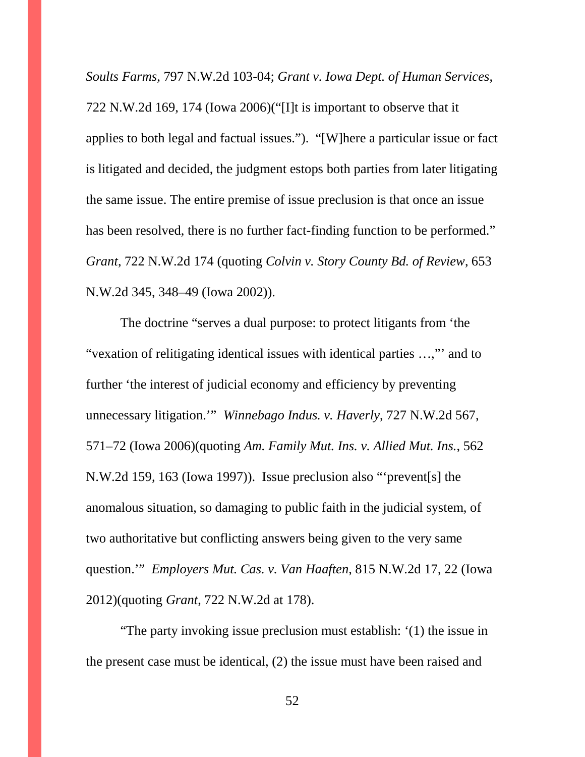*Soults Farms*, 797 N.W.2d 103-04; *Grant v. Iowa Dept. of Human Services*, 722 N.W.2d 169, 174 (Iowa 2006)("[I]t is important to observe that it applies to both legal and factual issues."). "[W]here a particular issue or fact is litigated and decided, the judgment estops both parties from later litigating the same issue. The entire premise of issue preclusion is that once an issue has been resolved, there is no further fact-finding function to be performed." *Grant*, 722 N.W.2d 174 (quoting *Colvin v. Story County Bd. of Review*, 653 N.W.2d 345, 348–49 (Iowa 2002)).

The doctrine "serves a dual purpose: to protect litigants from 'the "vexation of relitigating identical issues with identical parties …,"' and to further 'the interest of judicial economy and efficiency by preventing unnecessary litigation.'" *Winnebago Indus. v. Haverly*, 727 N.W.2d 567, 571–72 (Iowa 2006)(quoting *Am. Family Mut. Ins. v. Allied Mut. Ins.*, 562 N.W.2d 159, 163 (Iowa 1997)). Issue preclusion also "'prevent[s] the anomalous situation, so damaging to public faith in the judicial system, of two authoritative but conflicting answers being given to the very same question.'" *Employers Mut. Cas. v. Van Haaften*, 815 N.W.2d 17, 22 (Iowa 2012)(quoting *Grant*, 722 N.W.2d at 178).

"The party invoking issue preclusion must establish: '(1) the issue in the present case must be identical, (2) the issue must have been raised and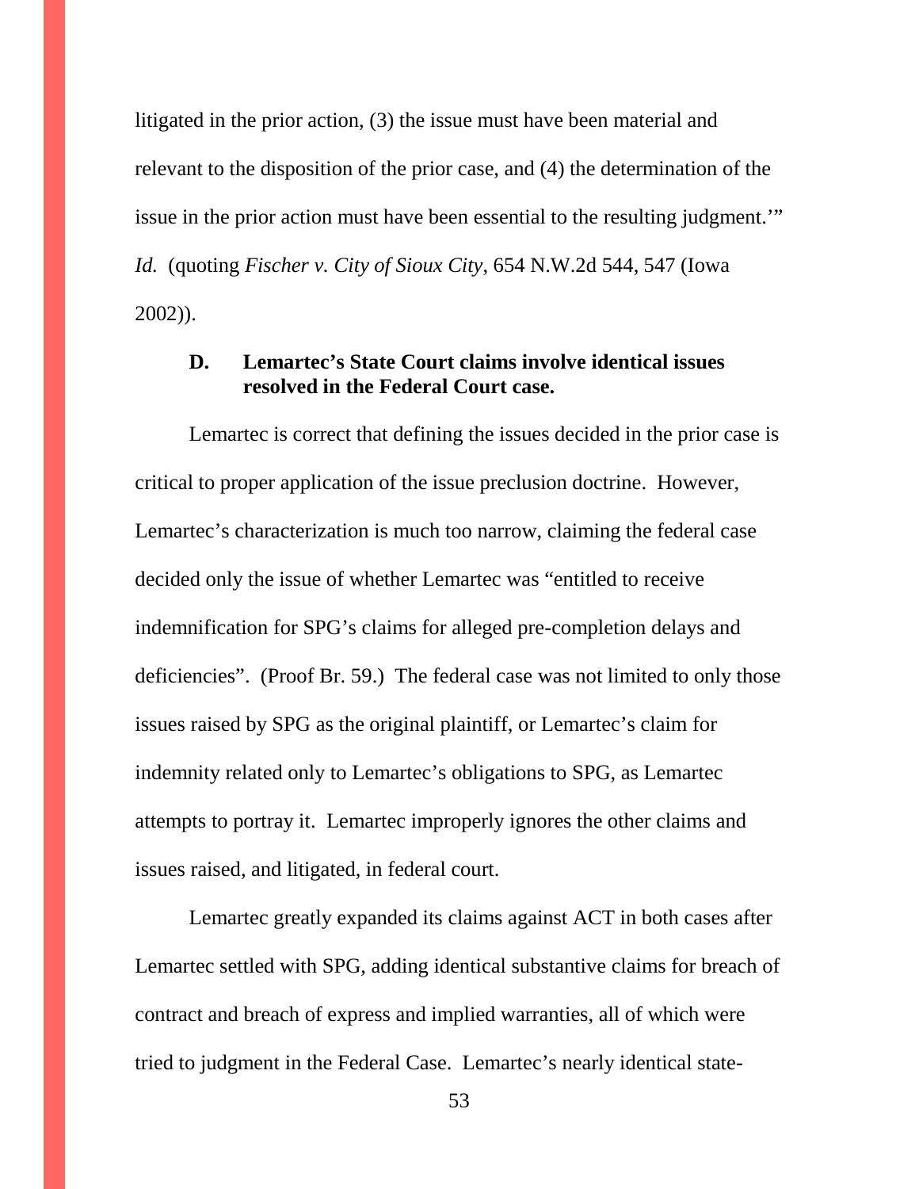litigated in the prior action, (3) the issue must have been material and relevant to the disposition of the prior case, and (4) the determination of the issue in the prior action must have been essential to the resulting judgment.'" *Id.* (quoting *Fischer v. City of Sioux City*, 654 N.W.2d 544, 547 (Iowa 2002)).

### D. Lemartec's State Court claims involve identical issues resolved in the Federal Court case.

Lemartec is correct that defining the issues decided in the prior case is critical to proper application of the issue preclusion doctrine. However, Lemartec's characterization is much too narrow, claiming the federal case decided only the issue of whether Lemartec was "entitled to receive indemnification for SPG's claims for alleged pre-completion delays and deficiencies". (Proof Br. 59.) The federal case was not limited to only those issues raised by SPG as the original plaintiff, or Lemartec's claim for indemnity related only to Lemartec's obligations to SPG, as Lemartec attempts to portray it. Lemartec improperly ignores the other claims and issues raised, and litigated, in federal court.

Lemartec greatly expanded its claims against ACT in both cases after Lemartec settled with SPG, adding identical substantive claims for breach of contract and breach of express and implied warranties, all of which were tried to judgment in the Federal Case. Lemartec's nearly identical state-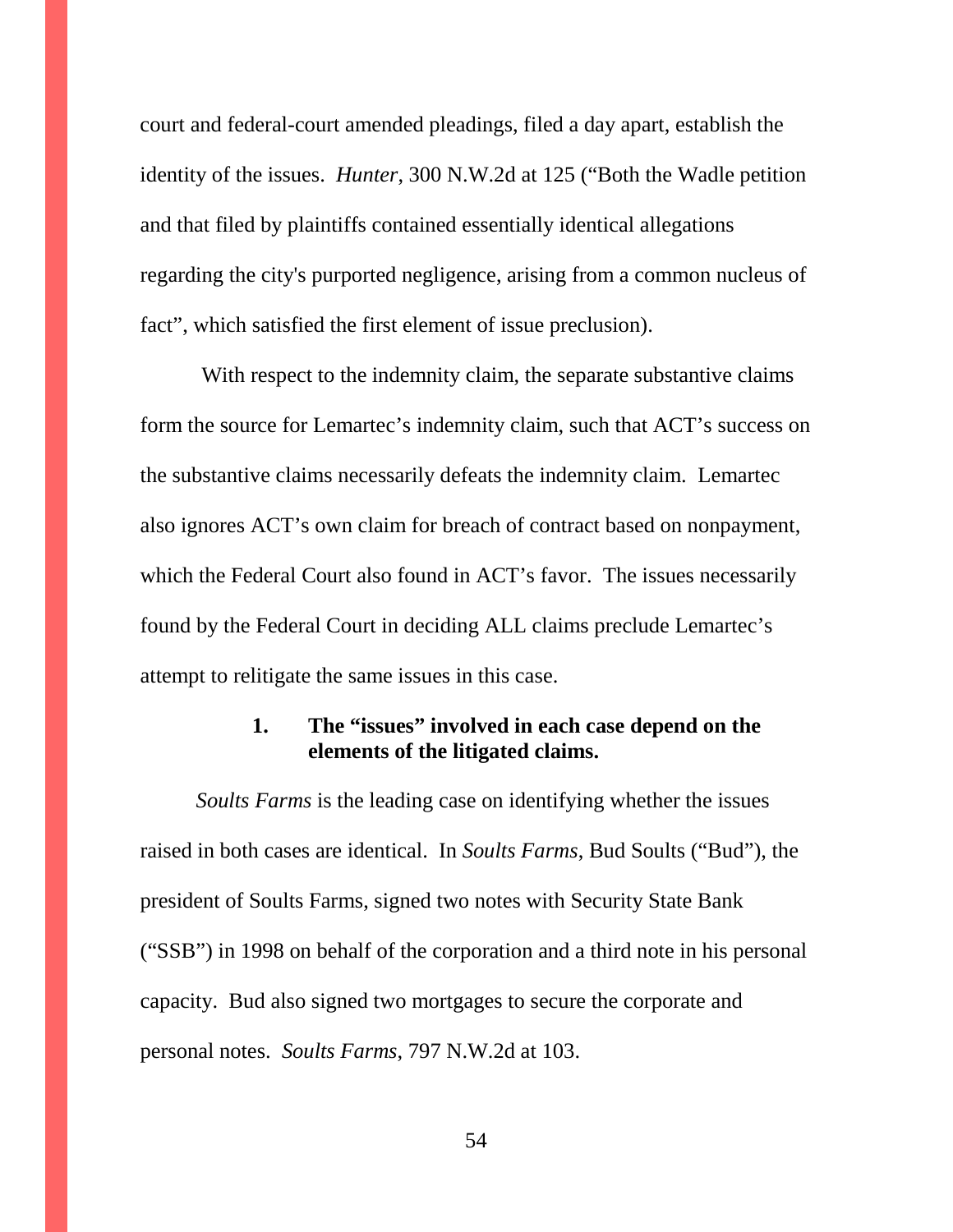court and federal-court amended pleadings, filed a day apart, establish the identity of the issues. *Hunter*, 300 N.W.2d at 125 ("Both the Wadle petition and that filed by plaintiffs contained essentially identical allegations regarding the city's purported negligence, arising from a common nucleus of fact", which satisfied the first element of issue preclusion).

With respect to the indemnity claim, the separate substantive claims form the source for Lemartec's indemnity claim, such that ACT's success on the substantive claims necessarily defeats the indemnity claim. Lemartec also ignores ACT's own claim for breach of contract based on nonpayment, which the Federal Court also found in ACT's favor. The issues necessarily found by the Federal Court in deciding ALL claims preclude Lemartec's attempt to relitigate the same issues in this case.

### 1. The "issues" involved in each case depend on the elements of the litigated claims.

*Soults Farms* is the leading case on identifying whether the issues raised in both cases are identical. In *Soults Farms*, Bud Soults ("Bud"), the president of Soults Farms, signed two notes with Security State Bank ("SSB") in 1998 on behalf of the corporation and a third note in his personal capacity. Bud also signed two mortgages to secure the corporate and personal notes. *Soults Farms*, 797 N.W.2d at 103.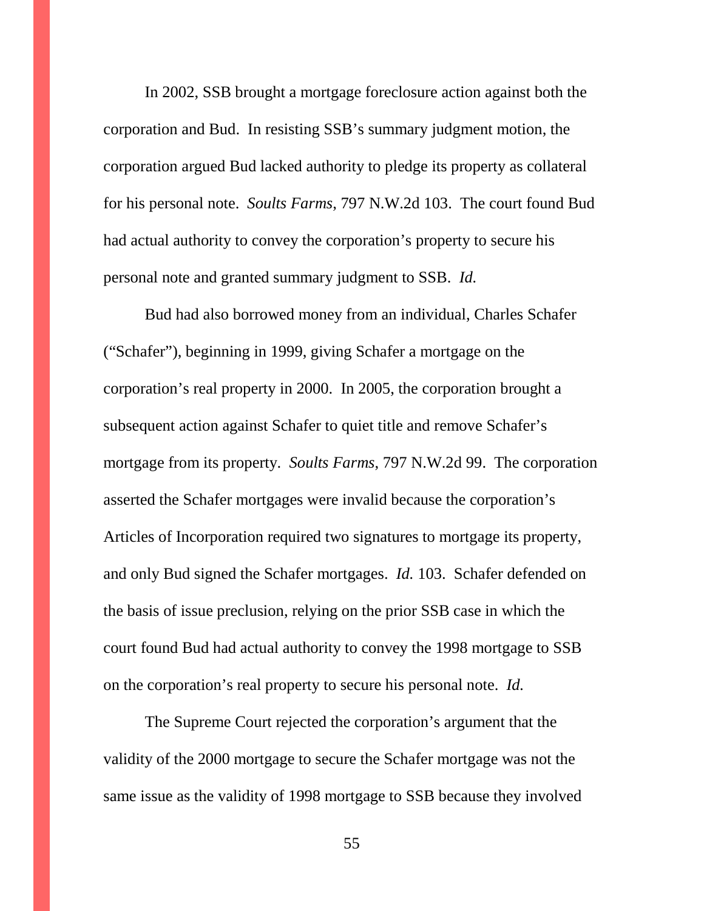In 2002, SSB brought a mortgage foreclosure action against both the corporation and Bud. In resisting SSB's summary judgment motion, the corporation argued Bud lacked authority to pledge its property as collateral for his personal note. *Soults Farms*, 797 N.W.2d 103. The court found Bud had actual authority to convey the corporation's property to secure his personal note and granted summary judgment to SSB. *Id.*

Bud had also borrowed money from an individual, Charles Schafer ("Schafer"), beginning in 1999, giving Schafer a mortgage on the corporation's real property in 2000. In 2005, the corporation brought a subsequent action against Schafer to quiet title and remove Schafer's mortgage from its property. *Soults Farms*, 797 N.W.2d 99. The corporation asserted the Schafer mortgages were invalid because the corporation's Articles of Incorporation required two signatures to mortgage its property, and only Bud signed the Schafer mortgages. *Id.* 103. Schafer defended on the basis of issue preclusion, relying on the prior SSB case in which the court found Bud had actual authority to convey the 1998 mortgage to SSB on the corporation's real property to secure his personal note. *Id.*

The Supreme Court rejected the corporation's argument that the validity of the 2000 mortgage to secure the Schafer mortgage was not the same issue as the validity of 1998 mortgage to SSB because they involved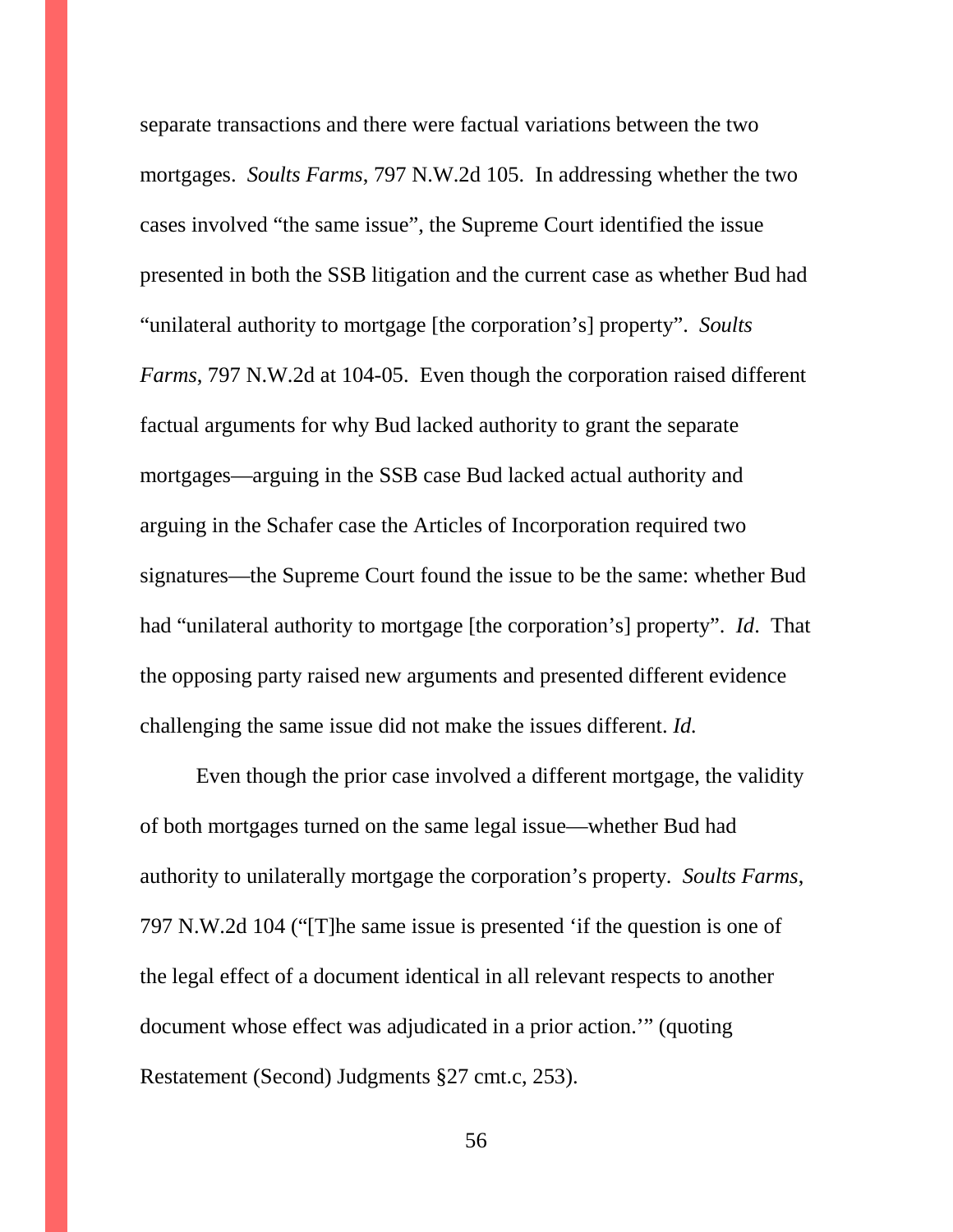separate transactions and there were factual variations between the two mortgages. *Soults Farms*, 797 N.W.2d 105. In addressing whether the two cases involved "the same issue", the Supreme Court identified the issue presented in both the SSB litigation and the current case as whether Bud had "unilateral authority to mortgage [the corporation's] property". *Soults Farms*, 797 N.W.2d at 104-05. Even though the corporation raised different factual arguments for why Bud lacked authority to grant the separate mortgages—arguing in the SSB case Bud lacked actual authority and arguing in the Schafer case the Articles of Incorporation required two signatures—the Supreme Court found the issue to be the same: whether Bud had "unilateral authority to mortgage [the corporation's] property". *Id*. That the opposing party raised new arguments and presented different evidence challenging the same issue did not make the issues different. *Id.*

Even though the prior case involved a different mortgage, the validity of both mortgages turned on the same legal issue—whether Bud had authority to unilaterally mortgage the corporation's property. *Soults Farms*, 797 N.W.2d 104 ("[T]he same issue is presented 'if the question is one of the legal effect of a document identical in all relevant respects to another document whose effect was adjudicated in a prior action.'" (quoting Restatement (Second) Judgments §27 cmt.c, 253).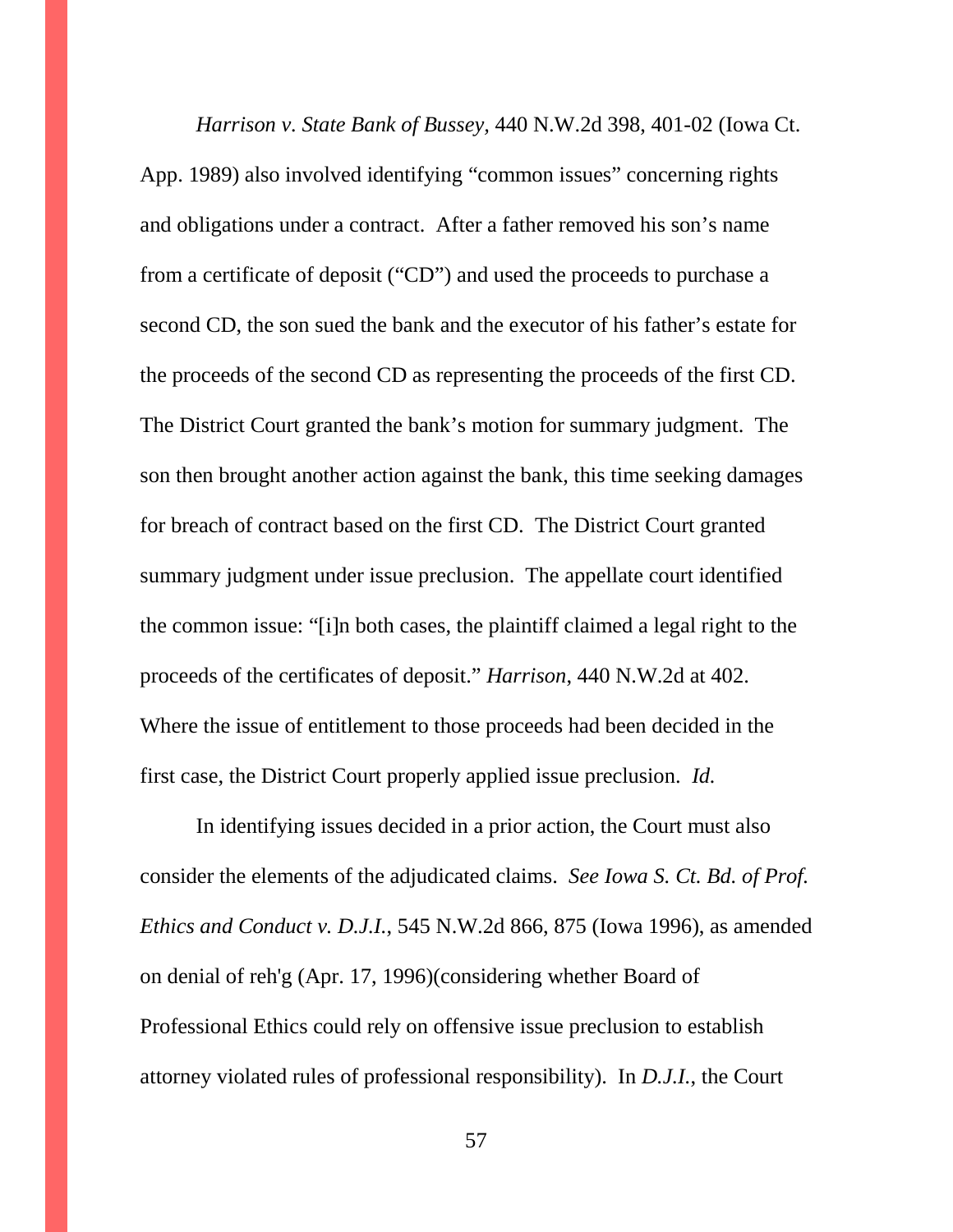*Harrison v. State Bank of Bussey*, 440 N.W.2d 398, 401-02 (Iowa Ct. App. 1989) also involved identifying "common issues" concerning rights and obligations under a contract. After a father removed his son's name from a certificate of deposit ("CD") and used the proceeds to purchase a second CD, the son sued the bank and the executor of his father's estate for the proceeds of the second CD as representing the proceeds of the first CD. The District Court granted the bank's motion for summary judgment. The son then brought another action against the bank, this time seeking damages for breach of contract based on the first CD. The District Court granted summary judgment under issue preclusion. The appellate court identified the common issue: "[i]n both cases, the plaintiff claimed a legal right to the proceeds of the certificates of deposit." *Harrison*, 440 N.W.2d at 402. Where the issue of entitlement to those proceeds had been decided in the first case, the District Court properly applied issue preclusion. *Id.*

In identifying issues decided in a prior action, the Court must also consider the elements of the adjudicated claims. *See Iowa S. Ct. Bd. of Prof. Ethics and Conduct v. D.J.I.*, 545 N.W.2d 866, 875 (Iowa 1996), as amended on denial of reh'g (Apr. 17, 1996)(considering whether Board of Professional Ethics could rely on offensive issue preclusion to establish attorney violated rules of professional responsibility). In *D.J.I.*, the Court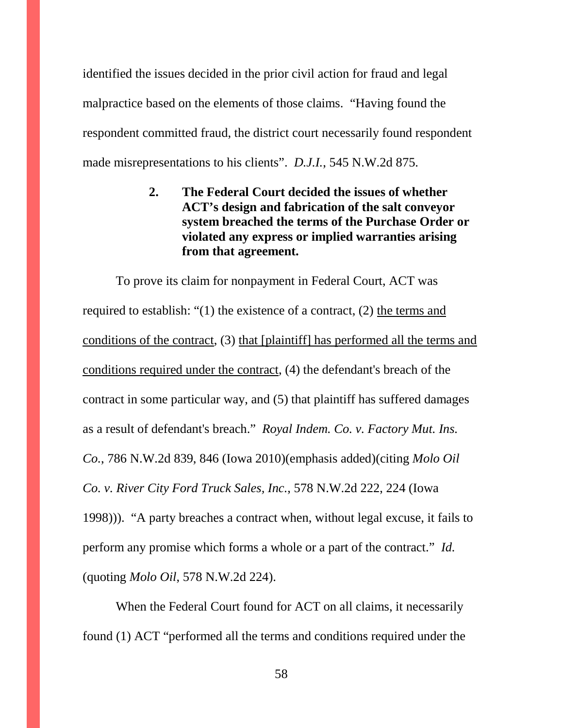identified the issues decided in the prior civil action for fraud and legal malpractice based on the elements of those claims. "Having found the respondent committed fraud, the district court necessarily found respondent made misrepresentations to his clients". *D.J.I.*, 545 N.W.2d 875.

**2. The Federal Court decided the issues of whether ACT's design and fabrication of the salt conveyor system breached the terms of the Purchase Order or violated any express or implied warranties arising from that agreement.**

To prove its claim for nonpayment in Federal Court, ACT was required to establish: "(1) the existence of a contract, (2) <u>the terms and conditions of the contract</u>, (3) <u>that [plaintiff] has performed all the terms and conditions required under the contract</u>, (4) the defendant's breach of the contract in some particular way, and (5) that plaintiff has suffered damages as a result of defendant's breach." *Royal Indem. Co. v. Factory Mut. Ins. Co.*, 786 N.W.2d 839, 846 (Iowa 2010)(emphasis added)(citing *Molo Oil Co. v. River City Ford Truck Sales, Inc.*, 578 N.W.2d 222, 224 (Iowa 1998))). "A party breaches a contract when, without legal excuse, it fails to perform any promise which forms a whole or a part of the contract." *Id.* (quoting *Molo Oil*, 578 N.W.2d 224).

When the Federal Court found for ACT on all claims, it necessarily found (1) ACT "performed all the terms and conditions required under the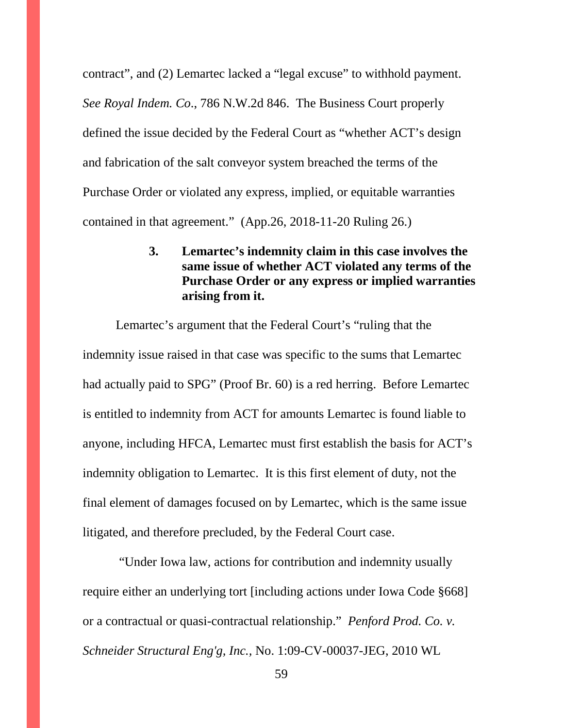contract", and (2) Lemartec lacked a "legal excuse" to withhold payment. *See Royal Indem. Co*., 786 N.W.2d 846. The Business Court properly defined the issue decided by the Federal Court as "whether ACT's design and fabrication of the salt conveyor system breached the terms of the Purchase Order or violated any express, implied, or equitable warranties contained in that agreement." (App.26, 2018-11-20 Ruling 26.)

**3. Lemartec's indemnity claim in this case involves the same issue of whether ACT violated any terms of the Purchase Order or any express or implied warranties arising from it.**

Lemartec's argument that the Federal Court's "ruling that the indemnity issue raised in that case was specific to the sums that Lemartec had actually paid to SPG" (Proof Br. 60) is a red herring. Before Lemartec is entitled to indemnity from ACT for amounts Lemartec is found liable to anyone, including HFCA, Lemartec must first establish the basis for ACT's indemnity obligation to Lemartec. It is this first element of duty, not the final element of damages focused on by Lemartec, which is the same issue litigated, and therefore precluded, by the Federal Court case.

"Under Iowa law, actions for contribution and indemnity usually require either an underlying tort [including actions under Iowa Code §668] or a contractual or quasi-contractual relationship." *Penford Prod. Co. v. Schneider Structural Eng'g, Inc.,* No. 1:09-CV-00037-JEG, 2010 WL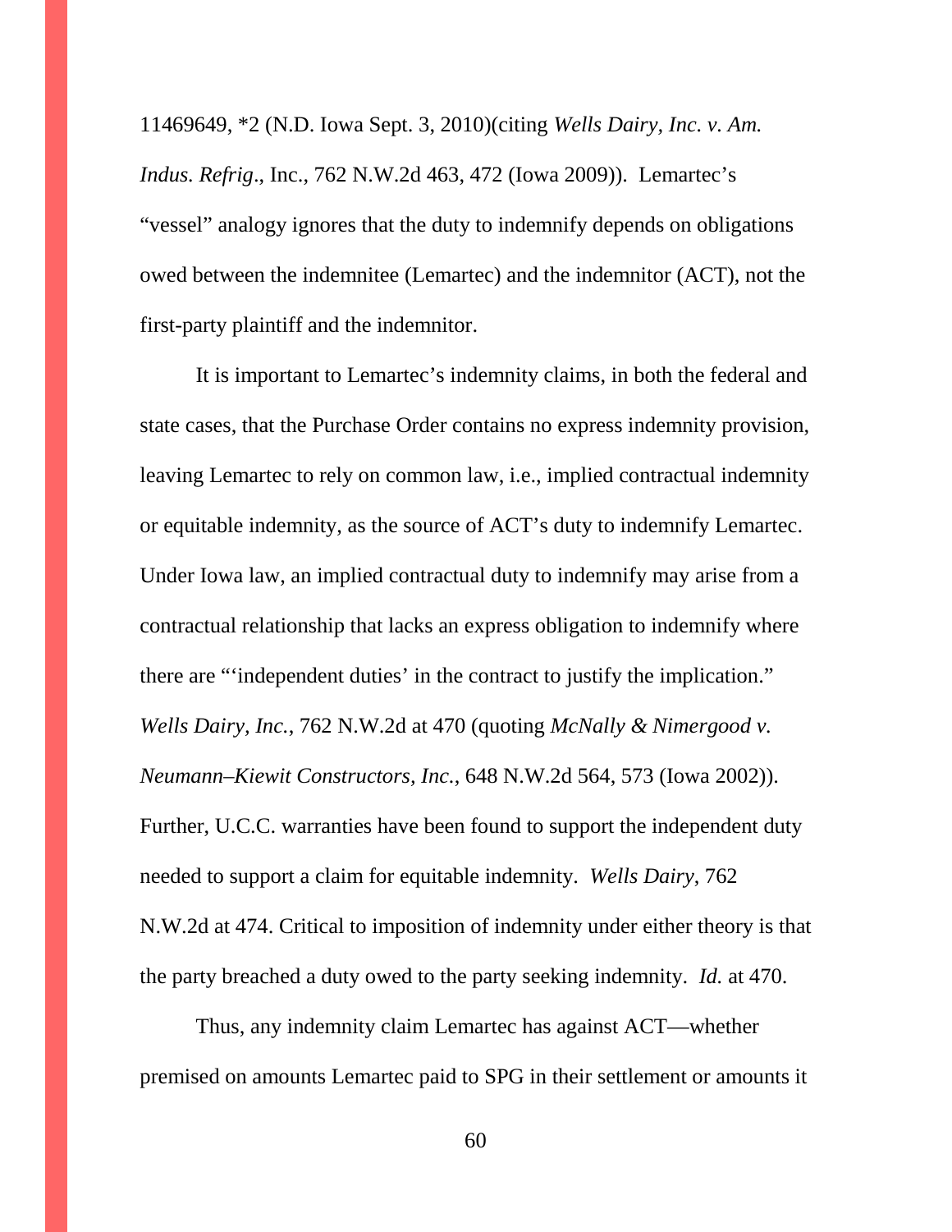11469649, *2 (N.D. Iowa Sept. 3, 2010)(citing *Wells Dairy, Inc. v. Am. Indus. Refrig*., Inc., 762 N.W.2d 463, 472 (Iowa 2009)). Lemartec's "vessel" analogy ignores that the duty to indemnify depends on obligations owed between the indemnitee (Lemartec) and the indemnitor (ACT), not the first-party plaintiff and the indemnitor.

It is important to Lemartec's indemnity claims, in both the federal and state cases, that the Purchase Order contains no express indemnity provision, leaving Lemartec to rely on common law, i.e., implied contractual indemnity or equitable indemnity, as the source of ACT's duty to indemnify Lemartec. Under Iowa law, an implied contractual duty to indemnify may arise from a contractual relationship that lacks an express obligation to indemnify where there are "'independent duties' in the contract to justify the implication." *Wells Dairy, Inc.*, 762 N.W.2d at 470 (quoting *McNally & Nimergood v. Neumann–Kiewit Constructors, Inc.*, 648 N.W.2d 564, 573 (Iowa 2002)). Further, U.C.C. warranties have been found to support the independent duty needed to support a claim for equitable indemnity. *Wells Dairy*, 762 N.W.2d at 474. Critical to imposition of indemnity under either theory is that the party breached a duty owed to the party seeking indemnity. *Id.* at 470.

Thus, any indemnity claim Lemartec has against ACT—whether premised on amounts Lemartec paid to SPG in their settlement or amounts it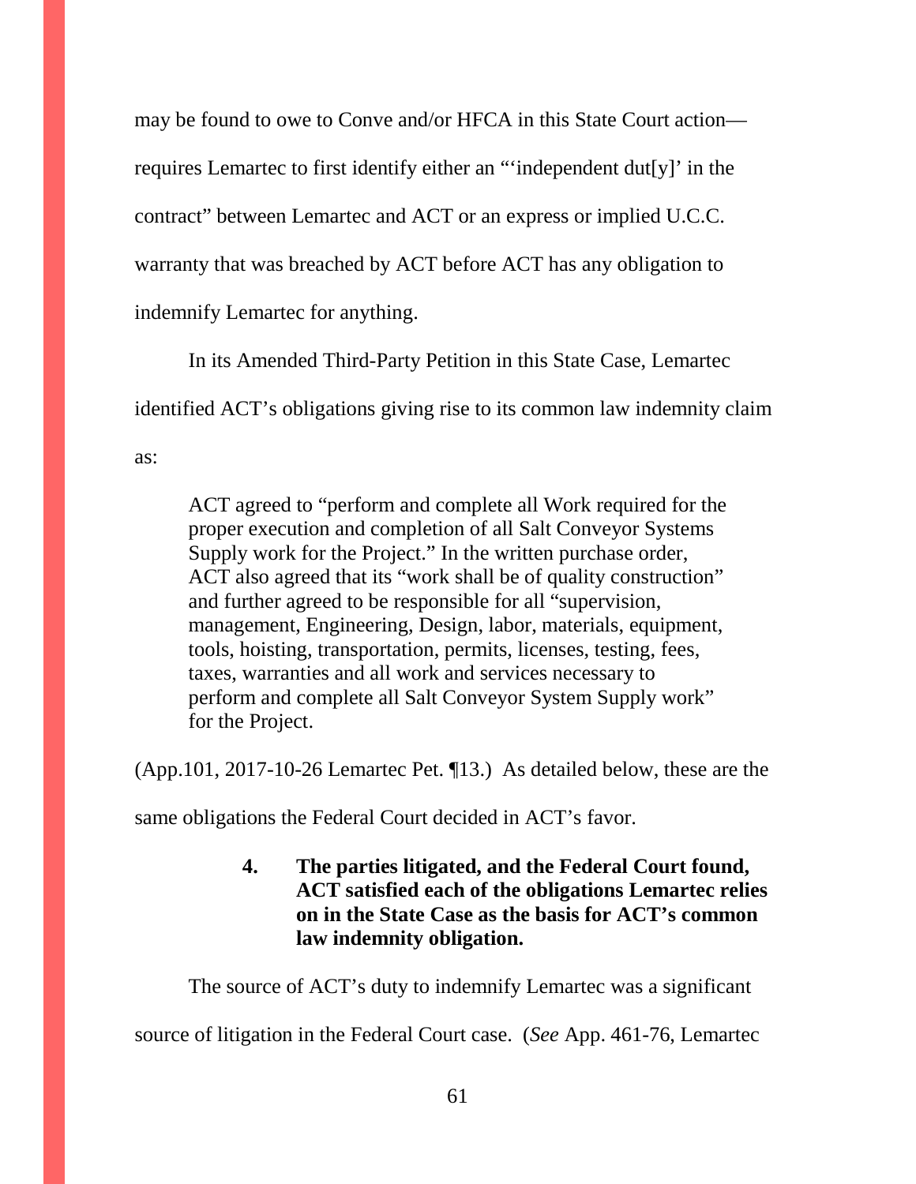may be found to owe to Conve and/or HFCA in this State Court action—requires Lemartec to first identify either an "'independent dut[y]' in the contract" between Lemartec and ACT or an express or implied U.C.C. warranty that was breached by ACT before ACT has any obligation to indemnify Lemartec for anything.

In its Amended Third-Party Petition in this State Case, Lemartec identified ACT's obligations giving rise to its common law indemnity claim as:

> ACT agreed to "perform and complete all Work required for the proper execution and completion of all Salt Conveyor Systems Supply work for the Project." In the written purchase order, ACT also agreed that its "work shall be of quality construction" and further agreed to be responsible for all "supervision, management, Engineering, Design, labor, materials, equipment, tools, hoisting, transportation, permits, licenses, testing, fees, taxes, warranties and all work and services necessary to perform and complete all Salt Conveyor System Supply work" for the Project.

(App.101, 2017-10-26 Lemartec Pet. ¶13.) As detailed below, these are the same obligations the Federal Court decided in ACT's favor.

#### 4. The parties litigated, and the Federal Court found, ACT satisfied each of the obligations Lemartec relies on in the State Case as the basis for ACT's common law indemnity obligation.

The source of ACT's duty to indemnify Lemartec was a significant source of litigation in the Federal Court case. (*See* App. 461-76, Lemartec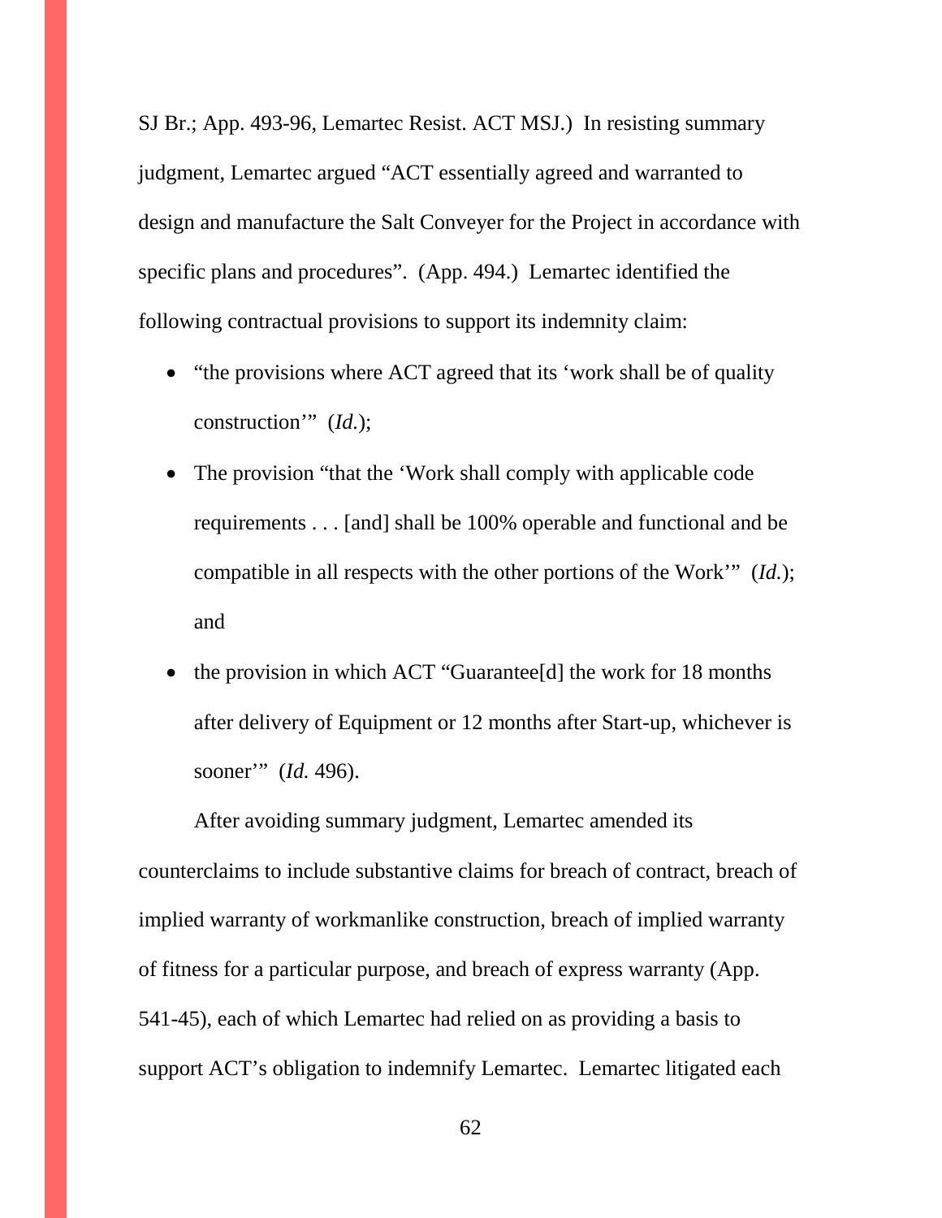SJ Br.; App. 493-96, Lemartec Resist. ACT MSJ.) In resisting summary judgment, Lemartec argued "ACT essentially agreed and warranted to design and manufacture the Salt Conveyer for the Project in accordance with specific plans and procedures". (App. 494.) Lemartec identified the following contractual provisions to support its indemnity claim:

- "the provisions where ACT agreed that its 'work shall be of quality construction'" (*Id.*);
- The provision "that the 'Work shall comply with applicable code requirements . . . [and] shall be 100% operable and functional and be compatible in all respects with the other portions of the Work'" (*Id.*); and
- the provision in which ACT "Guarantee[d] the work for 18 months after delivery of Equipment or 12 months after Start-up, whichever is sooner'" (*Id.* 496).

After avoiding summary judgment, Lemartec amended its counterclaims to include substantive claims for breach of contract, breach of implied warranty of workmanlike construction, breach of implied warranty of fitness for a particular purpose, and breach of express warranty (App. 541-45), each of which Lemartec had relied on as providing a basis to support ACT's obligation to indemnify Lemartec. Lemartec litigated each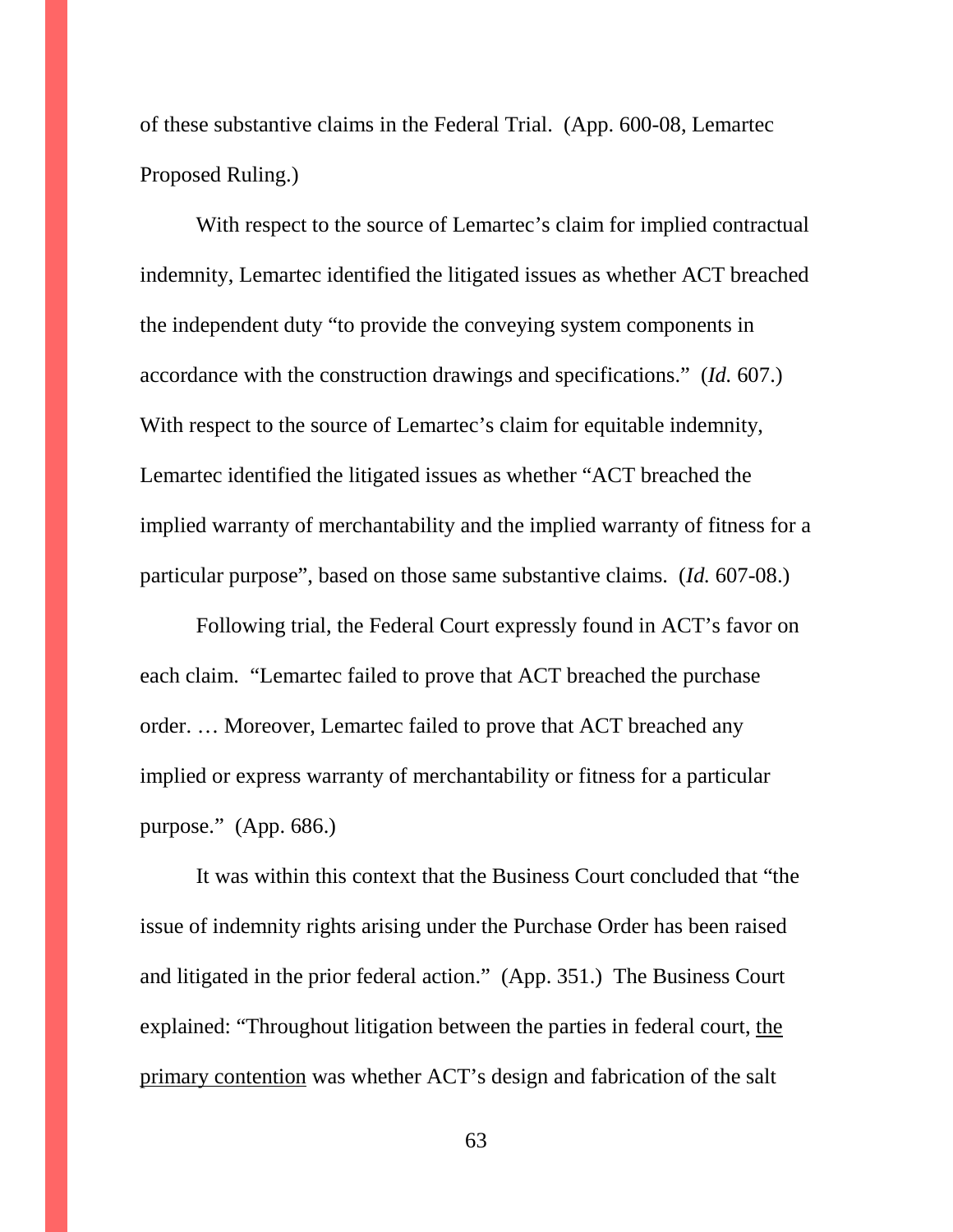of these substantive claims in the Federal Trial. (App. 600-08, Lemartec Proposed Ruling.)

With respect to the source of Lemartec's claim for implied contractual indemnity, Lemartec identified the litigated issues as whether ACT breached the independent duty "to provide the conveying system components in accordance with the construction drawings and specifications." (*Id.* 607.) With respect to the source of Lemartec's claim for equitable indemnity, Lemartec identified the litigated issues as whether "ACT breached the implied warranty of merchantability and the implied warranty of fitness for a particular purpose", based on those same substantive claims. (*Id.* 607-08.)

Following trial, the Federal Court expressly found in ACT's favor on each claim. "Lemartec failed to prove that ACT breached the purchase order. … Moreover, Lemartec failed to prove that ACT breached any implied or express warranty of merchantability or fitness for a particular purpose." (App. 686.)

It was within this context that the Business Court concluded that "the issue of indemnity rights arising under the Purchase Order has been raised and litigated in the prior federal action." (App. 351.) The Business Court explained: "Throughout litigation between the parties in federal court, <u>the primary contention</u> was whether ACT's design and fabrication of the salt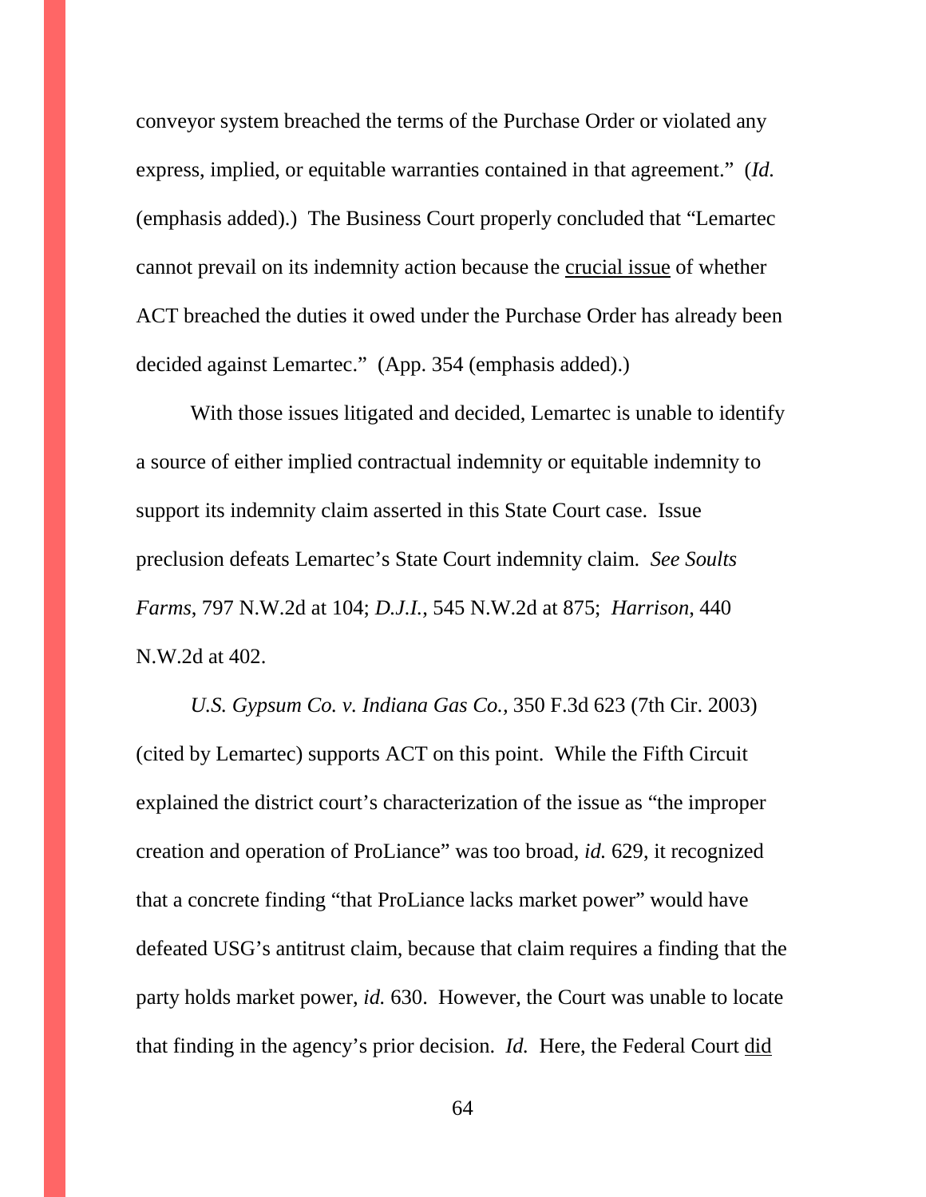conveyor system breached the terms of the Purchase Order or violated any express, implied, or equitable warranties contained in that agreement." (*Id.* (emphasis added).) The Business Court properly concluded that "Lemartec cannot prevail on its indemnity action because the <u>crucial issue</u> of whether ACT breached the duties it owed under the Purchase Order has already been decided against Lemartec." (App. 354 (emphasis added).)

With those issues litigated and decided, Lemartec is unable to identify a source of either implied contractual indemnity or equitable indemnity to support its indemnity claim asserted in this State Court case. Issue preclusion defeats Lemartec's State Court indemnity claim. *See Soults Farms*, 797 N.W.2d at 104; *D.J.I.*, 545 N.W.2d at 875; *Harrison*, 440 N.W.2d at 402.

*U.S. Gypsum Co. v. Indiana Gas Co.*, 350 F.3d 623 (7th Cir. 2003) (cited by Lemartec) supports ACT on this point. While the Fifth Circuit explained the district court's characterization of the issue as "the improper creation and operation of ProLiance" was too broad, *id.* 629, it recognized that a concrete finding "that ProLiance lacks market power" would have defeated USG's antitrust claim, because that claim requires a finding that the party holds market power, *id.* 630. However, the Court was unable to locate that finding in the agency's prior decision. *Id.* Here, the Federal Court <u>did</u>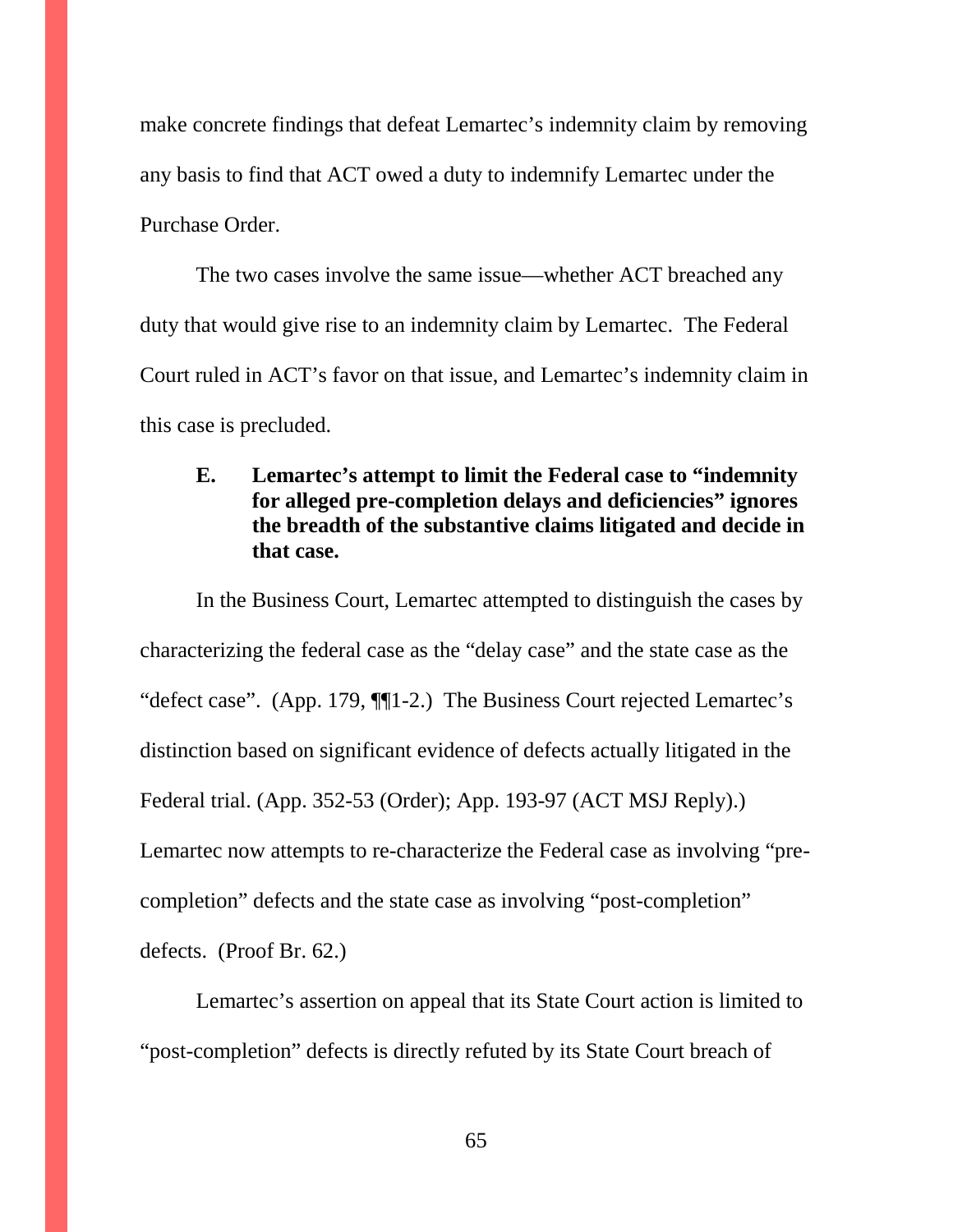make concrete findings that defeat Lemartec's indemnity claim by removing any basis to find that ACT owed a duty to indemnify Lemartec under the Purchase Order.

The two cases involve the same issue—whether ACT breached any duty that would give rise to an indemnity claim by Lemartec. The Federal Court ruled in ACT's favor on that issue, and Lemartec's indemnity claim in this case is precluded.

### E. Lemartec's attempt to limit the Federal case to "indemnity for alleged pre-completion delays and deficiencies" ignores the breadth of the substantive claims litigated and decide in that case.

In the Business Court, Lemartec attempted to distinguish the cases by characterizing the federal case as the "delay case" and the state case as the "defect case". (App. 179, ¶¶1-2.) The Business Court rejected Lemartec's distinction based on significant evidence of defects actually litigated in the Federal trial. (App. 352-53 (Order); App. 193-97 (ACT MSJ Reply).) Lemartec now attempts to re-characterize the Federal case as involving "pre-completion" defects and the state case as involving "post-completion" defects. (Proof Br. 62.)

Lemartec's assertion on appeal that its State Court action is limited to "post-completion" defects is directly refuted by its State Court breach of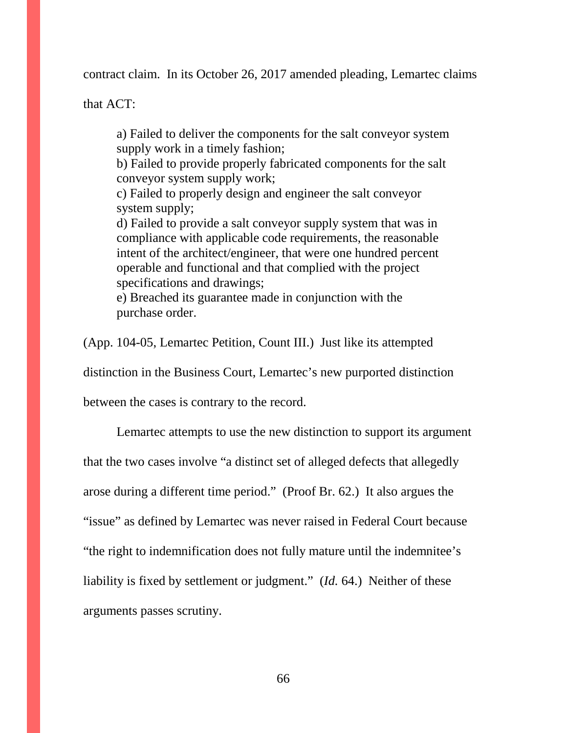contract claim. In its October 26, 2017 amended pleading, Lemartec claims that ACT:

> a) Failed to deliver the components for the salt conveyor system supply work in a timely fashion;
> b) Failed to provide properly fabricated components for the salt conveyor system supply work;
> c) Failed to properly design and engineer the salt conveyor system supply;
> d) Failed to provide a salt conveyor supply system that was in compliance with applicable code requirements, the reasonable intent of the architect/engineer, that were one hundred percent operable and functional and that complied with the project specifications and drawings;
> e) Breached its guarantee made in conjunction with the purchase order.

(App. 104-05, Lemartec Petition, Count III.) Just like its attempted distinction in the Business Court, Lemartec's new purported distinction between the cases is contrary to the record.

Lemartec attempts to use the new distinction to support its argument that the two cases involve "a distinct set of alleged defects that allegedly arose during a different time period." (Proof Br. 62.) It also argues the "issue" as defined by Lemartec was never raised in Federal Court because "the right to indemnification does not fully mature until the indemnitee's liability is fixed by settlement or judgment." (*Id.* 64.) Neither of these arguments passes scrutiny.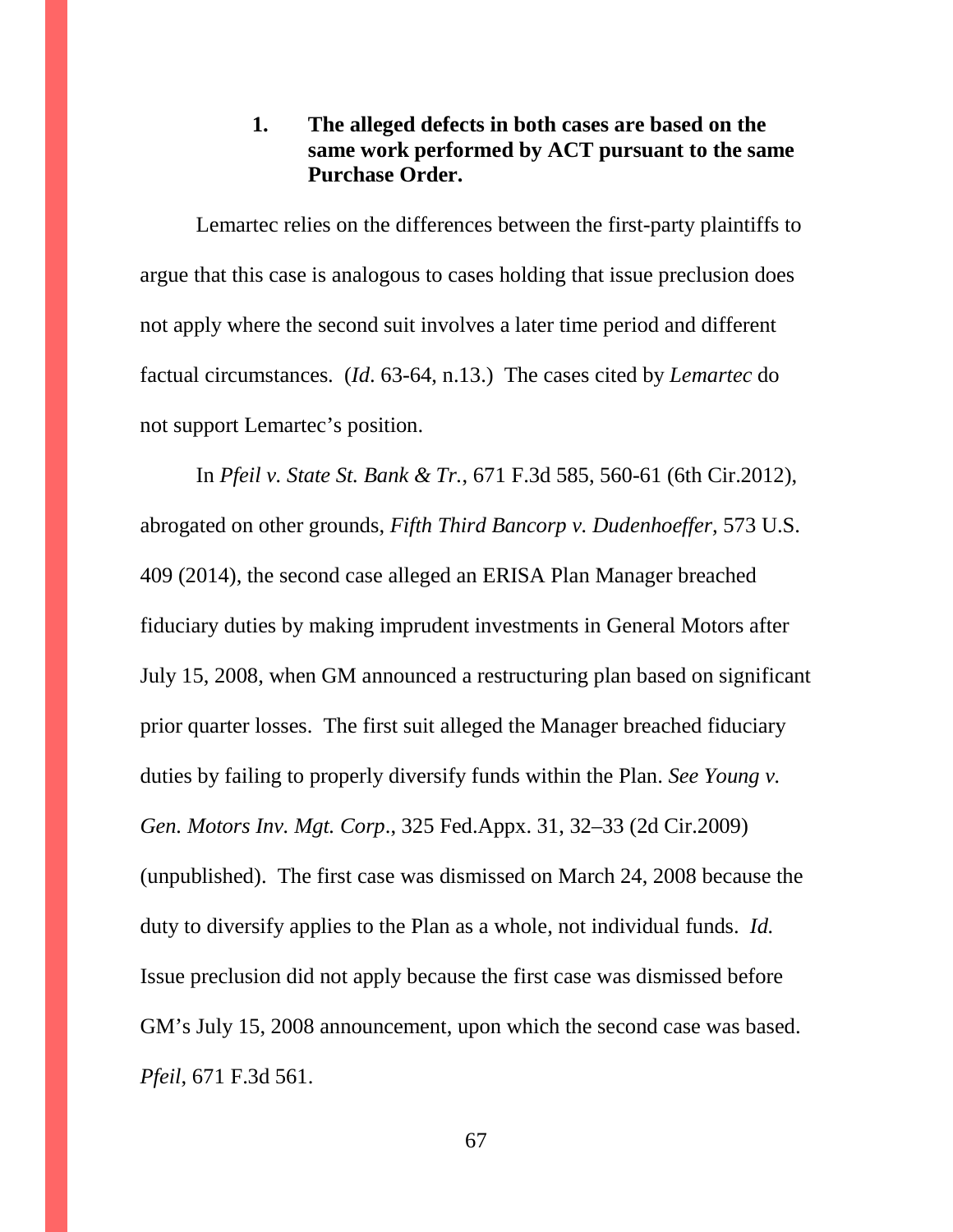### 1. **The alleged defects in both cases are based on the same work performed by ACT pursuant to the same Purchase Order.**

Lemartec relies on the differences between the first-party plaintiffs to argue that this case is analogous to cases holding that issue preclusion does not apply where the second suit involves a later time period and different factual circumstances. (*Id*. 63-64, n.13.) The cases cited by *Lemartec* do not support Lemartec's position.

In *Pfeil v. State St. Bank & Tr.*, 671 F.3d 585, 560-61 (6th Cir.2012), abrogated on other grounds, *Fifth Third Bancorp v. Dudenhoeffer,* 573 U.S. 409 (2014), the second case alleged an ERISA Plan Manager breached fiduciary duties by making imprudent investments in General Motors after July 15, 2008, when GM announced a restructuring plan based on significant prior quarter losses. The first suit alleged the Manager breached fiduciary duties by failing to properly diversify funds within the Plan. *See Young v. Gen. Motors Inv. Mgt. Corp*., 325 Fed.Appx. 31, 32–33 (2d Cir.2009) (unpublished). The first case was dismissed on March 24, 2008 because the duty to diversify applies to the Plan as a whole, not individual funds. *Id.* Issue preclusion did not apply because the first case was dismissed before GM's July 15, 2008 announcement, upon which the second case was based. *Pfeil*, 671 F.3d 561.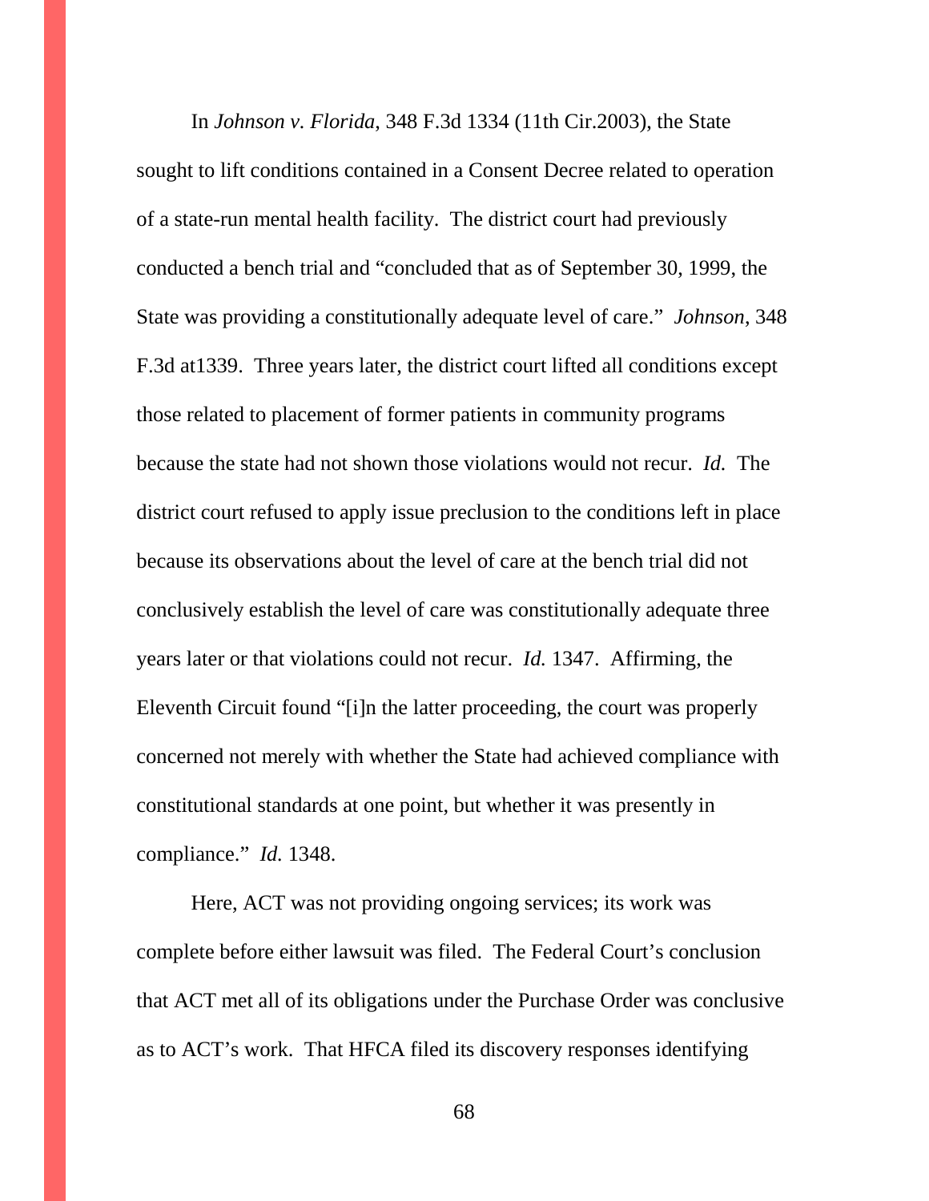In *Johnson v. Florida*, 348 F.3d 1334 (11th Cir.2003), the State sought to lift conditions contained in a Consent Decree related to operation of a state-run mental health facility. The district court had previously conducted a bench trial and "concluded that as of September 30, 1999, the State was providing a constitutionally adequate level of care." *Johnson*, 348 F.3d at1339. Three years later, the district court lifted all conditions except those related to placement of former patients in community programs because the state had not shown those violations would not recur. *Id.* The district court refused to apply issue preclusion to the conditions left in place because its observations about the level of care at the bench trial did not conclusively establish the level of care was constitutionally adequate three years later or that violations could not recur. *Id.* 1347. Affirming, the Eleventh Circuit found "[i]n the latter proceeding, the court was properly concerned not merely with whether the State had achieved compliance with constitutional standards at one point, but whether it was presently in compliance." *Id.* 1348.

Here, ACT was not providing ongoing services; its work was complete before either lawsuit was filed. The Federal Court's conclusion that ACT met all of its obligations under the Purchase Order was conclusive as to ACT's work. That HFCA filed its discovery responses identifying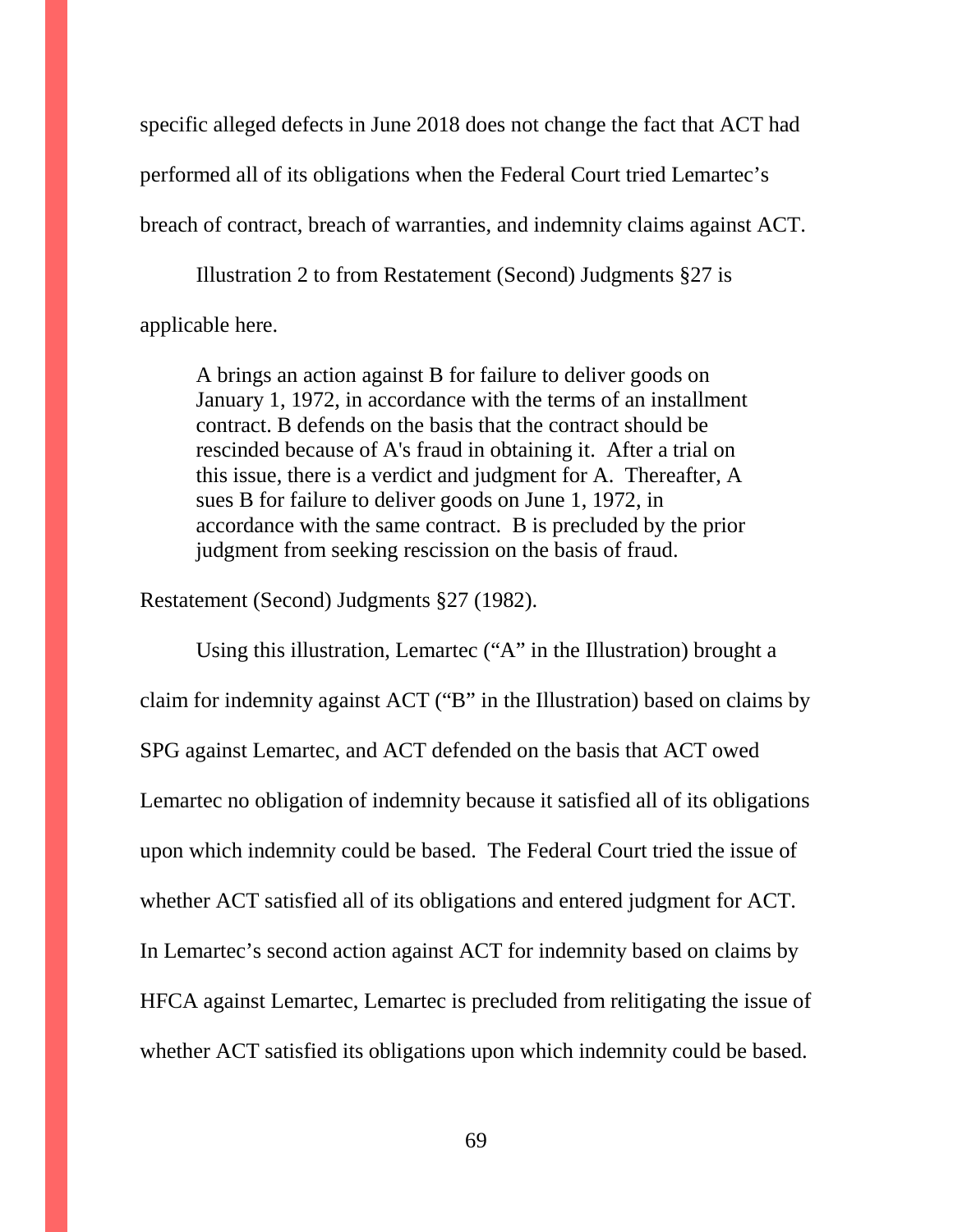specific alleged defects in June 2018 does not change the fact that ACT had performed all of its obligations when the Federal Court tried Lemartec's breach of contract, breach of warranties, and indemnity claims against ACT.

Illustration 2 to from Restatement (Second) Judgments §27 is applicable here.

> A brings an action against B for failure to deliver goods on January 1, 1972, in accordance with the terms of an installment contract. B defends on the basis that the contract should be rescinded because of A's fraud in obtaining it. After a trial on this issue, there is a verdict and judgment for A. Thereafter, A sues B for failure to deliver goods on June 1, 1972, in accordance with the same contract. B is precluded by the prior judgment from seeking rescission on the basis of fraud.

Restatement (Second) Judgments §27 (1982).

Using this illustration, Lemartec ("A" in the Illustration) brought a claim for indemnity against ACT ("B" in the Illustration) based on claims by SPG against Lemartec, and ACT defended on the basis that ACT owed Lemartec no obligation of indemnity because it satisfied all of its obligations upon which indemnity could be based. The Federal Court tried the issue of whether ACT satisfied all of its obligations and entered judgment for ACT. In Lemartec's second action against ACT for indemnity based on claims by HFCA against Lemartec, Lemartec is precluded from relitigating the issue of whether ACT satisfied its obligations upon which indemnity could be based.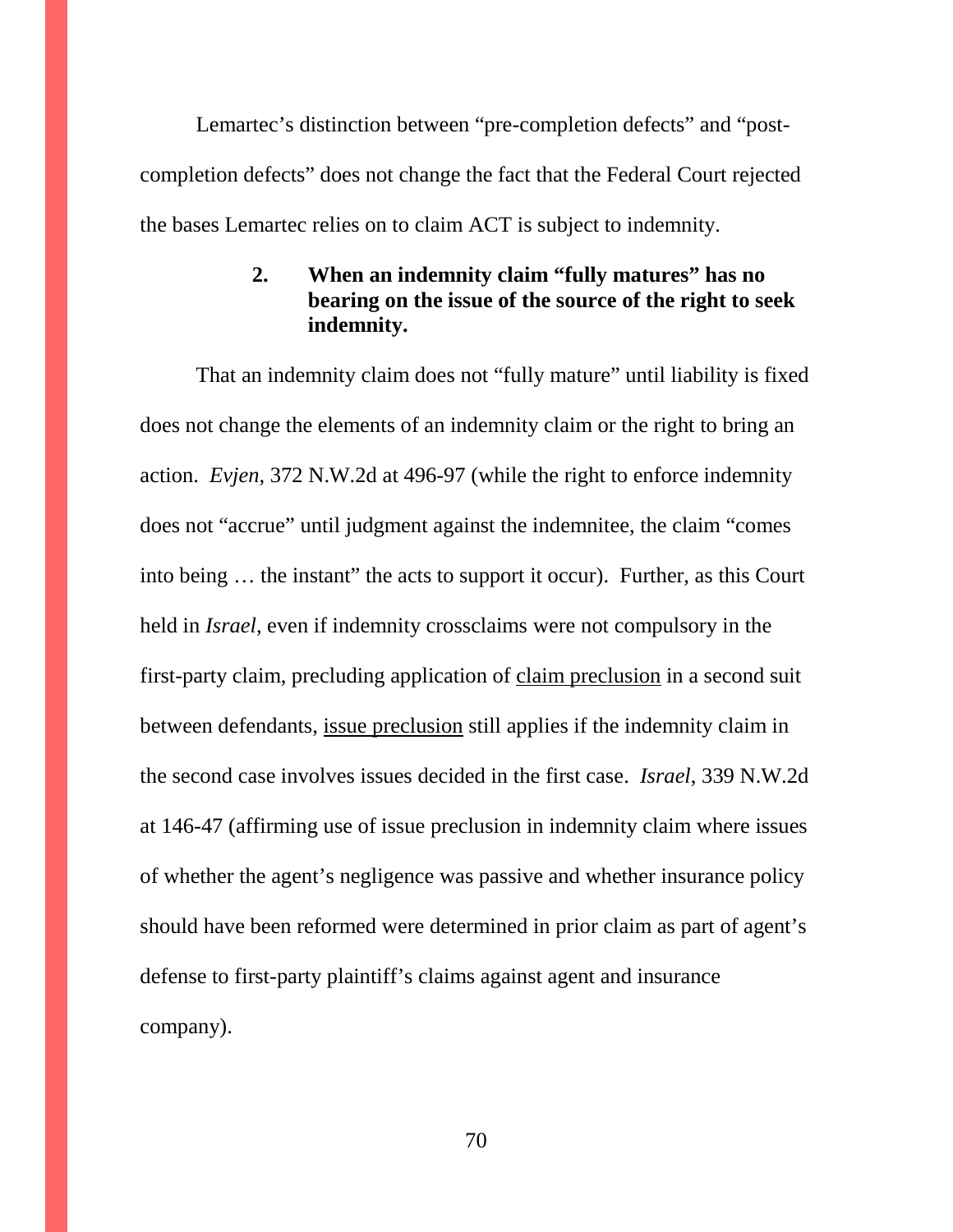Lemartec's distinction between "pre-completion defects" and "post-completion defects" does not change the fact that the Federal Court rejected the bases Lemartec relies on to claim ACT is subject to indemnity.

### 2. When an indemnity claim "fully matures" has no bearing on the issue of the source of the right to seek indemnity.

That an indemnity claim does not "fully mature" until liability is fixed does not change the elements of an indemnity claim or the right to bring an action. *Evjen*, 372 N.W.2d at 496-97 (while the right to enforce indemnity does not "accrue" until judgment against the indemnitee, the claim "comes into being … the instant" the acts to support it occur). Further, as this Court held in *Israel*, even if indemnity crossclaims were not compulsory in the first-party claim, precluding application of <u>claim preclusion</u> in a second suit between defendants, <u>issue preclusion</u> still applies if the indemnity claim in the second case involves issues decided in the first case. *Israel*, 339 N.W.2d at 146-47 (affirming use of issue preclusion in indemnity claim where issues of whether the agent's negligence was passive and whether insurance policy should have been reformed were determined in prior claim as part of agent's defense to first-party plaintiff's claims against agent and insurance company).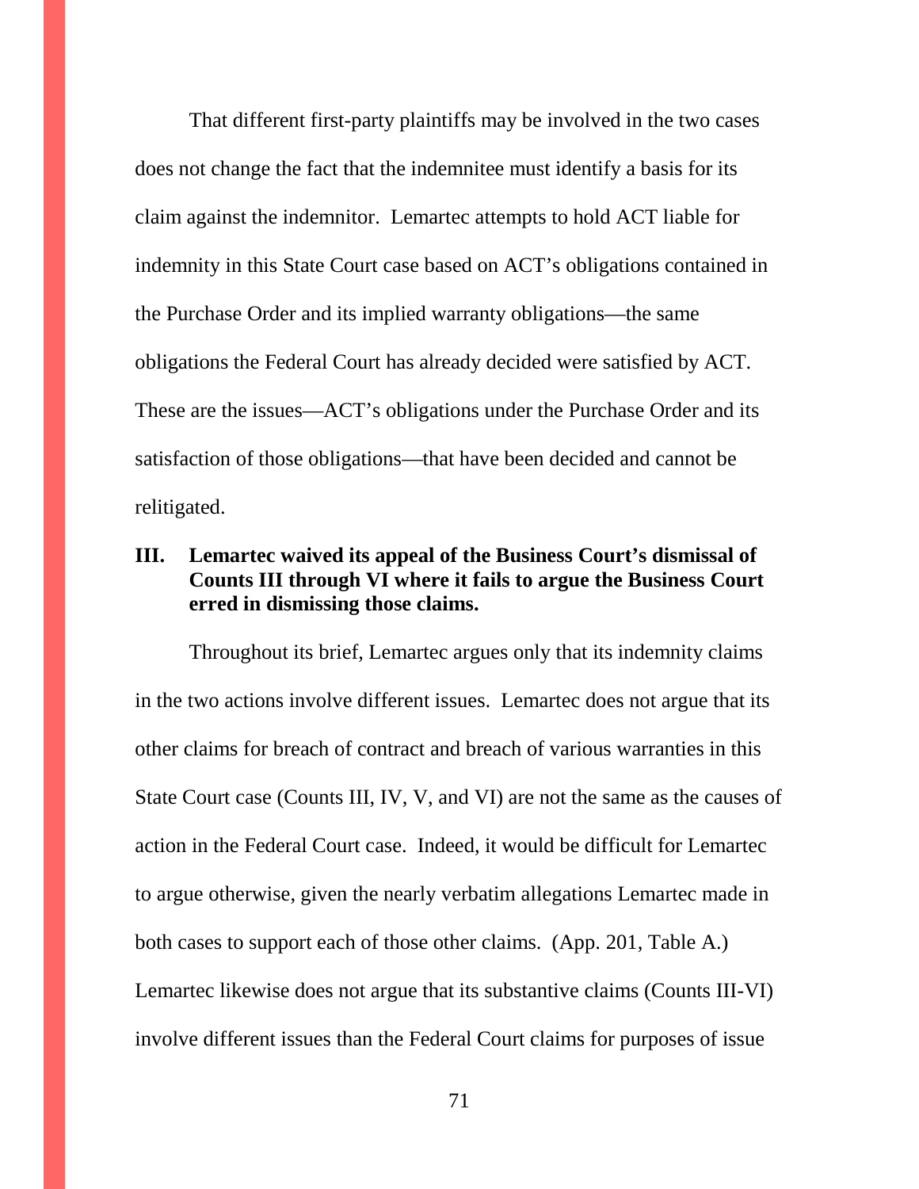That different first-party plaintiffs may be involved in the two cases does not change the fact that the indemnitee must identify a basis for its claim against the indemnitor. Lemartec attempts to hold ACT liable for indemnity in this State Court case based on ACT's obligations contained in the Purchase Order and its implied warranty obligations—the same obligations the Federal Court has already decided were satisfied by ACT. These are the issues—ACT's obligations under the Purchase Order and its satisfaction of those obligations—that have been decided and cannot be relitigated.

## III. Lemartec waived its appeal of the Business Court's dismissal of Counts III through VI where it fails to argue the Business Court erred in dismissing those claims.

Throughout its brief, Lemartec argues only that its indemnity claims in the two actions involve different issues. Lemartec does not argue that its other claims for breach of contract and breach of various warranties in this State Court case (Counts III, IV, V, and VI) are not the same as the causes of action in the Federal Court case. Indeed, it would be difficult for Lemartec to argue otherwise, given the nearly verbatim allegations Lemartec made in both cases to support each of those other claims. (App. 201, Table A.) Lemartec likewise does not argue that its substantive claims (Counts III-VI) involve different issues than the Federal Court claims for purposes of issue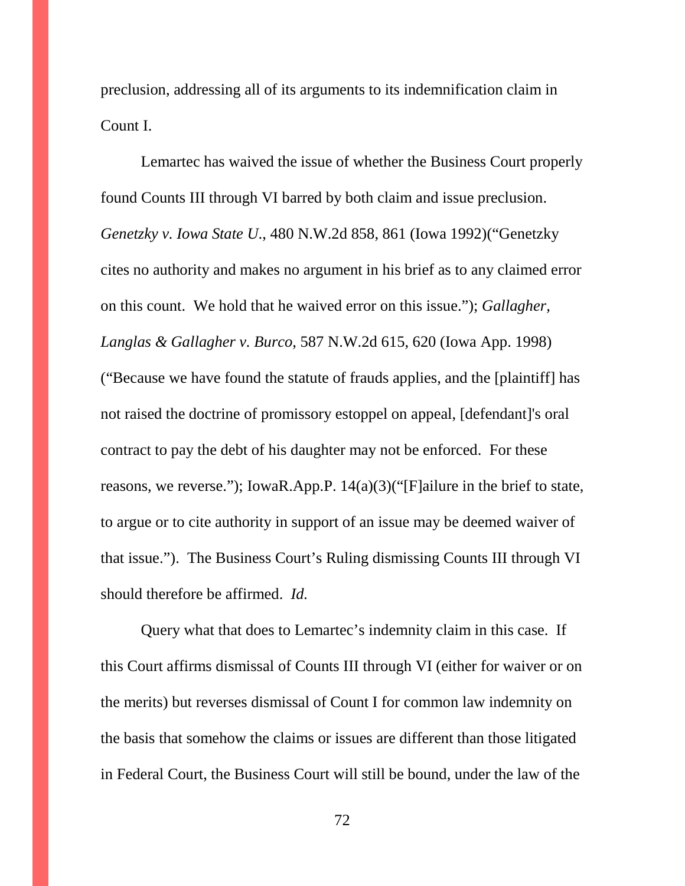preclusion, addressing all of its arguments to its indemnification claim in Count I.

Lemartec has waived the issue of whether the Business Court properly found Counts III through VI barred by both claim and issue preclusion. *Genetzky v. Iowa State U.*, 480 N.W.2d 858, 861 (Iowa 1992)("Genetzky cites no authority and makes no argument in his brief as to any claimed error on this count. We hold that he waived error on this issue."); *Gallagher, Langlas & Gallagher v. Burco*, 587 N.W.2d 615, 620 (Iowa App. 1998) ("Because we have found the statute of frauds applies, and the [plaintiff] has not raised the doctrine of promissory estoppel on appeal, [defendant]'s oral contract to pay the debt of his daughter may not be enforced. For these reasons, we reverse."); IowaR.App.P. 14(a)(3)("[F]ailure in the brief to state, to argue or to cite authority in support of an issue may be deemed waiver of that issue."). The Business Court's Ruling dismissing Counts III through VI should therefore be affirmed. *Id.*

Query what that does to Lemartec's indemnity claim in this case. If this Court affirms dismissal of Counts III through VI (either for waiver or on the merits) but reverses dismissal of Count I for common law indemnity on the basis that somehow the claims or issues are different than those litigated in Federal Court, the Business Court will still be bound, under the law of the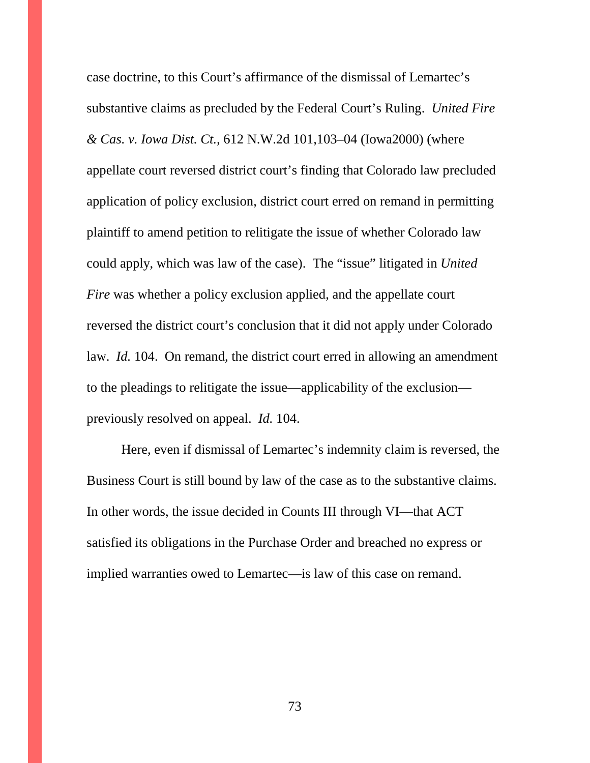case doctrine, to this Court's affirmance of the dismissal of Lemartec's substantive claims as precluded by the Federal Court's Ruling. *United Fire & Cas. v. Iowa Dist. Ct.,* 612 N.W.2d 101,103–04 (Iowa2000) (where appellate court reversed district court's finding that Colorado law precluded application of policy exclusion, district court erred on remand in permitting plaintiff to amend petition to relitigate the issue of whether Colorado law could apply, which was law of the case). The "issue" litigated in *United Fire* was whether a policy exclusion applied, and the appellate court reversed the district court's conclusion that it did not apply under Colorado law. *Id.* 104. On remand, the district court erred in allowing an amendment to the pleadings to relitigate the issue—applicability of the exclusion—previously resolved on appeal. *Id.* 104.

Here, even if dismissal of Lemartec's indemnity claim is reversed, the Business Court is still bound by law of the case as to the substantive claims. In other words, the issue decided in Counts III through VI—that ACT satisfied its obligations in the Purchase Order and breached no express or implied warranties owed to Lemartec—is law of this case on remand.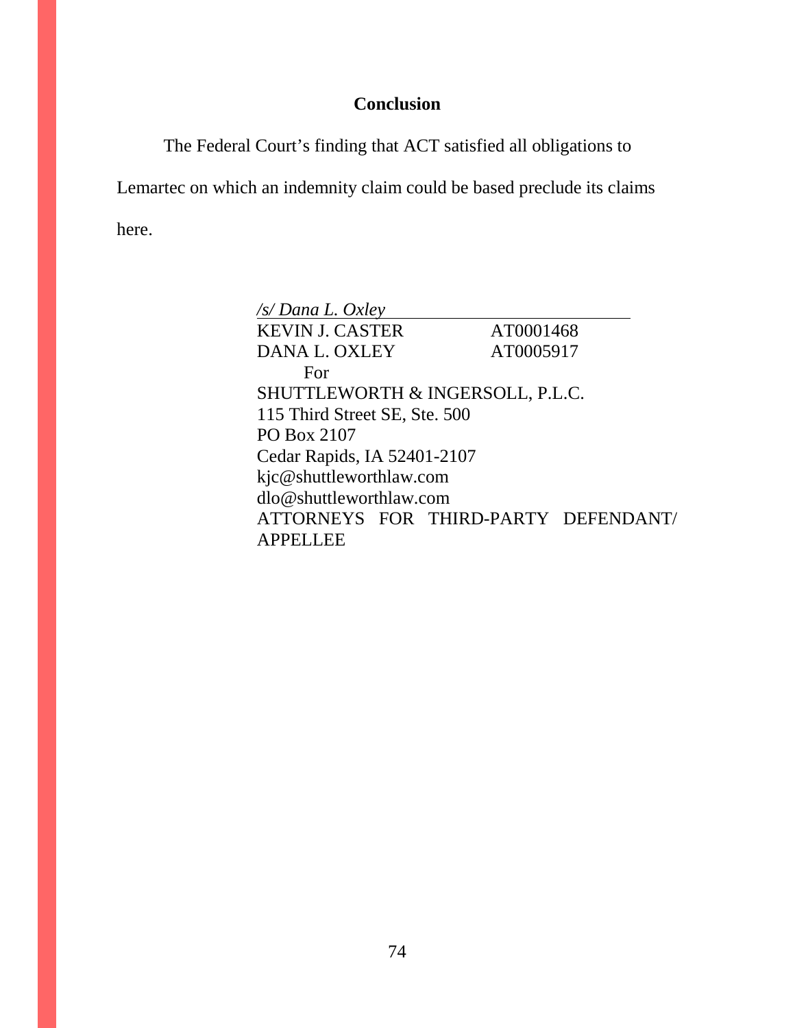## Conclusion

The Federal Court's finding that ACT satisfied all obligations to Lemartec on which an indemnity claim could be based preclude its claims here.

*/s/ Dana L. Oxley*

KEVIN J. CASTER AT0001468
DANA L. OXLEY AT0005917
For
SHUTTLEWORTH & INGERSOLL, P.L.C.
115 Third Street SE, Ste. 500
PO Box 2107
Cedar Rapids, IA 52401-2107
kjc@shuttleworthlaw.com
dlo@shuttleworthlaw.com
ATTORNEYS FOR THIRD-PARTY DEFENDANT/ APPELLEE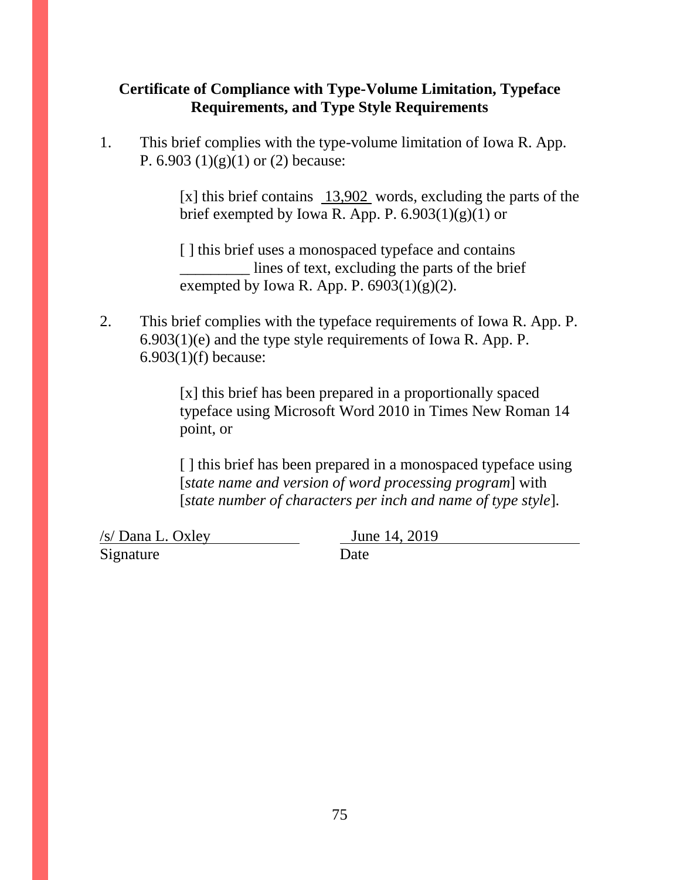**Certificate of Compliance with Type-Volume Limitation, Typeface Requirements, and Type Style Requirements**

1. This brief complies with the type-volume limitation of Iowa R. App. P. 6.903 (1)(g)(1) or (2) because:

   [x] this brief contains 13,902 words, excluding the parts of the brief exempted by Iowa R. App. P. 6.903(1)(g)(1) or

   [ ] this brief uses a monospaced typeface and contains _________ lines of text, excluding the parts of the brief exempted by Iowa R. App. P. 6903(1)(g)(2).

2. This brief complies with the typeface requirements of Iowa R. App. P. 6.903(1)(e) and the type style requirements of Iowa R. App. P. 6.903(1)(f) because:

   [x] this brief has been prepared in a proportionally spaced typeface using Microsoft Word 2010 in Times New Roman 14 point, or

   [ ] this brief has been prepared in a monospaced typeface using [*state name and version of word processing program*] with [*state number of characters per inch and name of type style*].

/s/ Dana L. Oxley — Signature

June 14, 2019 — Date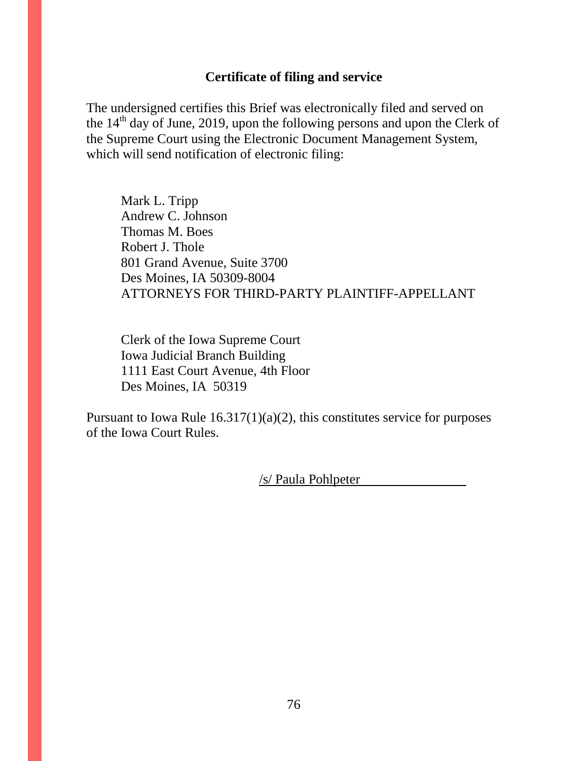**Certificate of filing and service**

The undersigned certifies this Brief was electronically filed and served on the 14th day of June, 2019, upon the following persons and upon the Clerk of the Supreme Court using the Electronic Document Management System, which will send notification of electronic filing:

Mark L. Tripp
Andrew C. Johnson
Thomas M. Boes
Robert J. Thole
801 Grand Avenue, Suite 3700
Des Moines, IA 50309-8004
ATTORNEYS FOR THIRD-PARTY PLAINTIFF-APPELLANT

Clerk of the Iowa Supreme Court
Iowa Judicial Branch Building
1111 East Court Avenue, 4th Floor
Des Moines, IA 50319

Pursuant to Iowa Rule 16.317(1)(a)(2), this constitutes service for purposes of the Iowa Court Rules.

/s/ Paula Pohlpeter